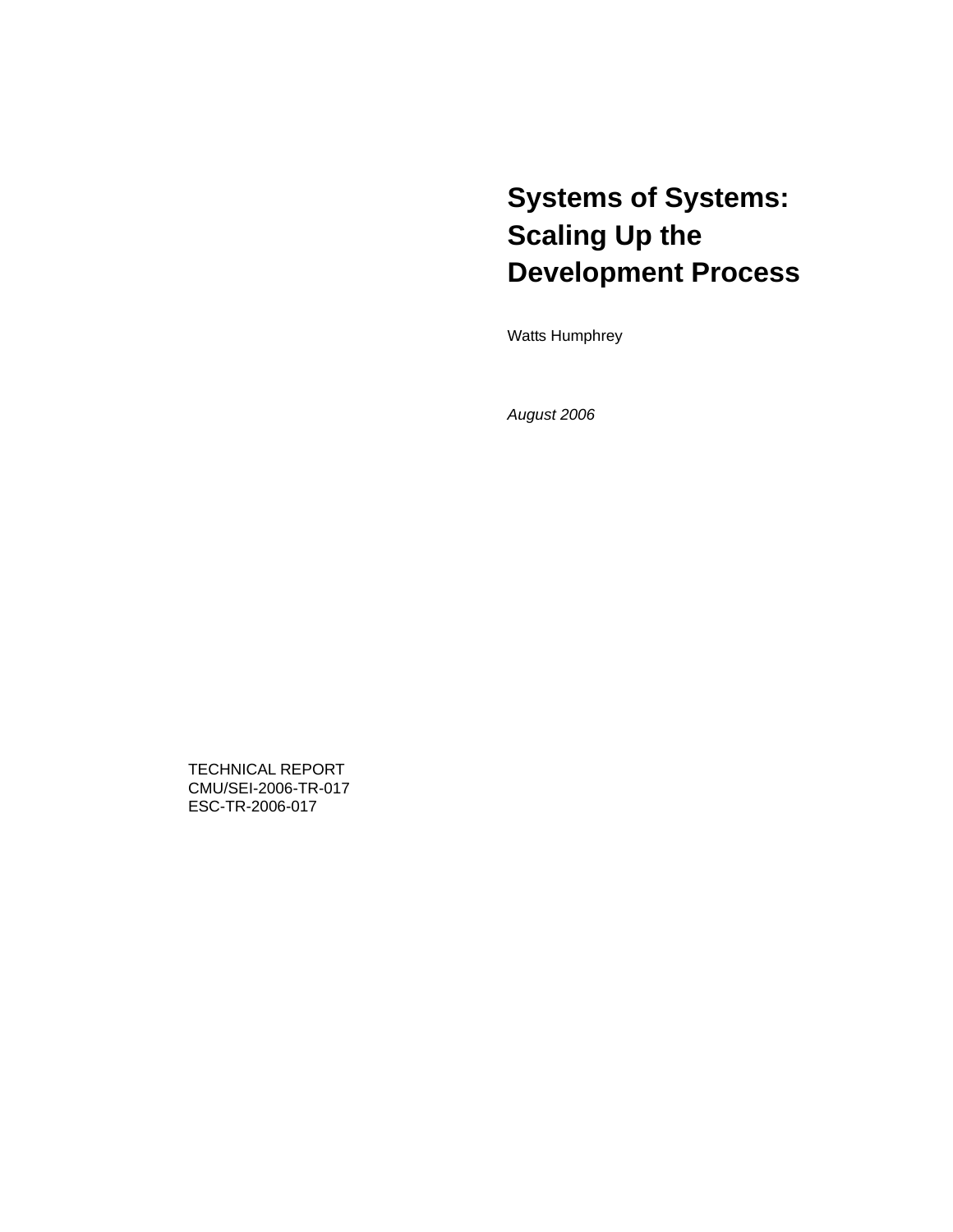# Systems of Systems: Scaling Up the Development Process

Watts Humphrey

*August 2006*

TECHNICAL REPORT
CMU/SEI-2006-TR-017
ESC-TR-2006-017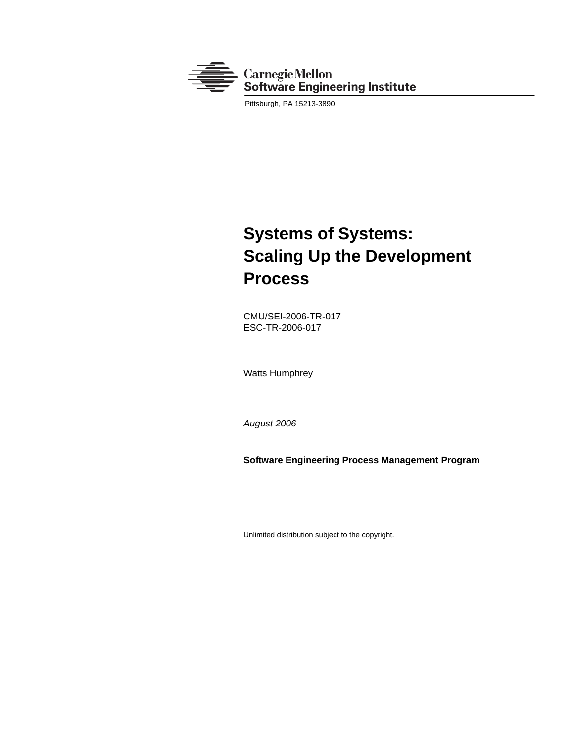Carnegie Mellon
Software Engineering Institute

Pittsburgh, PA 15213-3890

# Systems of Systems: Scaling Up the Development Process

CMU/SEI-2006-TR-017
ESC-TR-2006-017

Watts Humphrey

*August 2006*

**Software Engineering Process Management Program**

Unlimited distribution subject to the copyright.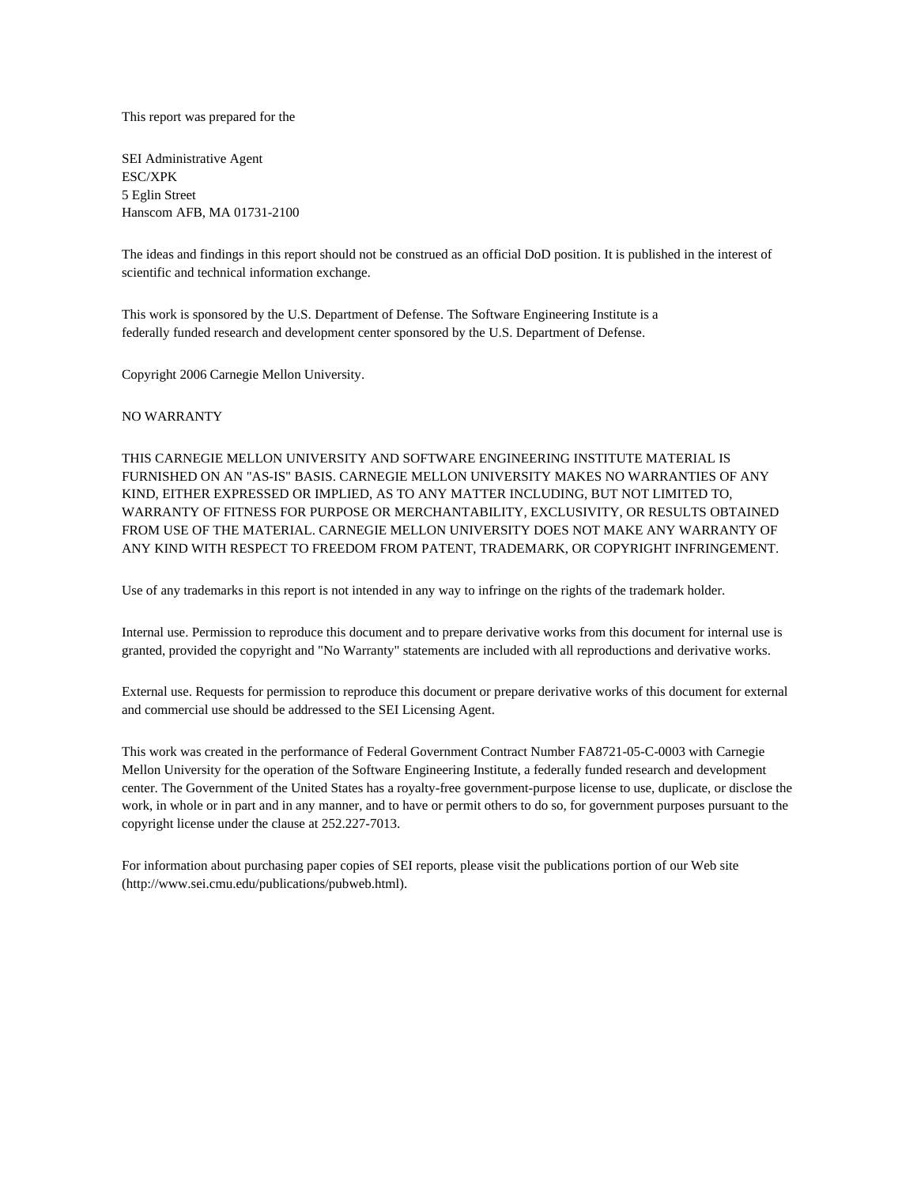This report was prepared for the

SEI Administrative Agent
ESC/XPK
5 Eglin Street
Hanscom AFB, MA 01731-2100

The ideas and findings in this report should not be construed as an official DoD position. It is published in the interest of scientific and technical information exchange.

This work is sponsored by the U.S. Department of Defense. The Software Engineering Institute is a federally funded research and development center sponsored by the U.S. Department of Defense.

Copyright 2006 Carnegie Mellon University.

NO WARRANTY

THIS CARNEGIE MELLON UNIVERSITY AND SOFTWARE ENGINEERING INSTITUTE MATERIAL IS FURNISHED ON AN "AS-IS" BASIS. CARNEGIE MELLON UNIVERSITY MAKES NO WARRANTIES OF ANY KIND, EITHER EXPRESSED OR IMPLIED, AS TO ANY MATTER INCLUDING, BUT NOT LIMITED TO, WARRANTY OF FITNESS FOR PURPOSE OR MERCHANTABILITY, EXCLUSIVITY, OR RESULTS OBTAINED FROM USE OF THE MATERIAL. CARNEGIE MELLON UNIVERSITY DOES NOT MAKE ANY WARRANTY OF ANY KIND WITH RESPECT TO FREEDOM FROM PATENT, TRADEMARK, OR COPYRIGHT INFRINGEMENT.

Use of any trademarks in this report is not intended in any way to infringe on the rights of the trademark holder.

Internal use. Permission to reproduce this document and to prepare derivative works from this document for internal use is granted, provided the copyright and "No Warranty" statements are included with all reproductions and derivative works.

External use. Requests for permission to reproduce this document or prepare derivative works of this document for external and commercial use should be addressed to the SEI Licensing Agent.

This work was created in the performance of Federal Government Contract Number FA8721-05-C-0003 with Carnegie Mellon University for the operation of the Software Engineering Institute, a federally funded research and development center. The Government of the United States has a royalty-free government-purpose license to use, duplicate, or disclose the work, in whole or in part and in any manner, and to have or permit others to do so, for government purposes pursuant to the copyright license under the clause at 252.227-7013.

For information about purchasing paper copies of SEI reports, please visit the publications portion of our Web site (http://www.sei.cmu.edu/publications/pubweb.html).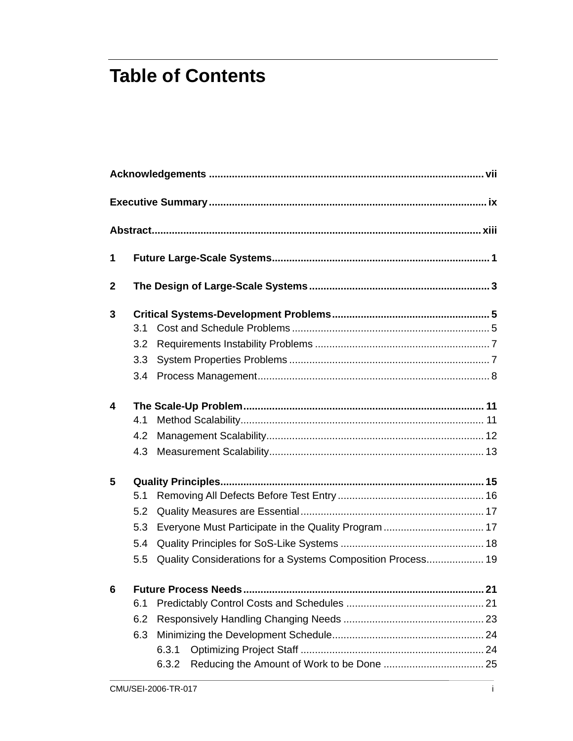# Table of Contents

**Acknowledgements** ........ vii

**Executive Summary** ........ ix

**Abstract** ........ xiii

**1 Future Large-Scale Systems** ........ 1

**2 The Design of Large-Scale Systems** ........ 3

**3 Critical Systems-Development Problems** ........ 5
- 3.1 Cost and Schedule Problems ........ 5
- 3.2 Requirements Instability Problems ........ 7
- 3.3 System Properties Problems ........ 7
- 3.4 Process Management ........ 8

**4 The Scale-Up Problem** ........ 11
- 4.1 Method Scalability ........ 11
- 4.2 Management Scalability ........ 12
- 4.3 Measurement Scalability ........ 13

**5 Quality Principles** ........ 15
- 5.1 Removing All Defects Before Test Entry ........ 16
- 5.2 Quality Measures are Essential ........ 17
- 5.3 Everyone Must Participate in the Quality Program ........ 17
- 5.4 Quality Principles for SoS-Like Systems ........ 18
- 5.5 Quality Considerations for a Systems Composition Process ........ 19

**6 Future Process Needs** ........ 21
- 6.1 Predictably Control Costs and Schedules ........ 21
- 6.2 Responsively Handling Changing Needs ........ 23
- 6.3 Minimizing the Development Schedule ........ 24
  - 6.3.1 Optimizing Project Staff ........ 24
  - 6.3.2 Reducing the Amount of Work to be Done ........ 25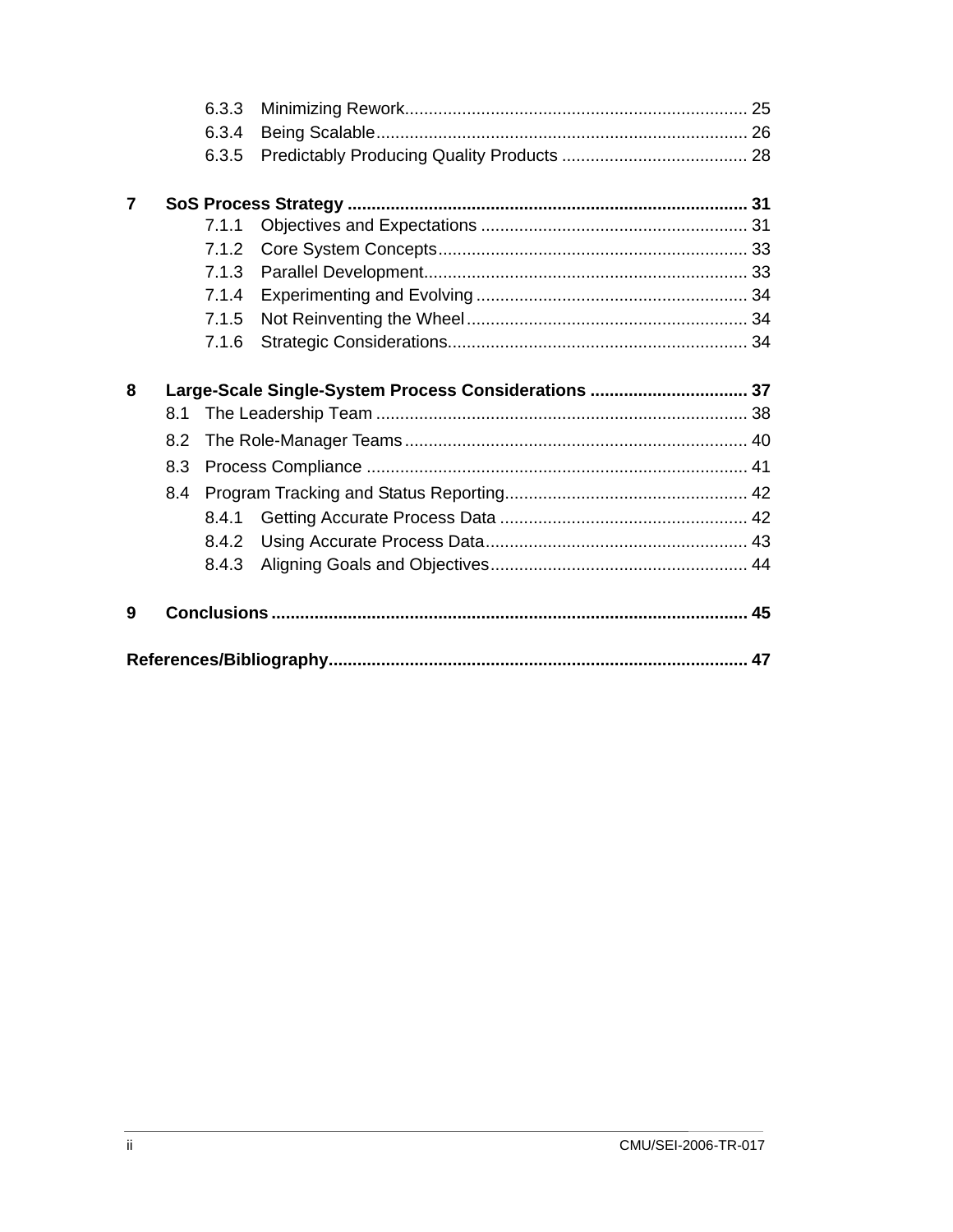6.3.3 Minimizing Rework ........ 25
6.3.4 Being Scalable ........ 26
6.3.5 Predictably Producing Quality Products ........ 28

**7 SoS Process Strategy ........ 31**

7.1.1 Objectives and Expectations ........ 31
7.1.2 Core System Concepts ........ 33
7.1.3 Parallel Development ........ 33
7.1.4 Experimenting and Evolving ........ 34
7.1.5 Not Reinventing the Wheel ........ 34
7.1.6 Strategic Considerations ........ 34

**8 Large-Scale Single-System Process Considerations ........ 37**

8.1 The Leadership Team ........ 38
8.2 The Role-Manager Teams ........ 40
8.3 Process Compliance ........ 41
8.4 Program Tracking and Status Reporting ........ 42
8.4.1 Getting Accurate Process Data ........ 42
8.4.2 Using Accurate Process Data ........ 43
8.4.3 Aligning Goals and Objectives ........ 44

**9 Conclusions ........ 45**

**References/Bibliography ........ 47**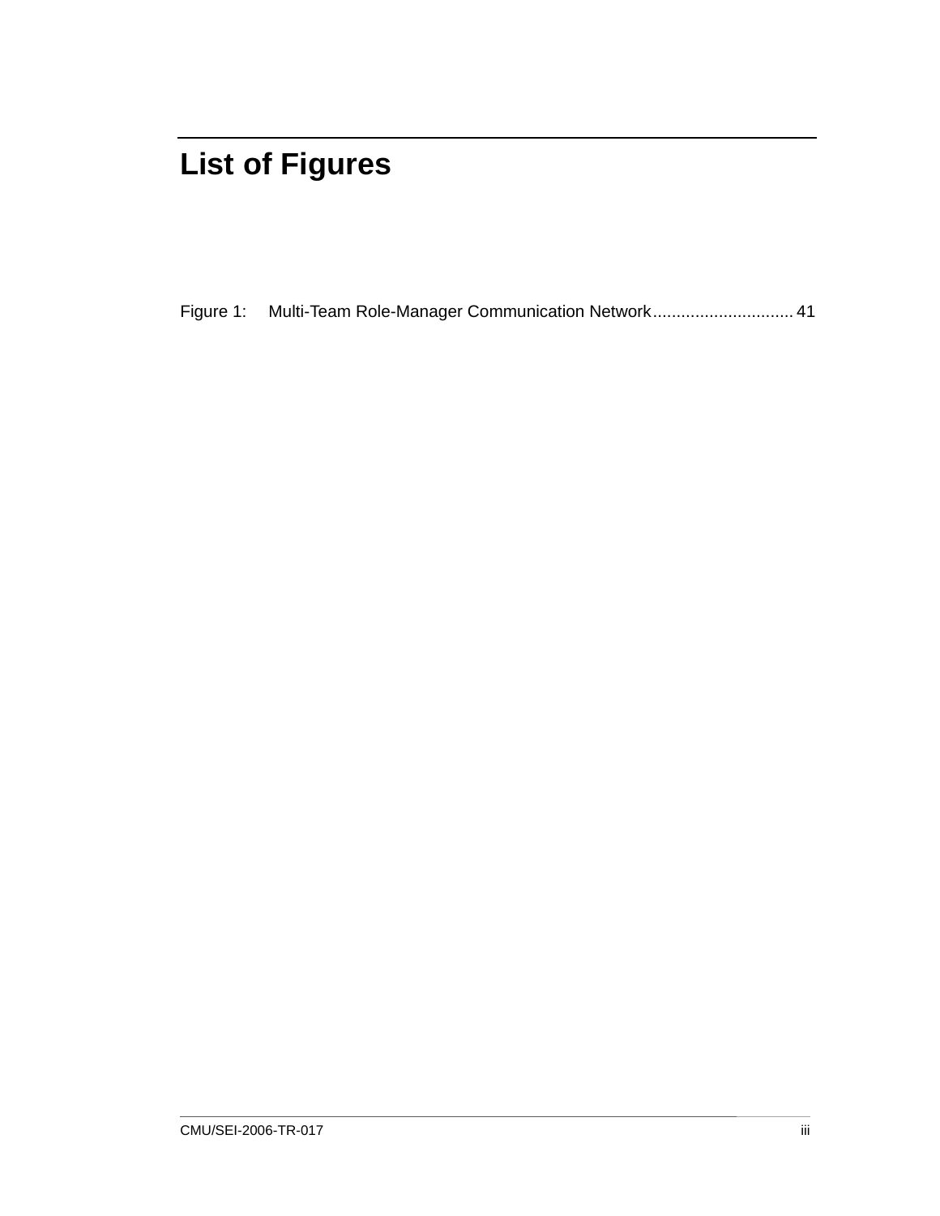# List of Figures

Figure 1: Multi-Team Role-Manager Communication Network.............................. 41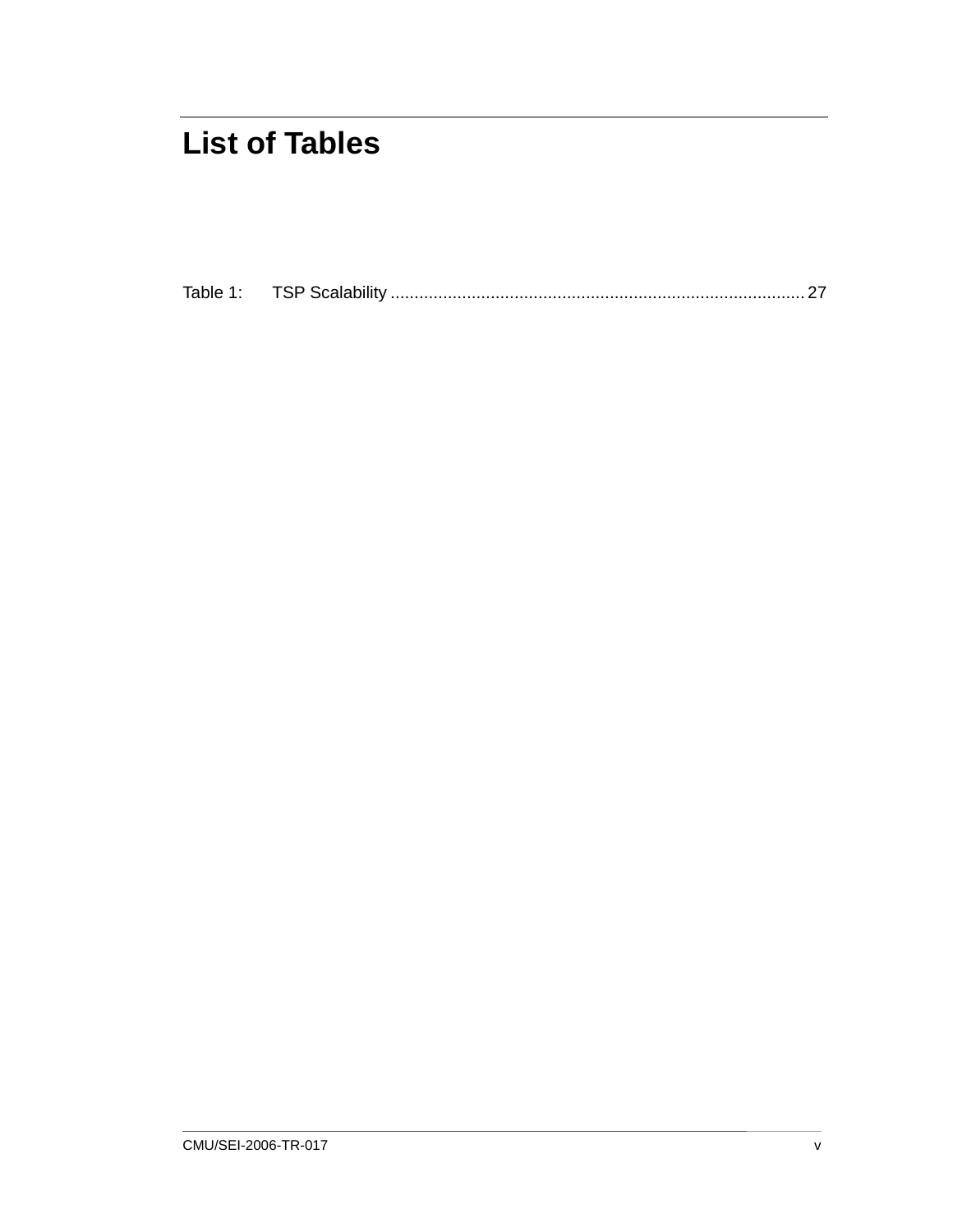# List of Tables

Table 1: TSP Scalability ........................................................................................ 27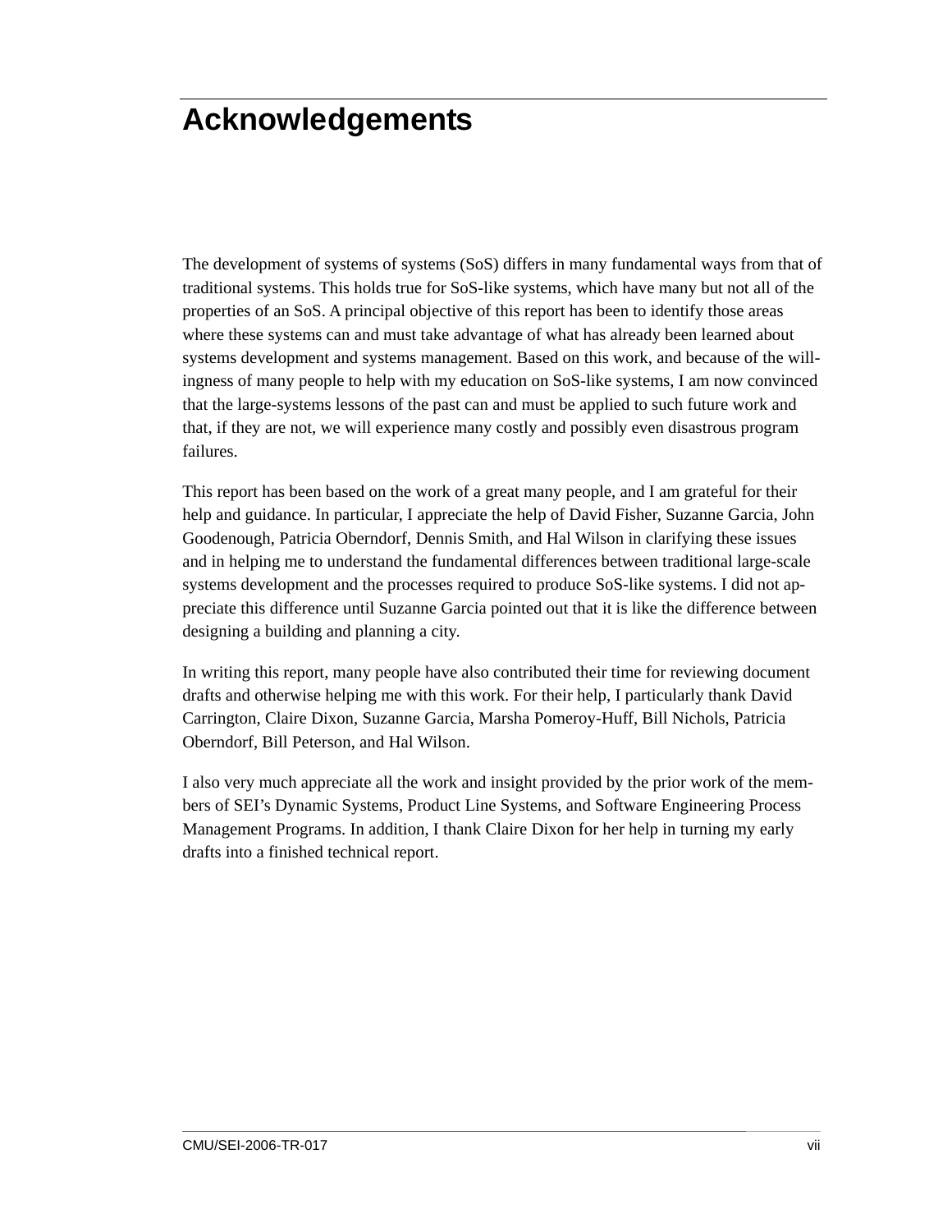# Acknowledgements

The development of systems of systems (SoS) differs in many fundamental ways from that of traditional systems. This holds true for SoS-like systems, which have many but not all of the properties of an SoS. A principal objective of this report has been to identify those areas where these systems can and must take advantage of what has already been learned about systems development and systems management. Based on this work, and because of the willingness of many people to help with my education on SoS-like systems, I am now convinced that the large-systems lessons of the past can and must be applied to such future work and that, if they are not, we will experience many costly and possibly even disastrous program failures.

This report has been based on the work of a great many people, and I am grateful for their help and guidance. In particular, I appreciate the help of David Fisher, Suzanne Garcia, John Goodenough, Patricia Oberndorf, Dennis Smith, and Hal Wilson in clarifying these issues and in helping me to understand the fundamental differences between traditional large-scale systems development and the processes required to produce SoS-like systems. I did not appreciate this difference until Suzanne Garcia pointed out that it is like the difference between designing a building and planning a city.

In writing this report, many people have also contributed their time for reviewing document drafts and otherwise helping me with this work. For their help, I particularly thank David Carrington, Claire Dixon, Suzanne Garcia, Marsha Pomeroy-Huff, Bill Nichols, Patricia Oberndorf, Bill Peterson, and Hal Wilson.

I also very much appreciate all the work and insight provided by the prior work of the members of SEI's Dynamic Systems, Product Line Systems, and Software Engineering Process Management Programs. In addition, I thank Claire Dixon for her help in turning my early drafts into a finished technical report.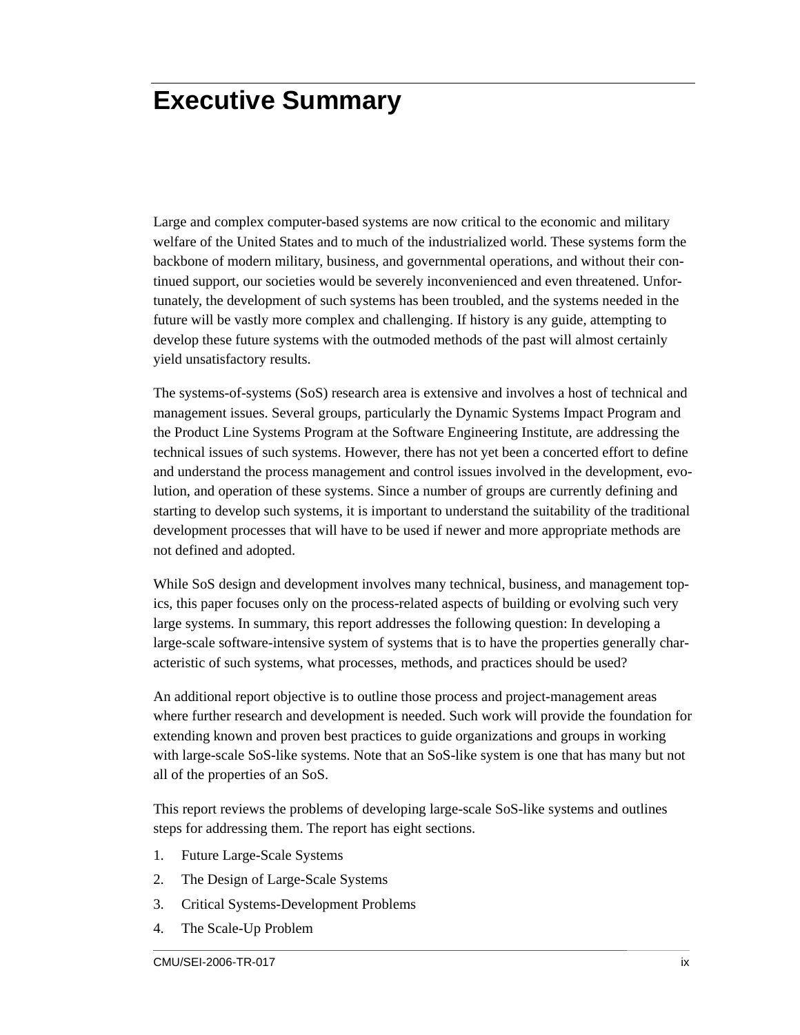# Executive Summary

Large and complex computer-based systems are now critical to the economic and military welfare of the United States and to much of the industrialized world. These systems form the backbone of modern military, business, and governmental operations, and without their continued support, our societies would be severely inconvenienced and even threatened. Unfortunately, the development of such systems has been troubled, and the systems needed in the future will be vastly more complex and challenging. If history is any guide, attempting to develop these future systems with the outmoded methods of the past will almost certainly yield unsatisfactory results.

The systems-of-systems (SoS) research area is extensive and involves a host of technical and management issues. Several groups, particularly the Dynamic Systems Impact Program and the Product Line Systems Program at the Software Engineering Institute, are addressing the technical issues of such systems. However, there has not yet been a concerted effort to define and understand the process management and control issues involved in the development, evolution, and operation of these systems. Since a number of groups are currently defining and starting to develop such systems, it is important to understand the suitability of the traditional development processes that will have to be used if newer and more appropriate methods are not defined and adopted.

While SoS design and development involves many technical, business, and management topics, this paper focuses only on the process-related aspects of building or evolving such very large systems. In summary, this report addresses the following question: In developing a large-scale software-intensive system of systems that is to have the properties generally characteristic of such systems, what processes, methods, and practices should be used?

An additional report objective is to outline those process and project-management areas where further research and development is needed. Such work will provide the foundation for extending known and proven best practices to guide organizations and groups in working with large-scale SoS-like systems. Note that an SoS-like system is one that has many but not all of the properties of an SoS.

This report reviews the problems of developing large-scale SoS-like systems and outlines steps for addressing them. The report has eight sections.

1. Future Large-Scale Systems
2. The Design of Large-Scale Systems
3. Critical Systems-Development Problems
4. The Scale-Up Problem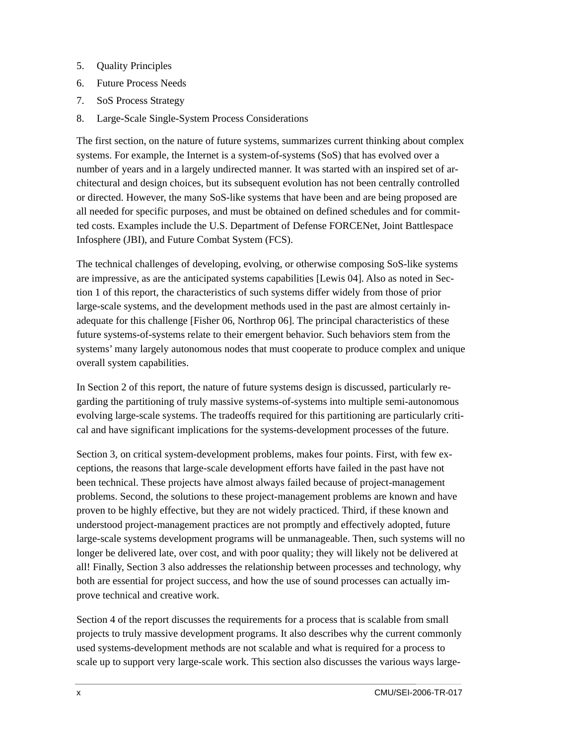5. Quality Principles
6. Future Process Needs
7. SoS Process Strategy
8. Large-Scale Single-System Process Considerations

The first section, on the nature of future systems, summarizes current thinking about complex systems. For example, the Internet is a system-of-systems (SoS) that has evolved over a number of years and in a largely undirected manner. It was started with an inspired set of architectural and design choices, but its subsequent evolution has not been centrally controlled or directed. However, the many SoS-like systems that have been and are being proposed are all needed for specific purposes, and must be obtained on defined schedules and for committed costs. Examples include the U.S. Department of Defense FORCENet, Joint Battlespace Infosphere (JBI), and Future Combat System (FCS).

The technical challenges of developing, evolving, or otherwise composing SoS-like systems are impressive, as are the anticipated systems capabilities [Lewis 04]. Also as noted in Section 1 of this report, the characteristics of such systems differ widely from those of prior large-scale systems, and the development methods used in the past are almost certainly inadequate for this challenge [Fisher 06, Northrop 06]. The principal characteristics of these future systems-of-systems relate to their emergent behavior. Such behaviors stem from the systems' many largely autonomous nodes that must cooperate to produce complex and unique overall system capabilities.

In Section 2 of this report, the nature of future systems design is discussed, particularly regarding the partitioning of truly massive systems-of-systems into multiple semi-autonomous evolving large-scale systems. The tradeoffs required for this partitioning are particularly critical and have significant implications for the systems-development processes of the future.

Section 3, on critical system-development problems, makes four points. First, with few exceptions, the reasons that large-scale development efforts have failed in the past have not been technical. These projects have almost always failed because of project-management problems. Second, the solutions to these project-management problems are known and have proven to be highly effective, but they are not widely practiced. Third, if these known and understood project-management practices are not promptly and effectively adopted, future large-scale systems development programs will be unmanageable. Then, such systems will no longer be delivered late, over cost, and with poor quality; they will likely not be delivered at all! Finally, Section 3 also addresses the relationship between processes and technology, why both are essential for project success, and how the use of sound processes can actually improve technical and creative work.

Section 4 of the report discusses the requirements for a process that is scalable from small projects to truly massive development programs. It also describes why the current commonly used systems-development methods are not scalable and what is required for a process to scale up to support very large-scale work. This section also discusses the various ways large-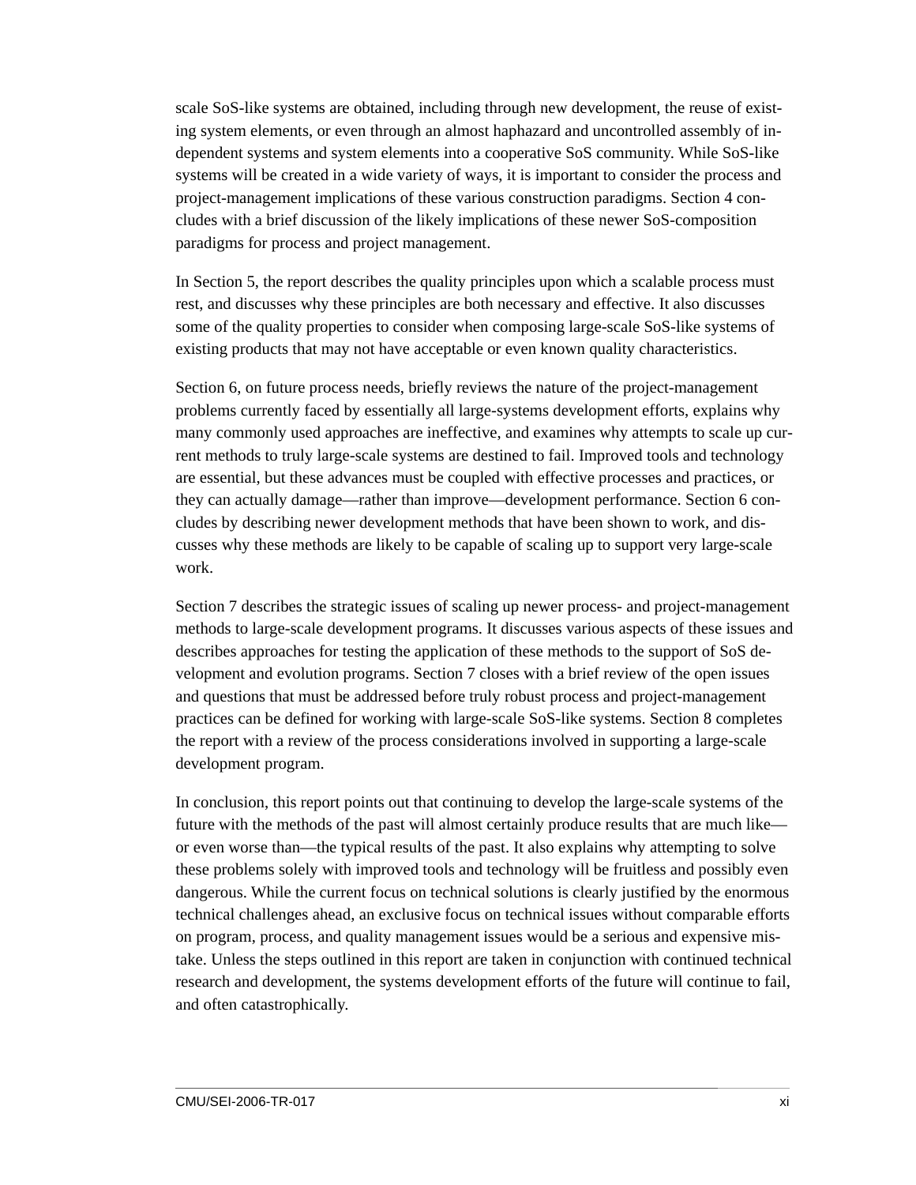scale SoS-like systems are obtained, including through new development, the reuse of existing system elements, or even through an almost haphazard and uncontrolled assembly of independent systems and system elements into a cooperative SoS community. While SoS-like systems will be created in a wide variety of ways, it is important to consider the process and project-management implications of these various construction paradigms. Section 4 concludes with a brief discussion of the likely implications of these newer SoS-composition paradigms for process and project management.

In Section 5, the report describes the quality principles upon which a scalable process must rest, and discusses why these principles are both necessary and effective. It also discusses some of the quality properties to consider when composing large-scale SoS-like systems of existing products that may not have acceptable or even known quality characteristics.

Section 6, on future process needs, briefly reviews the nature of the project-management problems currently faced by essentially all large-systems development efforts, explains why many commonly used approaches are ineffective, and examines why attempts to scale up current methods to truly large-scale systems are destined to fail. Improved tools and technology are essential, but these advances must be coupled with effective processes and practices, or they can actually damage—rather than improve—development performance. Section 6 concludes by describing newer development methods that have been shown to work, and discusses why these methods are likely to be capable of scaling up to support very large-scale work.

Section 7 describes the strategic issues of scaling up newer process- and project-management methods to large-scale development programs. It discusses various aspects of these issues and describes approaches for testing the application of these methods to the support of SoS development and evolution programs. Section 7 closes with a brief review of the open issues and questions that must be addressed before truly robust process and project-management practices can be defined for working with large-scale SoS-like systems. Section 8 completes the report with a review of the process considerations involved in supporting a large-scale development program.

In conclusion, this report points out that continuing to develop the large-scale systems of the future with the methods of the past will almost certainly produce results that are much like—or even worse than—the typical results of the past. It also explains why attempting to solve these problems solely with improved tools and technology will be fruitless and possibly even dangerous. While the current focus on technical solutions is clearly justified by the enormous technical challenges ahead, an exclusive focus on technical issues without comparable efforts on program, process, and quality management issues would be a serious and expensive mistake. Unless the steps outlined in this report are taken in conjunction with continued technical research and development, the systems development efforts of the future will continue to fail, and often catastrophically.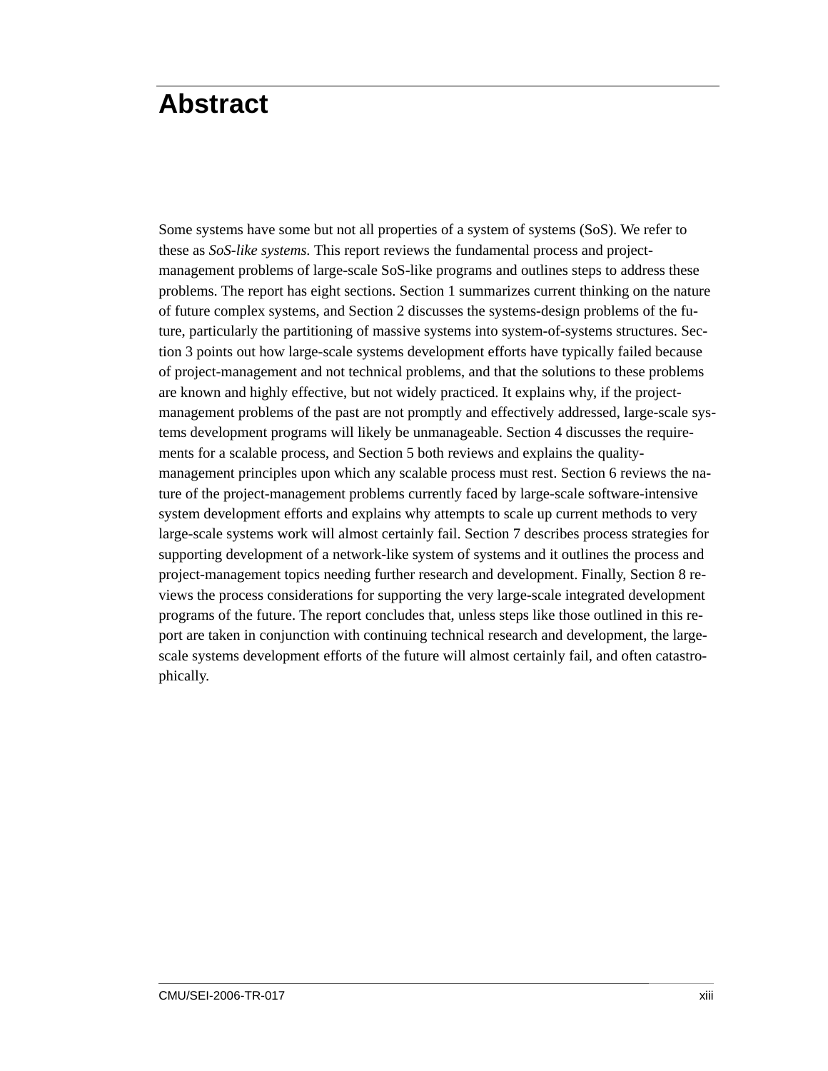# Abstract

Some systems have some but not all properties of a system of systems (SoS). We refer to these as *SoS-like systems.* This report reviews the fundamental process and project-management problems of large-scale SoS-like programs and outlines steps to address these problems. The report has eight sections. Section 1 summarizes current thinking on the nature of future complex systems, and Section 2 discusses the systems-design problems of the future, particularly the partitioning of massive systems into system-of-systems structures. Section 3 points out how large-scale systems development efforts have typically failed because of project-management and not technical problems, and that the solutions to these problems are known and highly effective, but not widely practiced. It explains why, if the project-management problems of the past are not promptly and effectively addressed, large-scale systems development programs will likely be unmanageable. Section 4 discusses the requirements for a scalable process, and Section 5 both reviews and explains the quality-management principles upon which any scalable process must rest. Section 6 reviews the nature of the project-management problems currently faced by large-scale software-intensive system development efforts and explains why attempts to scale up current methods to very large-scale systems work will almost certainly fail. Section 7 describes process strategies for supporting development of a network-like system of systems and it outlines the process and project-management topics needing further research and development. Finally, Section 8 reviews the process considerations for supporting the very large-scale integrated development programs of the future. The report concludes that, unless steps like those outlined in this report are taken in conjunction with continuing technical research and development, the large-scale systems development efforts of the future will almost certainly fail, and often catastrophically.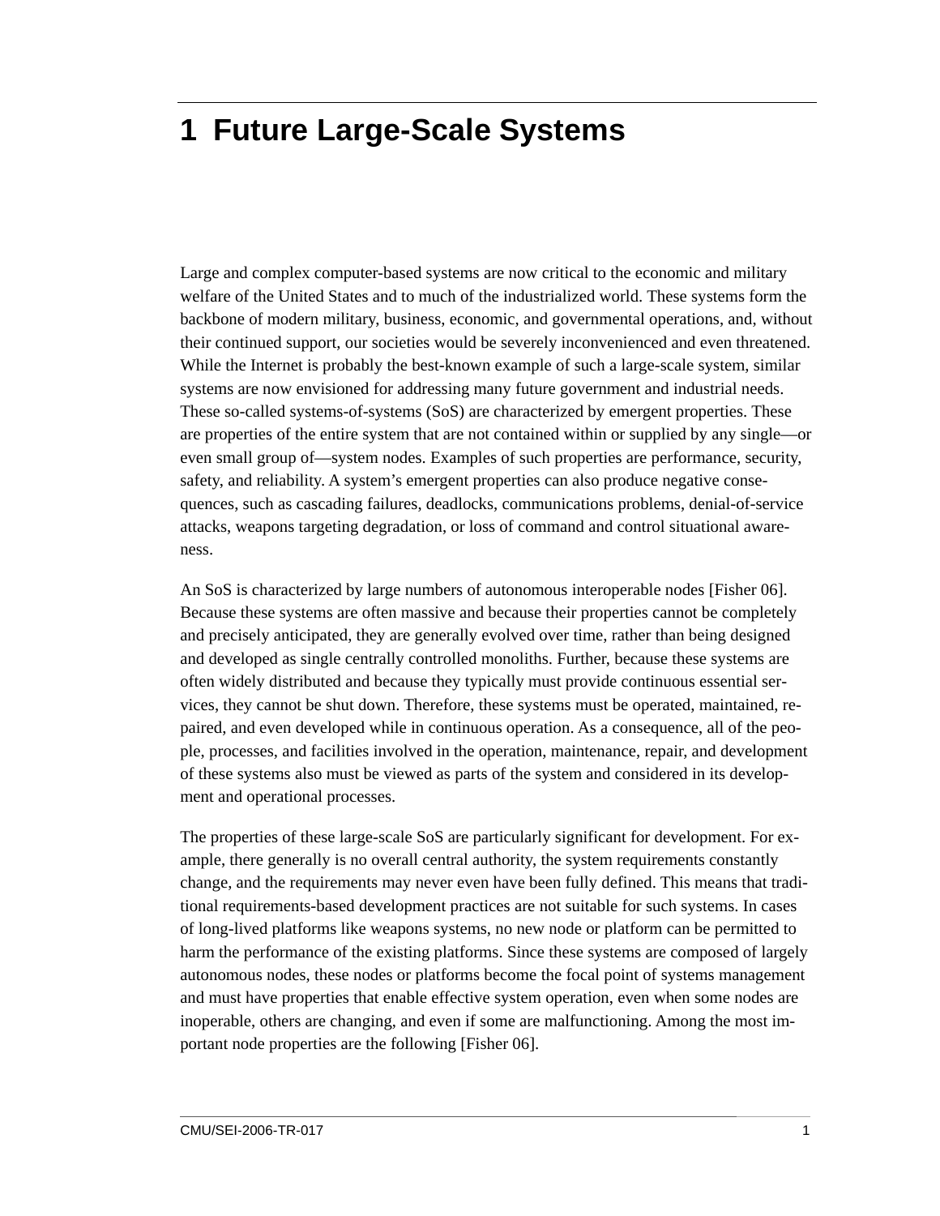# 1 Future Large-Scale Systems

Large and complex computer-based systems are now critical to the economic and military welfare of the United States and to much of the industrialized world. These systems form the backbone of modern military, business, economic, and governmental operations, and, without their continued support, our societies would be severely inconvenienced and even threatened. While the Internet is probably the best-known example of such a large-scale system, similar systems are now envisioned for addressing many future government and industrial needs. These so-called systems-of-systems (SoS) are characterized by emergent properties. These are properties of the entire system that are not contained within or supplied by any single—or even small group of—system nodes. Examples of such properties are performance, security, safety, and reliability. A system's emergent properties can also produce negative consequences, such as cascading failures, deadlocks, communications problems, denial-of-service attacks, weapons targeting degradation, or loss of command and control situational awareness.

An SoS is characterized by large numbers of autonomous interoperable nodes [Fisher 06]. Because these systems are often massive and because their properties cannot be completely and precisely anticipated, they are generally evolved over time, rather than being designed and developed as single centrally controlled monoliths. Further, because these systems are often widely distributed and because they typically must provide continuous essential services, they cannot be shut down. Therefore, these systems must be operated, maintained, repaired, and even developed while in continuous operation. As a consequence, all of the people, processes, and facilities involved in the operation, maintenance, repair, and development of these systems also must be viewed as parts of the system and considered in its development and operational processes.

The properties of these large-scale SoS are particularly significant for development. For example, there generally is no overall central authority, the system requirements constantly change, and the requirements may never even have been fully defined. This means that traditional requirements-based development practices are not suitable for such systems. In cases of long-lived platforms like weapons systems, no new node or platform can be permitted to harm the performance of the existing platforms. Since these systems are composed of largely autonomous nodes, these nodes or platforms become the focal point of systems management and must have properties that enable effective system operation, even when some nodes are inoperable, others are changing, and even if some are malfunctioning. Among the most important node properties are the following [Fisher 06].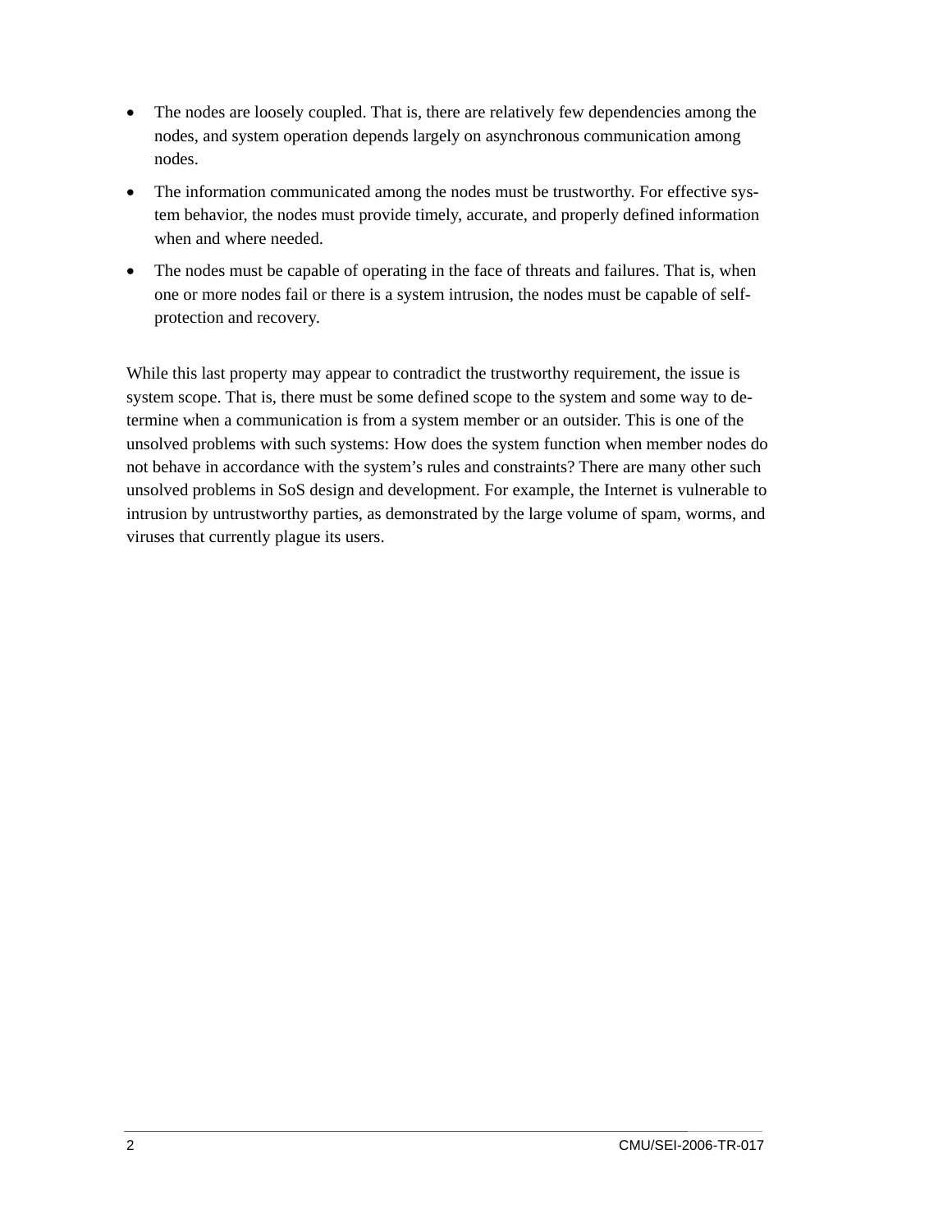- The nodes are loosely coupled. That is, there are relatively few dependencies among the nodes, and system operation depends largely on asynchronous communication among nodes.
- The information communicated among the nodes must be trustworthy. For effective system behavior, the nodes must provide timely, accurate, and properly defined information when and where needed.
- The nodes must be capable of operating in the face of threats and failures. That is, when one or more nodes fail or there is a system intrusion, the nodes must be capable of self-protection and recovery.

While this last property may appear to contradict the trustworthy requirement, the issue is system scope. That is, there must be some defined scope to the system and some way to determine when a communication is from a system member or an outsider. This is one of the unsolved problems with such systems: How does the system function when member nodes do not behave in accordance with the system's rules and constraints? There are many other such unsolved problems in SoS design and development. For example, the Internet is vulnerable to intrusion by untrustworthy parties, as demonstrated by the large volume of spam, worms, and viruses that currently plague its users.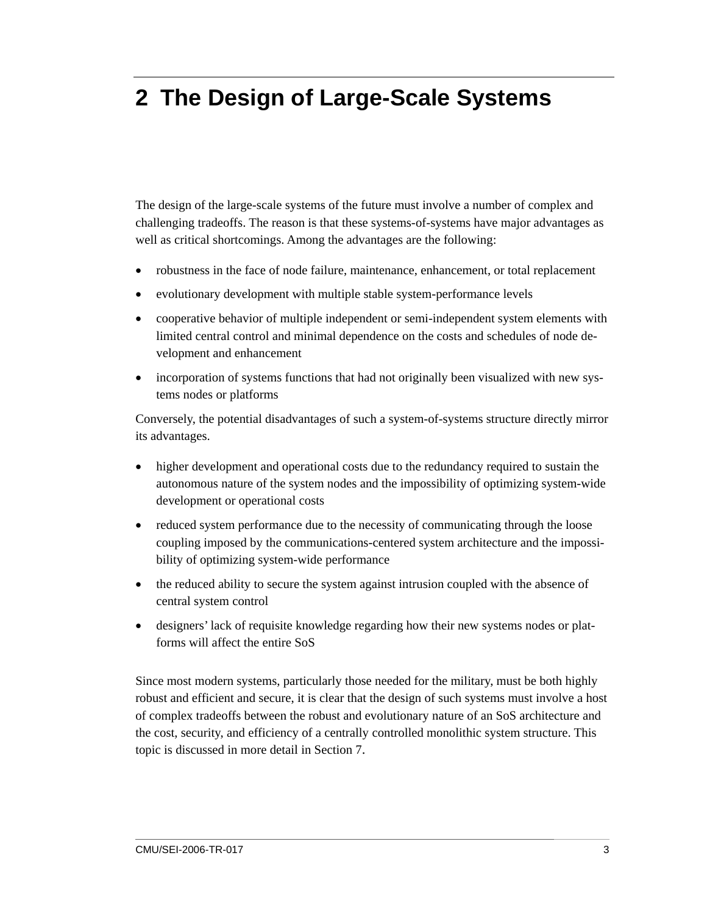# 2 The Design of Large-Scale Systems

The design of the large-scale systems of the future must involve a number of complex and challenging tradeoffs. The reason is that these systems-of-systems have major advantages as well as critical shortcomings. Among the advantages are the following:

- robustness in the face of node failure, maintenance, enhancement, or total replacement
- evolutionary development with multiple stable system-performance levels
- cooperative behavior of multiple independent or semi-independent system elements with limited central control and minimal dependence on the costs and schedules of node development and enhancement
- incorporation of systems functions that had not originally been visualized with new systems nodes or platforms

Conversely, the potential disadvantages of such a system-of-systems structure directly mirror its advantages.

- higher development and operational costs due to the redundancy required to sustain the autonomous nature of the system nodes and the impossibility of optimizing system-wide development or operational costs
- reduced system performance due to the necessity of communicating through the loose coupling imposed by the communications-centered system architecture and the impossibility of optimizing system-wide performance
- the reduced ability to secure the system against intrusion coupled with the absence of central system control
- designers' lack of requisite knowledge regarding how their new systems nodes or platforms will affect the entire SoS

Since most modern systems, particularly those needed for the military, must be both highly robust and efficient and secure, it is clear that the design of such systems must involve a host of complex tradeoffs between the robust and evolutionary nature of an SoS architecture and the cost, security, and efficiency of a centrally controlled monolithic system structure. This topic is discussed in more detail in Section 7.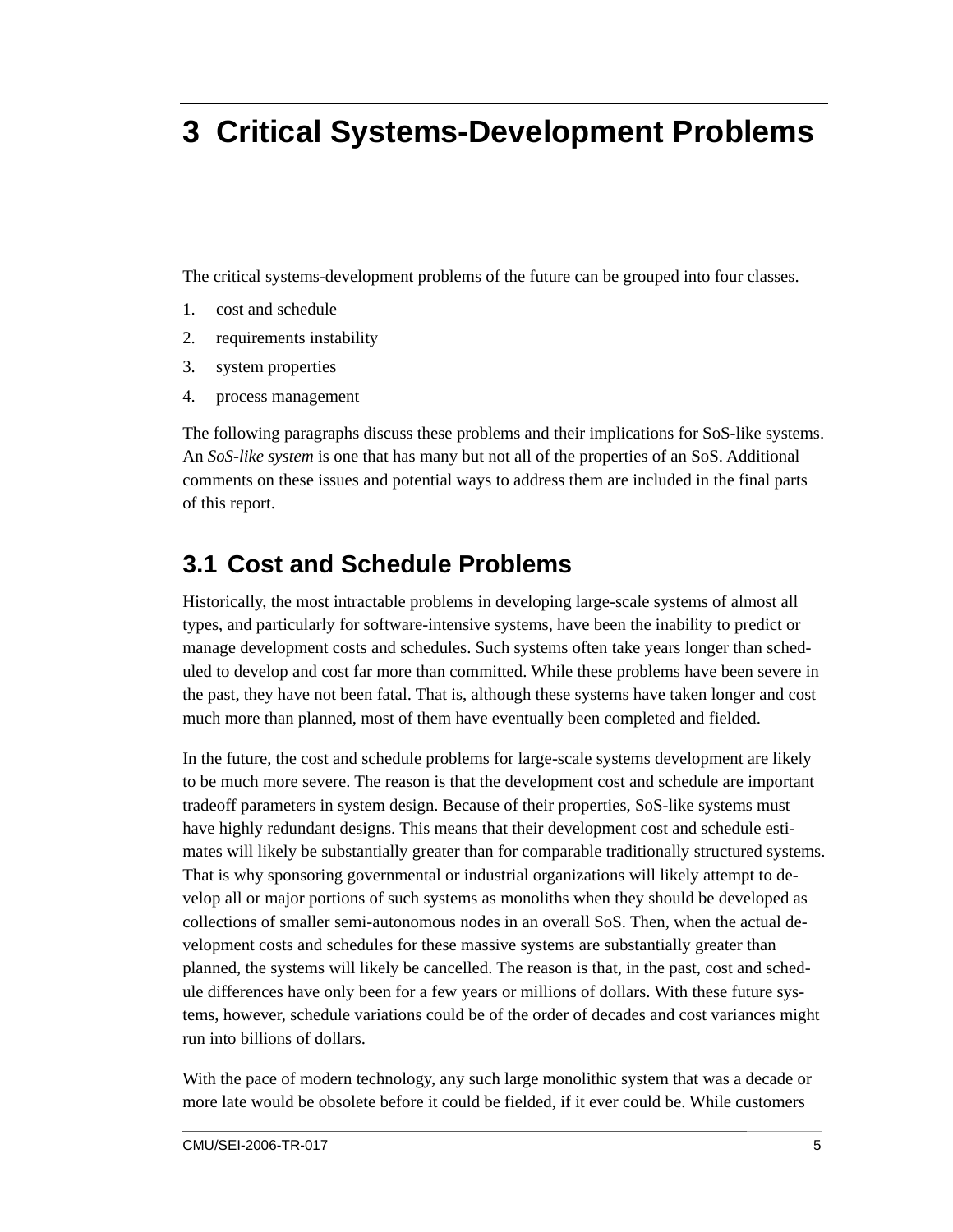# 3 Critical Systems-Development Problems

The critical systems-development problems of the future can be grouped into four classes.

1. cost and schedule
2. requirements instability
3. system properties
4. process management

The following paragraphs discuss these problems and their implications for SoS-like systems. An *SoS-like system* is one that has many but not all of the properties of an SoS. Additional comments on these issues and potential ways to address them are included in the final parts of this report.

## 3.1 Cost and Schedule Problems

Historically, the most intractable problems in developing large-scale systems of almost all types, and particularly for software-intensive systems, have been the inability to predict or manage development costs and schedules. Such systems often take years longer than scheduled to develop and cost far more than committed. While these problems have been severe in the past, they have not been fatal. That is, although these systems have taken longer and cost much more than planned, most of them have eventually been completed and fielded.

In the future, the cost and schedule problems for large-scale systems development are likely to be much more severe. The reason is that the development cost and schedule are important tradeoff parameters in system design. Because of their properties, SoS-like systems must have highly redundant designs. This means that their development cost and schedule estimates will likely be substantially greater than for comparable traditionally structured systems. That is why sponsoring governmental or industrial organizations will likely attempt to develop all or major portions of such systems as monoliths when they should be developed as collections of smaller semi-autonomous nodes in an overall SoS. Then, when the actual development costs and schedules for these massive systems are substantially greater than planned, the systems will likely be cancelled. The reason is that, in the past, cost and schedule differences have only been for a few years or millions of dollars. With these future systems, however, schedule variations could be of the order of decades and cost variances might run into billions of dollars.

With the pace of modern technology, any such large monolithic system that was a decade or more late would be obsolete before it could be fielded, if it ever could be. While customers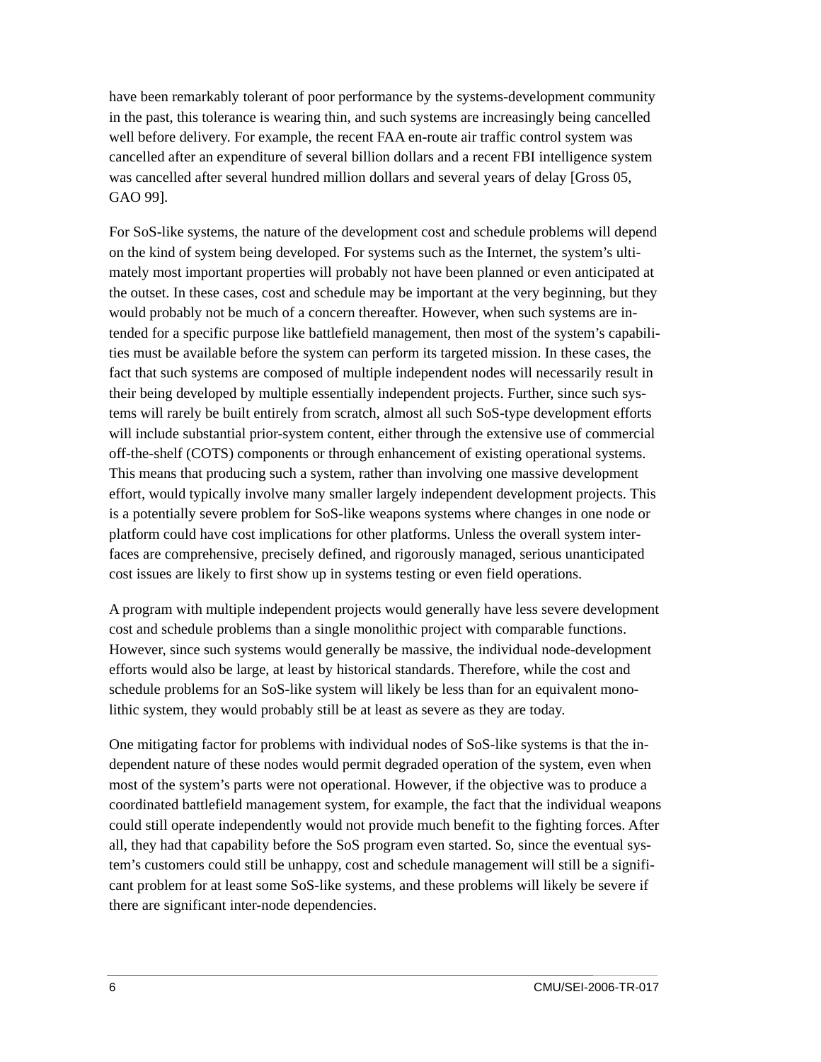have been remarkably tolerant of poor performance by the systems-development community in the past, this tolerance is wearing thin, and such systems are increasingly being cancelled well before delivery. For example, the recent FAA en-route air traffic control system was cancelled after an expenditure of several billion dollars and a recent FBI intelligence system was cancelled after several hundred million dollars and several years of delay [Gross 05, GAO 99].

For SoS-like systems, the nature of the development cost and schedule problems will depend on the kind of system being developed. For systems such as the Internet, the system's ultimately most important properties will probably not have been planned or even anticipated at the outset. In these cases, cost and schedule may be important at the very beginning, but they would probably not be much of a concern thereafter. However, when such systems are intended for a specific purpose like battlefield management, then most of the system's capabilities must be available before the system can perform its targeted mission. In these cases, the fact that such systems are composed of multiple independent nodes will necessarily result in their being developed by multiple essentially independent projects. Further, since such systems will rarely be built entirely from scratch, almost all such SoS-type development efforts will include substantial prior-system content, either through the extensive use of commercial off-the-shelf (COTS) components or through enhancement of existing operational systems. This means that producing such a system, rather than involving one massive development effort, would typically involve many smaller largely independent development projects. This is a potentially severe problem for SoS-like weapons systems where changes in one node or platform could have cost implications for other platforms. Unless the overall system interfaces are comprehensive, precisely defined, and rigorously managed, serious unanticipated cost issues are likely to first show up in systems testing or even field operations.

A program with multiple independent projects would generally have less severe development cost and schedule problems than a single monolithic project with comparable functions. However, since such systems would generally be massive, the individual node-development efforts would also be large, at least by historical standards. Therefore, while the cost and schedule problems for an SoS-like system will likely be less than for an equivalent monolithic system, they would probably still be at least as severe as they are today.

One mitigating factor for problems with individual nodes of SoS-like systems is that the independent nature of these nodes would permit degraded operation of the system, even when most of the system's parts were not operational. However, if the objective was to produce a coordinated battlefield management system, for example, the fact that the individual weapons could still operate independently would not provide much benefit to the fighting forces. After all, they had that capability before the SoS program even started. So, since the eventual system's customers could still be unhappy, cost and schedule management will still be a significant problem for at least some SoS-like systems, and these problems will likely be severe if there are significant inter-node dependencies.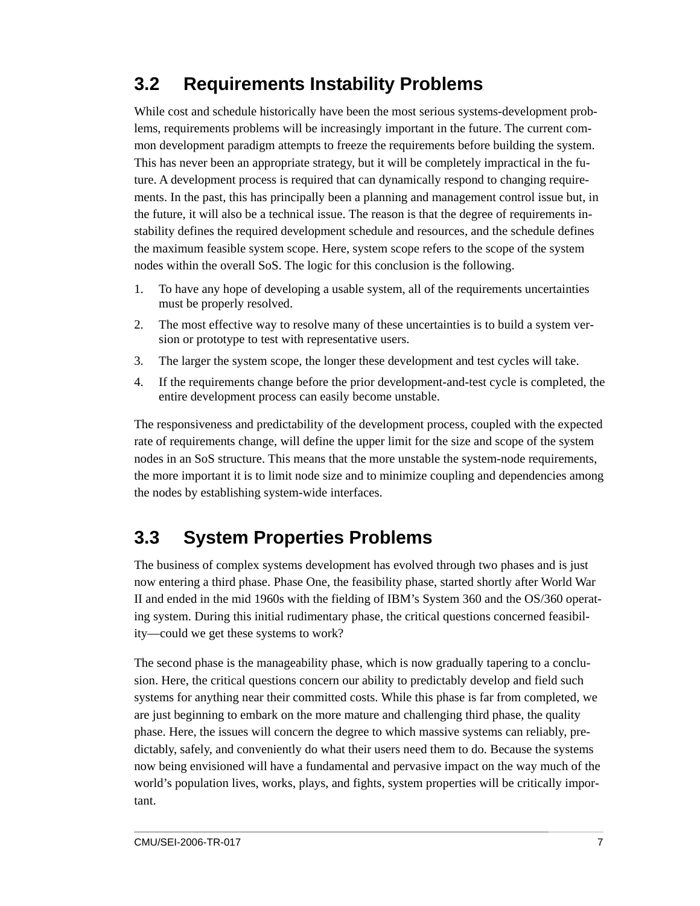## 3.2 Requirements Instability Problems

While cost and schedule historically have been the most serious systems-development problems, requirements problems will be increasingly important in the future. The current common development paradigm attempts to freeze the requirements before building the system. This has never been an appropriate strategy, but it will be completely impractical in the future. A development process is required that can dynamically respond to changing requirements. In the past, this has principally been a planning and management control issue but, in the future, it will also be a technical issue. The reason is that the degree of requirements instability defines the required development schedule and resources, and the schedule defines the maximum feasible system scope. Here, system scope refers to the scope of the system nodes within the overall SoS. The logic for this conclusion is the following.

1. To have any hope of developing a usable system, all of the requirements uncertainties must be properly resolved.
2. The most effective way to resolve many of these uncertainties is to build a system version or prototype to test with representative users.
3. The larger the system scope, the longer these development and test cycles will take.
4. If the requirements change before the prior development-and-test cycle is completed, the entire development process can easily become unstable.

The responsiveness and predictability of the development process, coupled with the expected rate of requirements change, will define the upper limit for the size and scope of the system nodes in an SoS structure. This means that the more unstable the system-node requirements, the more important it is to limit node size and to minimize coupling and dependencies among the nodes by establishing system-wide interfaces.

## 3.3 System Properties Problems

The business of complex systems development has evolved through two phases and is just now entering a third phase. Phase One, the feasibility phase, started shortly after World War II and ended in the mid 1960s with the fielding of IBM's System 360 and the OS/360 operating system. During this initial rudimentary phase, the critical questions concerned feasibility—could we get these systems to work?

The second phase is the manageability phase, which is now gradually tapering to a conclusion. Here, the critical questions concern our ability to predictably develop and field such systems for anything near their committed costs. While this phase is far from completed, we are just beginning to embark on the more mature and challenging third phase, the quality phase. Here, the issues will concern the degree to which massive systems can reliably, predictably, safely, and conveniently do what their users need them to do. Because the systems now being envisioned will have a fundamental and pervasive impact on the way much of the world's population lives, works, plays, and fights, system properties will be critically important.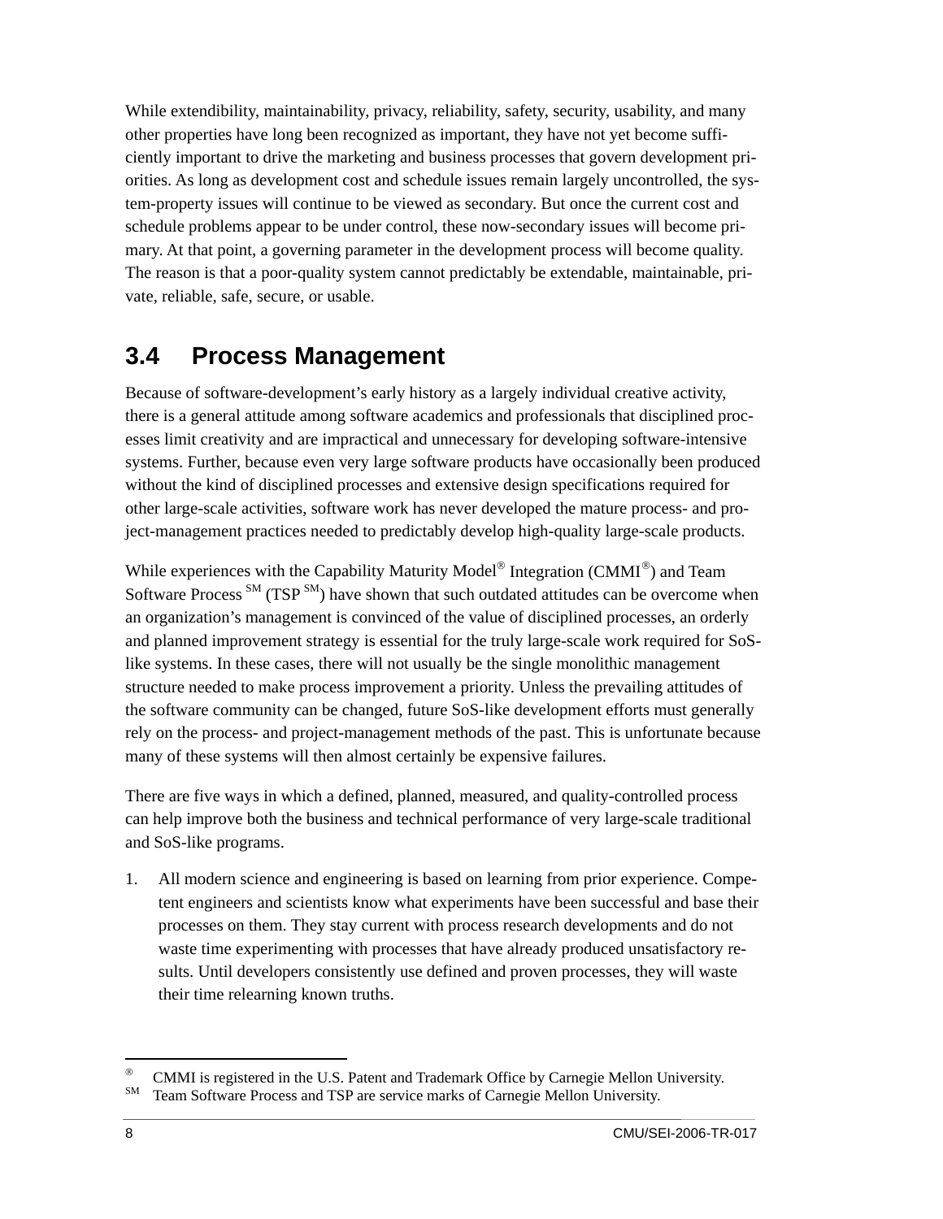While extendibility, maintainability, privacy, reliability, safety, security, usability, and many other properties have long been recognized as important, they have not yet become sufficiently important to drive the marketing and business processes that govern development priorities. As long as development cost and schedule issues remain largely uncontrolled, the system-property issues will continue to be viewed as secondary. But once the current cost and schedule problems appear to be under control, these now-secondary issues will become primary. At that point, a governing parameter in the development process will become quality. The reason is that a poor-quality system cannot predictably be extendable, maintainable, private, reliable, safe, secure, or usable.

## 3.4 Process Management

Because of software-development's early history as a largely individual creative activity, there is a general attitude among software academics and professionals that disciplined processes limit creativity and are impractical and unnecessary for developing software-intensive systems. Further, because even very large software products have occasionally been produced without the kind of disciplined processes and extensive design specifications required for other large-scale activities, software work has never developed the mature process- and project-management practices needed to predictably develop high-quality large-scale products.

While experiences with the Capability Maturity Model® Integration (CMMI®) and Team Software Process SM (TSP SM) have shown that such outdated attitudes can be overcome when an organization's management is convinced of the value of disciplined processes, an orderly and planned improvement strategy is essential for the truly large-scale work required for SoS-like systems. In these cases, there will not usually be the single monolithic management structure needed to make process improvement a priority. Unless the prevailing attitudes of the software community can be changed, future SoS-like development efforts must generally rely on the process- and project-management methods of the past. This is unfortunate because many of these systems will then almost certainly be expensive failures.

There are five ways in which a defined, planned, measured, and quality-controlled process can help improve both the business and technical performance of very large-scale traditional and SoS-like programs.

1. All modern science and engineering is based on learning from prior experience. Competent engineers and scientists know what experiments have been successful and base their processes on them. They stay current with process research developments and do not waste time experimenting with processes that have already produced unsatisfactory results. Until developers consistently use defined and proven processes, they will waste their time relearning known truths.

---

® CMMI is registered in the U.S. Patent and Trademark Office by Carnegie Mellon University.

SM Team Software Process and TSP are service marks of Carnegie Mellon University.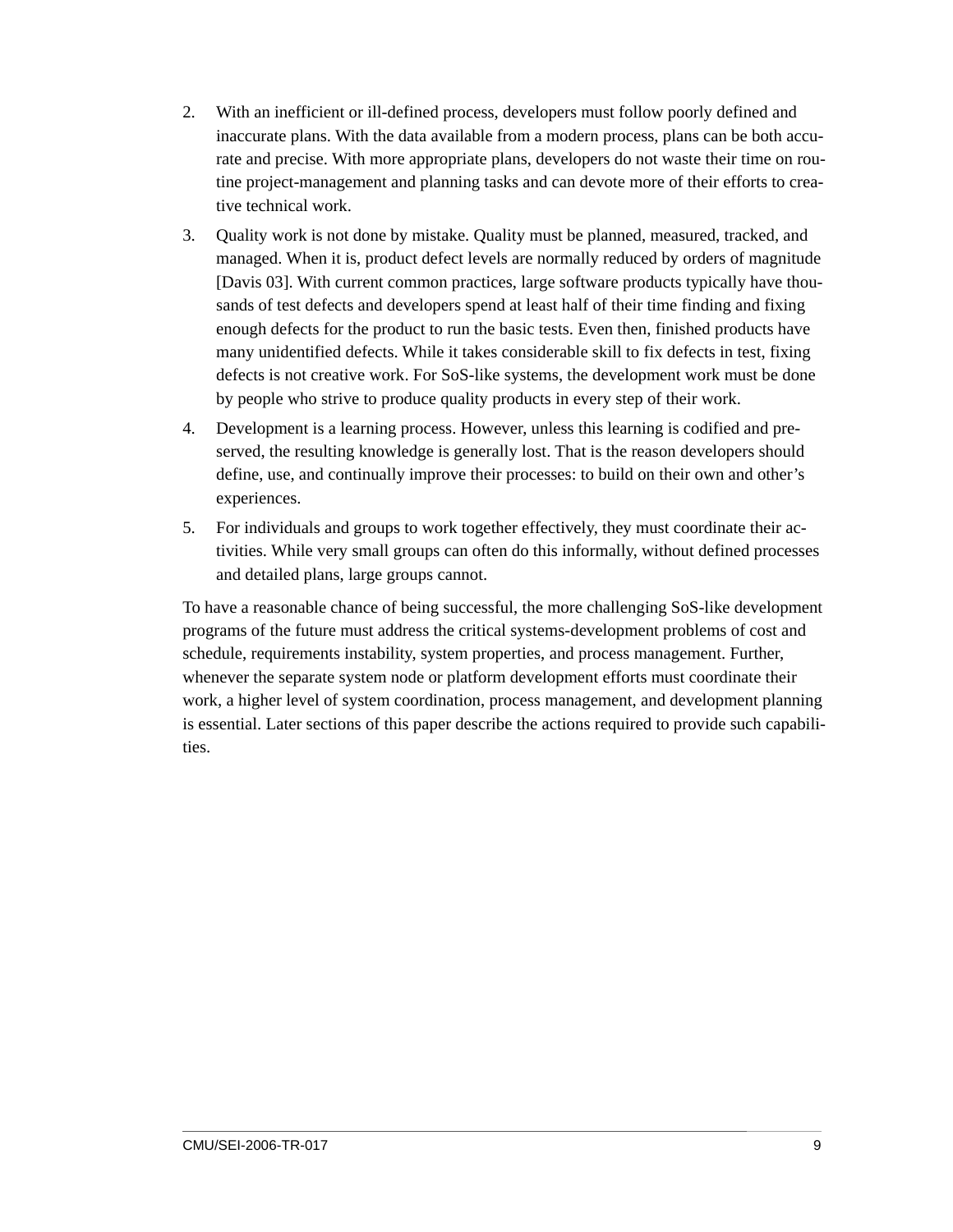2. With an inefficient or ill-defined process, developers must follow poorly defined and inaccurate plans. With the data available from a modern process, plans can be both accurate and precise. With more appropriate plans, developers do not waste their time on routine project-management and planning tasks and can devote more of their efforts to creative technical work.
3. Quality work is not done by mistake. Quality must be planned, measured, tracked, and managed. When it is, product defect levels are normally reduced by orders of magnitude [Davis 03]. With current common practices, large software products typically have thousands of test defects and developers spend at least half of their time finding and fixing enough defects for the product to run the basic tests. Even then, finished products have many unidentified defects. While it takes considerable skill to fix defects in test, fixing defects is not creative work. For SoS-like systems, the development work must be done by people who strive to produce quality products in every step of their work.
4. Development is a learning process. However, unless this learning is codified and preserved, the resulting knowledge is generally lost. That is the reason developers should define, use, and continually improve their processes: to build on their own and other's experiences.
5. For individuals and groups to work together effectively, they must coordinate their activities. While very small groups can often do this informally, without defined processes and detailed plans, large groups cannot.

To have a reasonable chance of being successful, the more challenging SoS-like development programs of the future must address the critical systems-development problems of cost and schedule, requirements instability, system properties, and process management. Further, whenever the separate system node or platform development efforts must coordinate their work, a higher level of system coordination, process management, and development planning is essential. Later sections of this paper describe the actions required to provide such capabilities.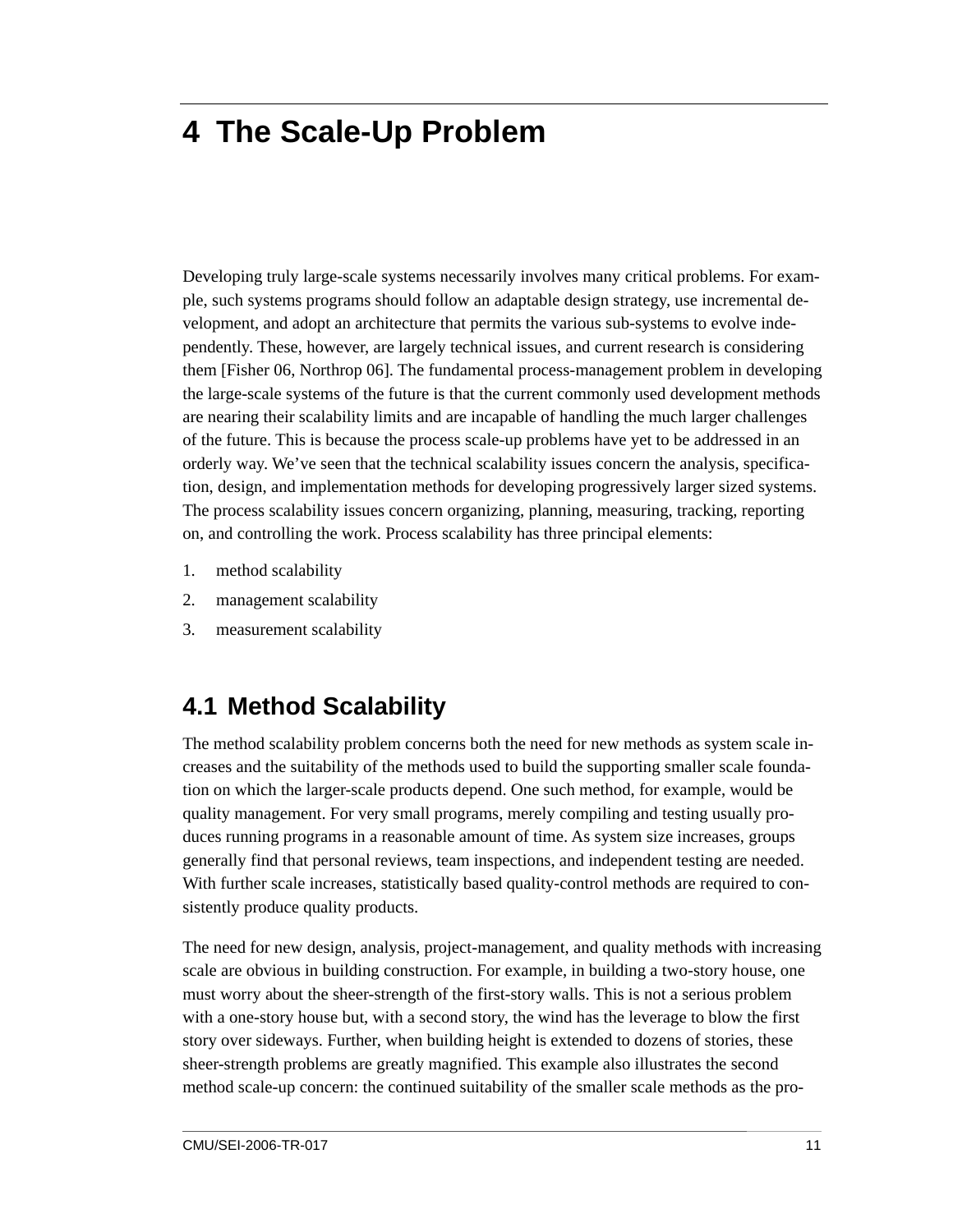# 4 The Scale-Up Problem

Developing truly large-scale systems necessarily involves many critical problems. For example, such systems programs should follow an adaptable design strategy, use incremental development, and adopt an architecture that permits the various sub-systems to evolve independently. These, however, are largely technical issues, and current research is considering them [Fisher 06, Northrop 06]. The fundamental process-management problem in developing the large-scale systems of the future is that the current commonly used development methods are nearing their scalability limits and are incapable of handling the much larger challenges of the future. This is because the process scale-up problems have yet to be addressed in an orderly way. We've seen that the technical scalability issues concern the analysis, specification, design, and implementation methods for developing progressively larger sized systems. The process scalability issues concern organizing, planning, measuring, tracking, reporting on, and controlling the work. Process scalability has three principal elements:

1. method scalability
2. management scalability
3. measurement scalability

## 4.1 Method Scalability

The method scalability problem concerns both the need for new methods as system scale increases and the suitability of the methods used to build the supporting smaller scale foundation on which the larger-scale products depend. One such method, for example, would be quality management. For very small programs, merely compiling and testing usually produces running programs in a reasonable amount of time. As system size increases, groups generally find that personal reviews, team inspections, and independent testing are needed. With further scale increases, statistically based quality-control methods are required to consistently produce quality products.

The need for new design, analysis, project-management, and quality methods with increasing scale are obvious in building construction. For example, in building a two-story house, one must worry about the sheer-strength of the first-story walls. This is not a serious problem with a one-story house but, with a second story, the wind has the leverage to blow the first story over sideways. Further, when building height is extended to dozens of stories, these sheer-strength problems are greatly magnified. This example also illustrates the second method scale-up concern: the continued suitability of the smaller scale methods as the pro-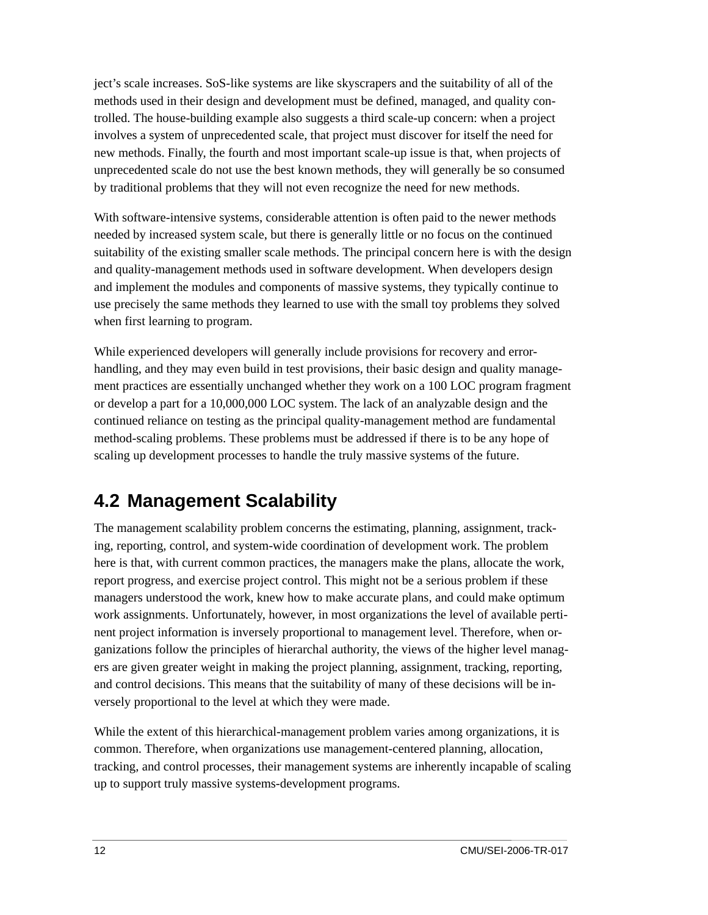ject's scale increases. SoS-like systems are like skyscrapers and the suitability of all of the methods used in their design and development must be defined, managed, and quality controlled. The house-building example also suggests a third scale-up concern: when a project involves a system of unprecedented scale, that project must discover for itself the need for new methods. Finally, the fourth and most important scale-up issue is that, when projects of unprecedented scale do not use the best known methods, they will generally be so consumed by traditional problems that they will not even recognize the need for new methods.

With software-intensive systems, considerable attention is often paid to the newer methods needed by increased system scale, but there is generally little or no focus on the continued suitability of the existing smaller scale methods. The principal concern here is with the design and quality-management methods used in software development. When developers design and implement the modules and components of massive systems, they typically continue to use precisely the same methods they learned to use with the small toy problems they solved when first learning to program.

While experienced developers will generally include provisions for recovery and error-handling, and they may even build in test provisions, their basic design and quality management practices are essentially unchanged whether they work on a 100 LOC program fragment or develop a part for a 10,000,000 LOC system. The lack of an analyzable design and the continued reliance on testing as the principal quality-management method are fundamental method-scaling problems. These problems must be addressed if there is to be any hope of scaling up development processes to handle the truly massive systems of the future.

## 4.2 Management Scalability

The management scalability problem concerns the estimating, planning, assignment, tracking, reporting, control, and system-wide coordination of development work. The problem here is that, with current common practices, the managers make the plans, allocate the work, report progress, and exercise project control. This might not be a serious problem if these managers understood the work, knew how to make accurate plans, and could make optimum work assignments. Unfortunately, however, in most organizations the level of available pertinent project information is inversely proportional to management level. Therefore, when organizations follow the principles of hierarchal authority, the views of the higher level managers are given greater weight in making the project planning, assignment, tracking, reporting, and control decisions. This means that the suitability of many of these decisions will be inversely proportional to the level at which they were made.

While the extent of this hierarchical-management problem varies among organizations, it is common. Therefore, when organizations use management-centered planning, allocation, tracking, and control processes, their management systems are inherently incapable of scaling up to support truly massive systems-development programs.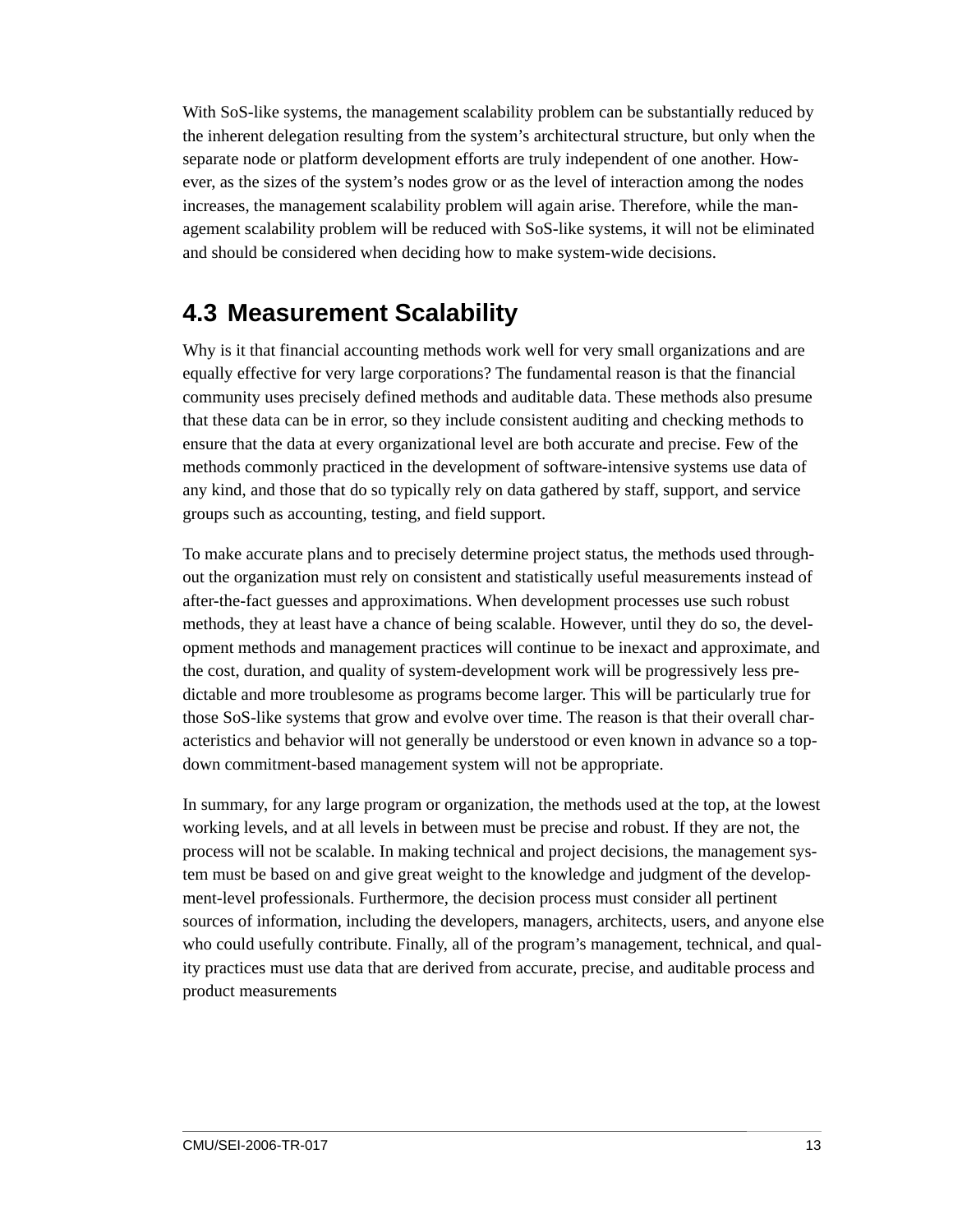With SoS-like systems, the management scalability problem can be substantially reduced by the inherent delegation resulting from the system's architectural structure, but only when the separate node or platform development efforts are truly independent of one another. However, as the sizes of the system's nodes grow or as the level of interaction among the nodes increases, the management scalability problem will again arise. Therefore, while the management scalability problem will be reduced with SoS-like systems, it will not be eliminated and should be considered when deciding how to make system-wide decisions.

## 4.3 Measurement Scalability

Why is it that financial accounting methods work well for very small organizations and are equally effective for very large corporations? The fundamental reason is that the financial community uses precisely defined methods and auditable data. These methods also presume that these data can be in error, so they include consistent auditing and checking methods to ensure that the data at every organizational level are both accurate and precise. Few of the methods commonly practiced in the development of software-intensive systems use data of any kind, and those that do so typically rely on data gathered by staff, support, and service groups such as accounting, testing, and field support.

To make accurate plans and to precisely determine project status, the methods used throughout the organization must rely on consistent and statistically useful measurements instead of after-the-fact guesses and approximations. When development processes use such robust methods, they at least have a chance of being scalable. However, until they do so, the development methods and management practices will continue to be inexact and approximate, and the cost, duration, and quality of system-development work will be progressively less predictable and more troublesome as programs become larger. This will be particularly true for those SoS-like systems that grow and evolve over time. The reason is that their overall characteristics and behavior will not generally be understood or even known in advance so a top-down commitment-based management system will not be appropriate.

In summary, for any large program or organization, the methods used at the top, at the lowest working levels, and at all levels in between must be precise and robust. If they are not, the process will not be scalable. In making technical and project decisions, the management system must be based on and give great weight to the knowledge and judgment of the development-level professionals. Furthermore, the decision process must consider all pertinent sources of information, including the developers, managers, architects, users, and anyone else who could usefully contribute. Finally, all of the program's management, technical, and quality practices must use data that are derived from accurate, precise, and auditable process and product measurements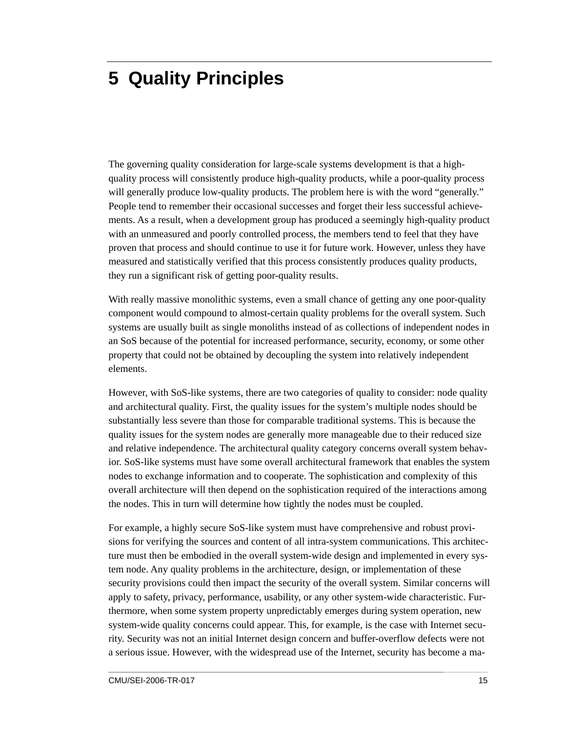# 5 Quality Principles

The governing quality consideration for large-scale systems development is that a high-quality process will consistently produce high-quality products, while a poor-quality process will generally produce low-quality products. The problem here is with the word "generally." People tend to remember their occasional successes and forget their less successful achievements. As a result, when a development group has produced a seemingly high-quality product with an unmeasured and poorly controlled process, the members tend to feel that they have proven that process and should continue to use it for future work. However, unless they have measured and statistically verified that this process consistently produces quality products, they run a significant risk of getting poor-quality results.

With really massive monolithic systems, even a small chance of getting any one poor-quality component would compound to almost-certain quality problems for the overall system. Such systems are usually built as single monoliths instead of as collections of independent nodes in an SoS because of the potential for increased performance, security, economy, or some other property that could not be obtained by decoupling the system into relatively independent elements.

However, with SoS-like systems, there are two categories of quality to consider: node quality and architectural quality. First, the quality issues for the system's multiple nodes should be substantially less severe than those for comparable traditional systems. This is because the quality issues for the system nodes are generally more manageable due to their reduced size and relative independence. The architectural quality category concerns overall system behavior. SoS-like systems must have some overall architectural framework that enables the system nodes to exchange information and to cooperate. The sophistication and complexity of this overall architecture will then depend on the sophistication required of the interactions among the nodes. This in turn will determine how tightly the nodes must be coupled.

For example, a highly secure SoS-like system must have comprehensive and robust provisions for verifying the sources and content of all intra-system communications. This architecture must then be embodied in the overall system-wide design and implemented in every system node. Any quality problems in the architecture, design, or implementation of these security provisions could then impact the security of the overall system. Similar concerns will apply to safety, privacy, performance, usability, or any other system-wide characteristic. Furthermore, when some system property unpredictably emerges during system operation, new system-wide quality concerns could appear. This, for example, is the case with Internet security. Security was not an initial Internet design concern and buffer-overflow defects were not a serious issue. However, with the widespread use of the Internet, security has become a ma-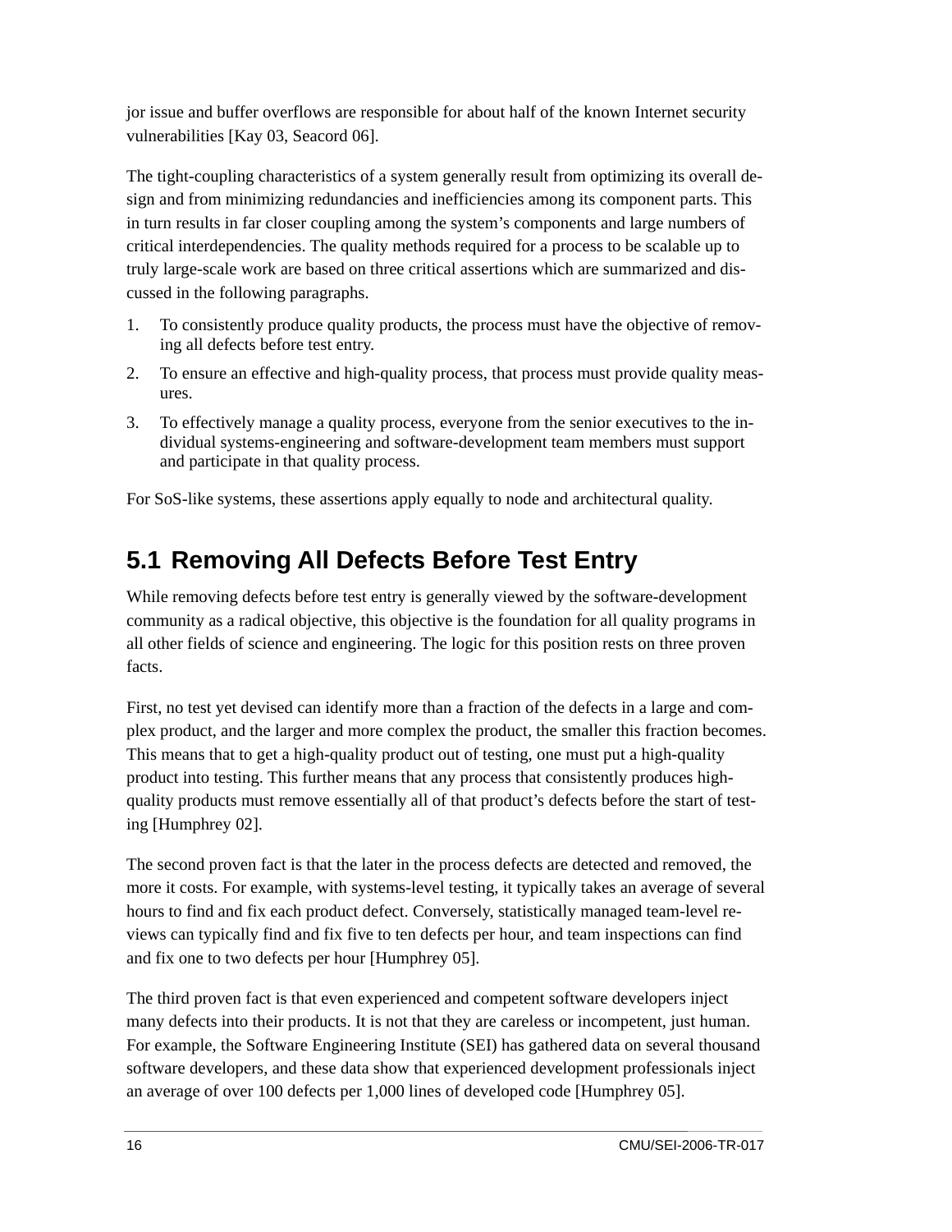jor issue and buffer overflows are responsible for about half of the known Internet security vulnerabilities [Kay 03, Seacord 06].

The tight-coupling characteristics of a system generally result from optimizing its overall design and from minimizing redundancies and inefficiencies among its component parts. This in turn results in far closer coupling among the system's components and large numbers of critical interdependencies. The quality methods required for a process to be scalable up to truly large-scale work are based on three critical assertions which are summarized and discussed in the following paragraphs.

1. To consistently produce quality products, the process must have the objective of removing all defects before test entry.
2. To ensure an effective and high-quality process, that process must provide quality measures.
3. To effectively manage a quality process, everyone from the senior executives to the individual systems-engineering and software-development team members must support and participate in that quality process.

For SoS-like systems, these assertions apply equally to node and architectural quality.

## 5.1 Removing All Defects Before Test Entry

While removing defects before test entry is generally viewed by the software-development community as a radical objective, this objective is the foundation for all quality programs in all other fields of science and engineering. The logic for this position rests on three proven facts.

First, no test yet devised can identify more than a fraction of the defects in a large and complex product, and the larger and more complex the product, the smaller this fraction becomes. This means that to get a high-quality product out of testing, one must put a high-quality product into testing. This further means that any process that consistently produces high-quality products must remove essentially all of that product's defects before the start of testing [Humphrey 02].

The second proven fact is that the later in the process defects are detected and removed, the more it costs. For example, with systems-level testing, it typically takes an average of several hours to find and fix each product defect. Conversely, statistically managed team-level reviews can typically find and fix five to ten defects per hour, and team inspections can find and fix one to two defects per hour [Humphrey 05].

The third proven fact is that even experienced and competent software developers inject many defects into their products. It is not that they are careless or incompetent, just human. For example, the Software Engineering Institute (SEI) has gathered data on several thousand software developers, and these data show that experienced development professionals inject an average of over 100 defects per 1,000 lines of developed code [Humphrey 05].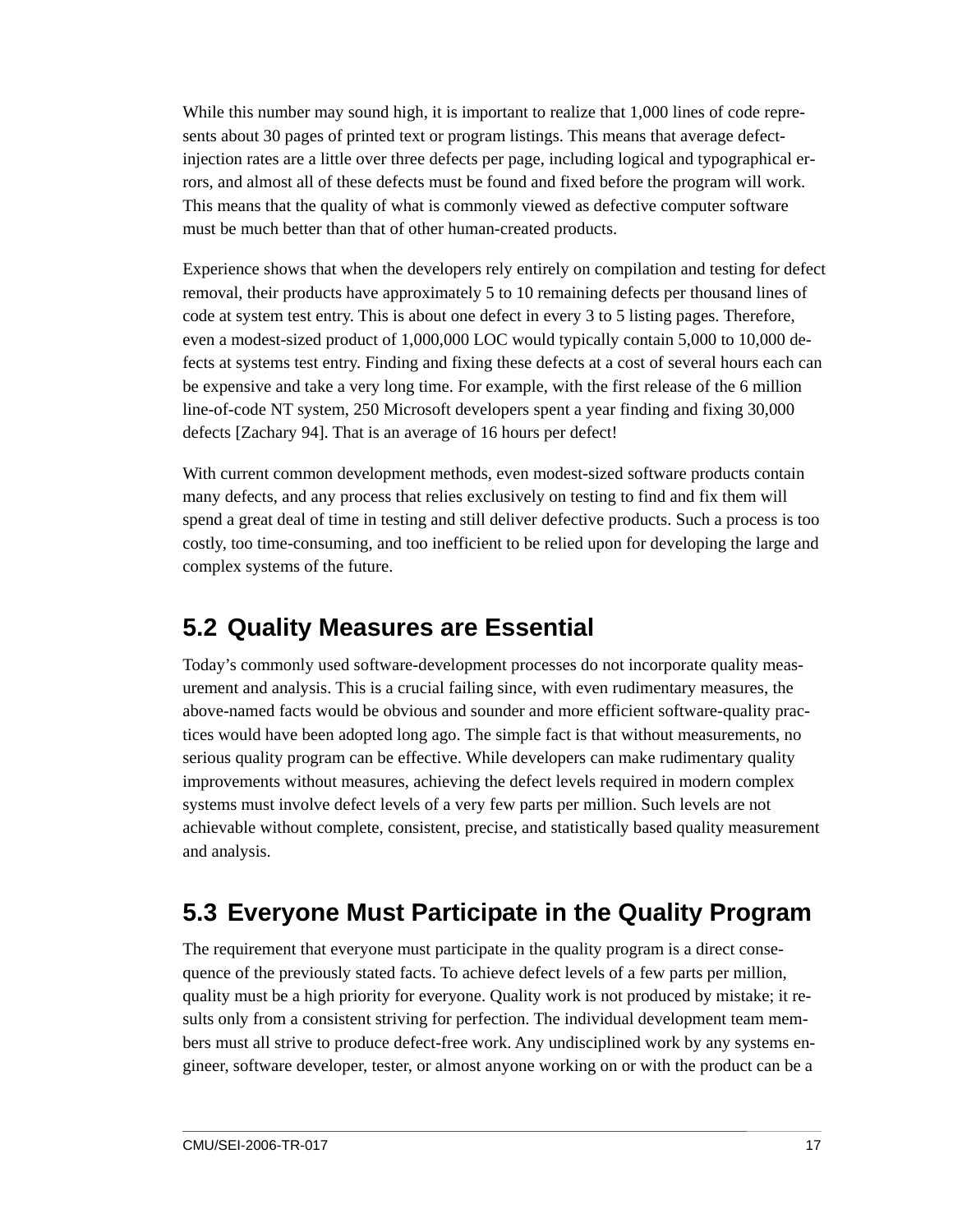While this number may sound high, it is important to realize that 1,000 lines of code represents about 30 pages of printed text or program listings. This means that average defect-injection rates are a little over three defects per page, including logical and typographical errors, and almost all of these defects must be found and fixed before the program will work. This means that the quality of what is commonly viewed as defective computer software must be much better than that of other human-created products.

Experience shows that when the developers rely entirely on compilation and testing for defect removal, their products have approximately 5 to 10 remaining defects per thousand lines of code at system test entry. This is about one defect in every 3 to 5 listing pages. Therefore, even a modest-sized product of 1,000,000 LOC would typically contain 5,000 to 10,000 defects at systems test entry. Finding and fixing these defects at a cost of several hours each can be expensive and take a very long time. For example, with the first release of the 6 million line-of-code NT system, 250 Microsoft developers spent a year finding and fixing 30,000 defects [Zachary 94]. That is an average of 16 hours per defect!

With current common development methods, even modest-sized software products contain many defects, and any process that relies exclusively on testing to find and fix them will spend a great deal of time in testing and still deliver defective products. Such a process is too costly, too time-consuming, and too inefficient to be relied upon for developing the large and complex systems of the future.

## 5.2 Quality Measures are Essential

Today's commonly used software-development processes do not incorporate quality measurement and analysis. This is a crucial failing since, with even rudimentary measures, the above-named facts would be obvious and sounder and more efficient software-quality practices would have been adopted long ago. The simple fact is that without measurements, no serious quality program can be effective. While developers can make rudimentary quality improvements without measures, achieving the defect levels required in modern complex systems must involve defect levels of a very few parts per million. Such levels are not achievable without complete, consistent, precise, and statistically based quality measurement and analysis.

## 5.3 Everyone Must Participate in the Quality Program

The requirement that everyone must participate in the quality program is a direct consequence of the previously stated facts. To achieve defect levels of a few parts per million, quality must be a high priority for everyone. Quality work is not produced by mistake; it results only from a consistent striving for perfection. The individual development team members must all strive to produce defect-free work. Any undisciplined work by any systems engineer, software developer, tester, or almost anyone working on or with the product can be a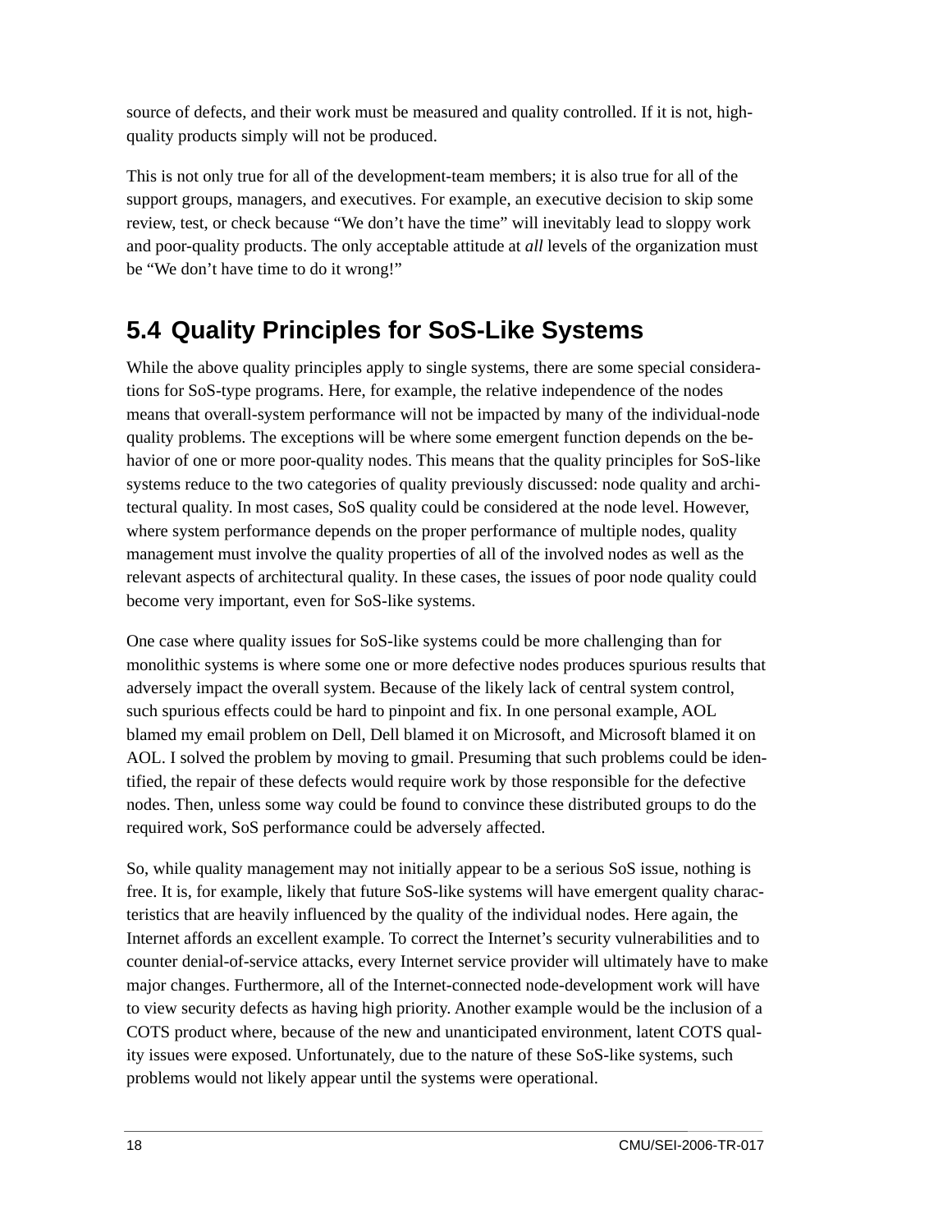source of defects, and their work must be measured and quality controlled. If it is not, high-quality products simply will not be produced.

This is not only true for all of the development-team members; it is also true for all of the support groups, managers, and executives. For example, an executive decision to skip some review, test, or check because "We don't have the time" will inevitably lead to sloppy work and poor-quality products. The only acceptable attitude at *all* levels of the organization must be "We don't have time to do it wrong!"

## 5.4 Quality Principles for SoS-Like Systems

While the above quality principles apply to single systems, there are some special considerations for SoS-type programs. Here, for example, the relative independence of the nodes means that overall-system performance will not be impacted by many of the individual-node quality problems. The exceptions will be where some emergent function depends on the behavior of one or more poor-quality nodes. This means that the quality principles for SoS-like systems reduce to the two categories of quality previously discussed: node quality and architectural quality. In most cases, SoS quality could be considered at the node level. However, where system performance depends on the proper performance of multiple nodes, quality management must involve the quality properties of all of the involved nodes as well as the relevant aspects of architectural quality. In these cases, the issues of poor node quality could become very important, even for SoS-like systems.

One case where quality issues for SoS-like systems could be more challenging than for monolithic systems is where some one or more defective nodes produces spurious results that adversely impact the overall system. Because of the likely lack of central system control, such spurious effects could be hard to pinpoint and fix. In one personal example, AOL blamed my email problem on Dell, Dell blamed it on Microsoft, and Microsoft blamed it on AOL. I solved the problem by moving to gmail. Presuming that such problems could be identified, the repair of these defects would require work by those responsible for the defective nodes. Then, unless some way could be found to convince these distributed groups to do the required work, SoS performance could be adversely affected.

So, while quality management may not initially appear to be a serious SoS issue, nothing is free. It is, for example, likely that future SoS-like systems will have emergent quality characteristics that are heavily influenced by the quality of the individual nodes. Here again, the Internet affords an excellent example. To correct the Internet's security vulnerabilities and to counter denial-of-service attacks, every Internet service provider will ultimately have to make major changes. Furthermore, all of the Internet-connected node-development work will have to view security defects as having high priority. Another example would be the inclusion of a COTS product where, because of the new and unanticipated environment, latent COTS quality issues were exposed. Unfortunately, due to the nature of these SoS-like systems, such problems would not likely appear until the systems were operational.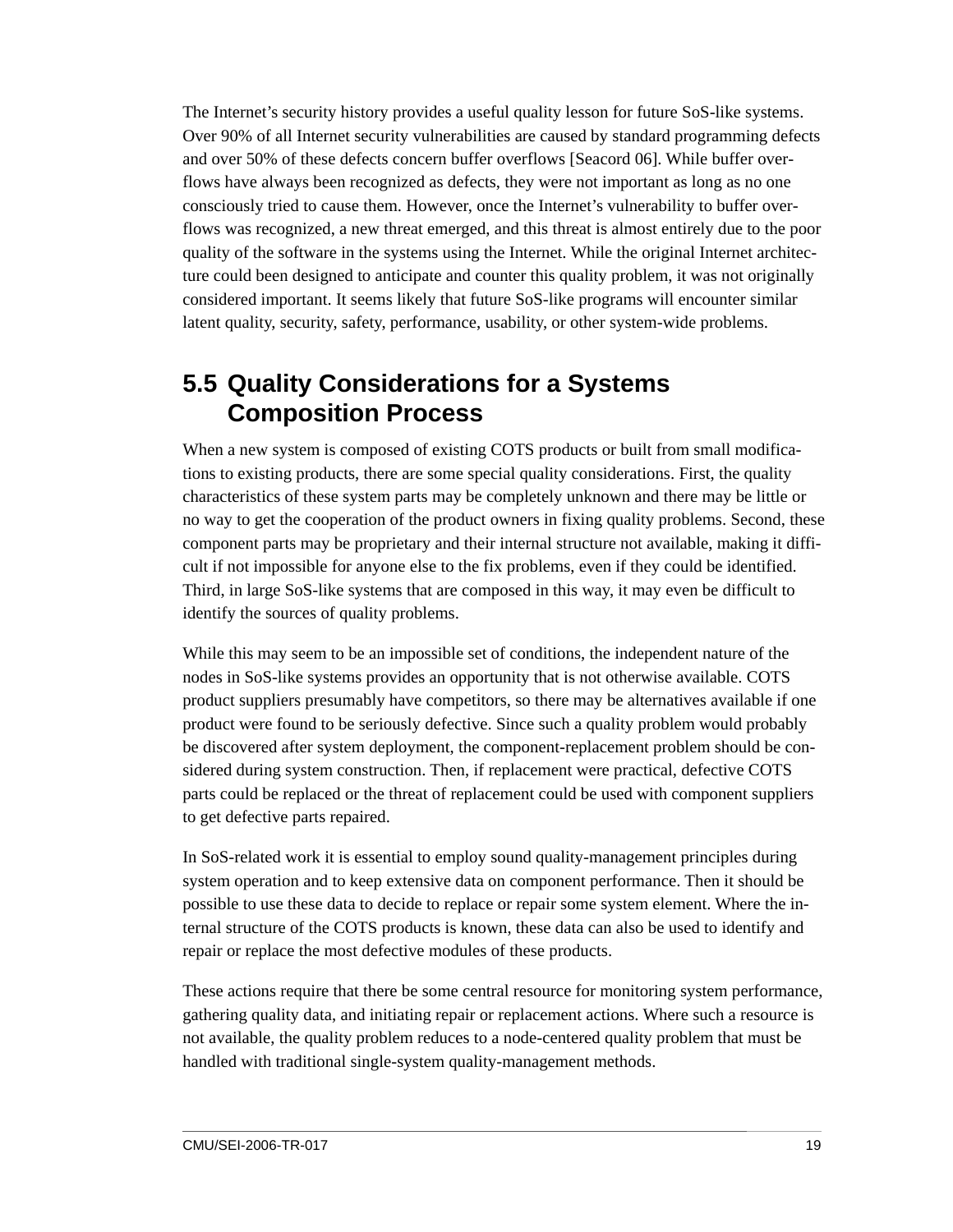The Internet's security history provides a useful quality lesson for future SoS-like systems. Over 90% of all Internet security vulnerabilities are caused by standard programming defects and over 50% of these defects concern buffer overflows [Seacord 06]. While buffer overflows have always been recognized as defects, they were not important as long as no one consciously tried to cause them. However, once the Internet's vulnerability to buffer overflows was recognized, a new threat emerged, and this threat is almost entirely due to the poor quality of the software in the systems using the Internet. While the original Internet architecture could been designed to anticipate and counter this quality problem, it was not originally considered important. It seems likely that future SoS-like programs will encounter similar latent quality, security, safety, performance, usability, or other system-wide problems.

## 5.5 Quality Considerations for a Systems Composition Process

When a new system is composed of existing COTS products or built from small modifications to existing products, there are some special quality considerations. First, the quality characteristics of these system parts may be completely unknown and there may be little or no way to get the cooperation of the product owners in fixing quality problems. Second, these component parts may be proprietary and their internal structure not available, making it difficult if not impossible for anyone else to the fix problems, even if they could be identified. Third, in large SoS-like systems that are composed in this way, it may even be difficult to identify the sources of quality problems.

While this may seem to be an impossible set of conditions, the independent nature of the nodes in SoS-like systems provides an opportunity that is not otherwise available. COTS product suppliers presumably have competitors, so there may be alternatives available if one product were found to be seriously defective. Since such a quality problem would probably be discovered after system deployment, the component-replacement problem should be considered during system construction. Then, if replacement were practical, defective COTS parts could be replaced or the threat of replacement could be used with component suppliers to get defective parts repaired.

In SoS-related work it is essential to employ sound quality-management principles during system operation and to keep extensive data on component performance. Then it should be possible to use these data to decide to replace or repair some system element. Where the internal structure of the COTS products is known, these data can also be used to identify and repair or replace the most defective modules of these products.

These actions require that there be some central resource for monitoring system performance, gathering quality data, and initiating repair or replacement actions. Where such a resource is not available, the quality problem reduces to a node-centered quality problem that must be handled with traditional single-system quality-management methods.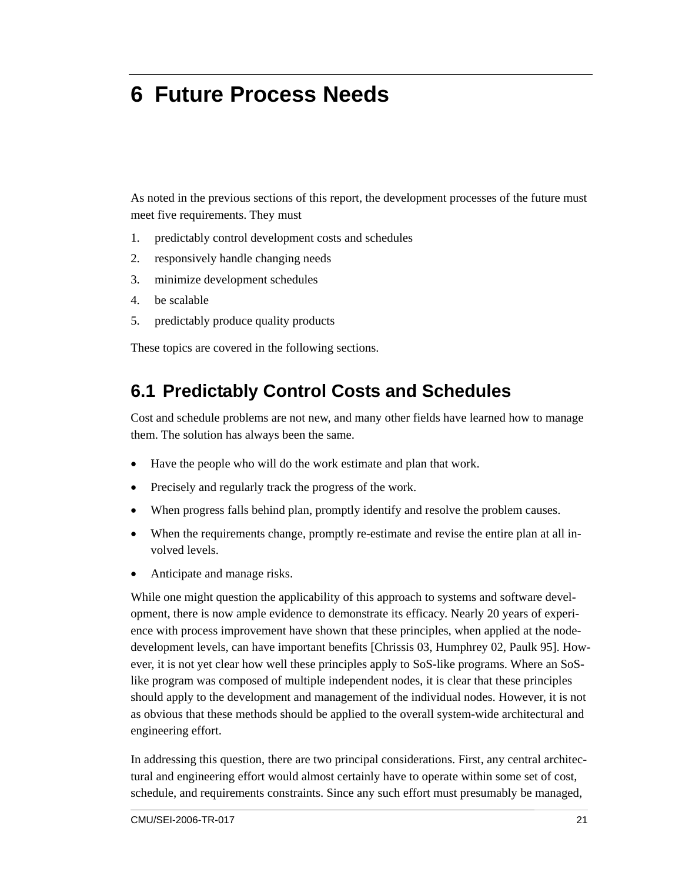# 6 Future Process Needs

As noted in the previous sections of this report, the development processes of the future must meet five requirements. They must

1. predictably control development costs and schedules
2. responsively handle changing needs
3. minimize development schedules
4. be scalable
5. predictably produce quality products

These topics are covered in the following sections.

## 6.1 Predictably Control Costs and Schedules

Cost and schedule problems are not new, and many other fields have learned how to manage them. The solution has always been the same.

- Have the people who will do the work estimate and plan that work.
- Precisely and regularly track the progress of the work.
- When progress falls behind plan, promptly identify and resolve the problem causes.
- When the requirements change, promptly re-estimate and revise the entire plan at all involved levels.
- Anticipate and manage risks.

While one might question the applicability of this approach to systems and software development, there is now ample evidence to demonstrate its efficacy. Nearly 20 years of experience with process improvement have shown that these principles, when applied at the node-development levels, can have important benefits [Chrissis 03, Humphrey 02, Paulk 95]. However, it is not yet clear how well these principles apply to SoS-like programs. Where an SoS-like program was composed of multiple independent nodes, it is clear that these principles should apply to the development and management of the individual nodes. However, it is not as obvious that these methods should be applied to the overall system-wide architectural and engineering effort.

In addressing this question, there are two principal considerations. First, any central architectural and engineering effort would almost certainly have to operate within some set of cost, schedule, and requirements constraints. Since any such effort must presumably be managed,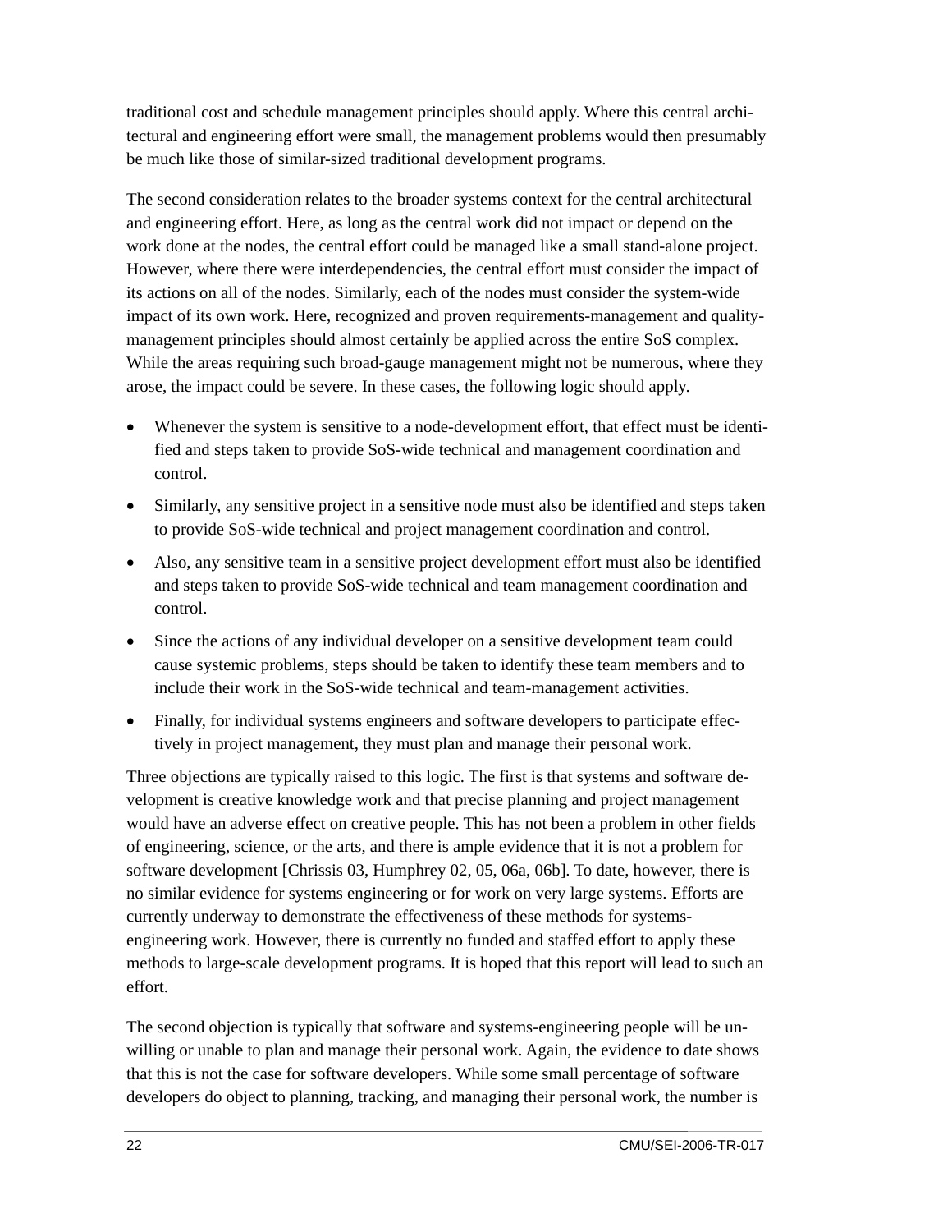traditional cost and schedule management principles should apply. Where this central architectural and engineering effort were small, the management problems would then presumably be much like those of similar-sized traditional development programs.

The second consideration relates to the broader systems context for the central architectural and engineering effort. Here, as long as the central work did not impact or depend on the work done at the nodes, the central effort could be managed like a small stand-alone project. However, where there were interdependencies, the central effort must consider the impact of its actions on all of the nodes. Similarly, each of the nodes must consider the system-wide impact of its own work. Here, recognized and proven requirements-management and quality-management principles should almost certainly be applied across the entire SoS complex. While the areas requiring such broad-gauge management might not be numerous, where they arose, the impact could be severe. In these cases, the following logic should apply.

- Whenever the system is sensitive to a node-development effort, that effect must be identified and steps taken to provide SoS-wide technical and management coordination and control.
- Similarly, any sensitive project in a sensitive node must also be identified and steps taken to provide SoS-wide technical and project management coordination and control.
- Also, any sensitive team in a sensitive project development effort must also be identified and steps taken to provide SoS-wide technical and team management coordination and control.
- Since the actions of any individual developer on a sensitive development team could cause systemic problems, steps should be taken to identify these team members and to include their work in the SoS-wide technical and team-management activities.
- Finally, for individual systems engineers and software developers to participate effectively in project management, they must plan and manage their personal work.

Three objections are typically raised to this logic. The first is that systems and software development is creative knowledge work and that precise planning and project management would have an adverse effect on creative people. This has not been a problem in other fields of engineering, science, or the arts, and there is ample evidence that it is not a problem for software development [Chrissis 03, Humphrey 02, 05, 06a, 06b]. To date, however, there is no similar evidence for systems engineering or for work on very large systems. Efforts are currently underway to demonstrate the effectiveness of these methods for systems-engineering work. However, there is currently no funded and staffed effort to apply these methods to large-scale development programs. It is hoped that this report will lead to such an effort.

The second objection is typically that software and systems-engineering people will be unwilling or unable to plan and manage their personal work. Again, the evidence to date shows that this is not the case for software developers. While some small percentage of software developers do object to planning, tracking, and managing their personal work, the number is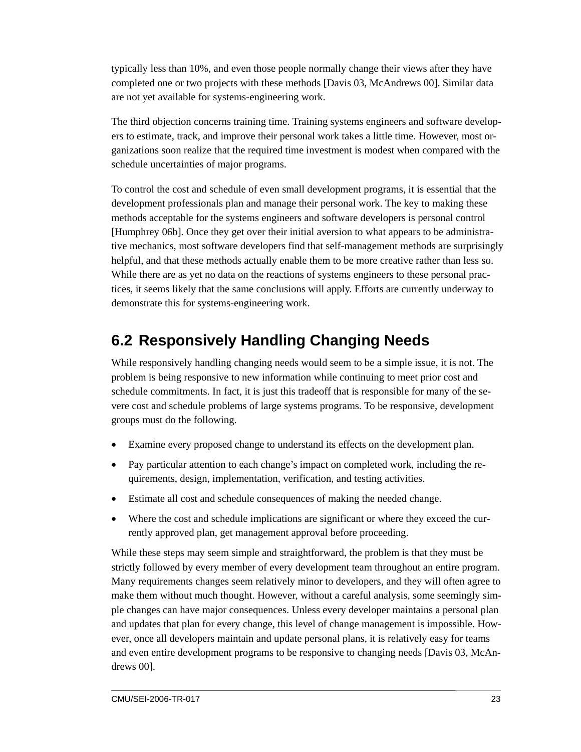typically less than 10%, and even those people normally change their views after they have completed one or two projects with these methods [Davis 03, McAndrews 00]. Similar data are not yet available for systems-engineering work.

The third objection concerns training time. Training systems engineers and software developers to estimate, track, and improve their personal work takes a little time. However, most organizations soon realize that the required time investment is modest when compared with the schedule uncertainties of major programs.

To control the cost and schedule of even small development programs, it is essential that the development professionals plan and manage their personal work. The key to making these methods acceptable for the systems engineers and software developers is personal control [Humphrey 06b]. Once they get over their initial aversion to what appears to be administrative mechanics, most software developers find that self-management methods are surprisingly helpful, and that these methods actually enable them to be more creative rather than less so. While there are as yet no data on the reactions of systems engineers to these personal practices, it seems likely that the same conclusions will apply. Efforts are currently underway to demonstrate this for systems-engineering work.

## 6.2 Responsively Handling Changing Needs

While responsively handling changing needs would seem to be a simple issue, it is not. The problem is being responsive to new information while continuing to meet prior cost and schedule commitments. In fact, it is just this tradeoff that is responsible for many of the severe cost and schedule problems of large systems programs. To be responsive, development groups must do the following.

- Examine every proposed change to understand its effects on the development plan.
- Pay particular attention to each change's impact on completed work, including the requirements, design, implementation, verification, and testing activities.
- Estimate all cost and schedule consequences of making the needed change.
- Where the cost and schedule implications are significant or where they exceed the currently approved plan, get management approval before proceeding.

While these steps may seem simple and straightforward, the problem is that they must be strictly followed by every member of every development team throughout an entire program. Many requirements changes seem relatively minor to developers, and they will often agree to make them without much thought. However, without a careful analysis, some seemingly simple changes can have major consequences. Unless every developer maintains a personal plan and updates that plan for every change, this level of change management is impossible. However, once all developers maintain and update personal plans, it is relatively easy for teams and even entire development programs to be responsive to changing needs [Davis 03, McAndrews 00].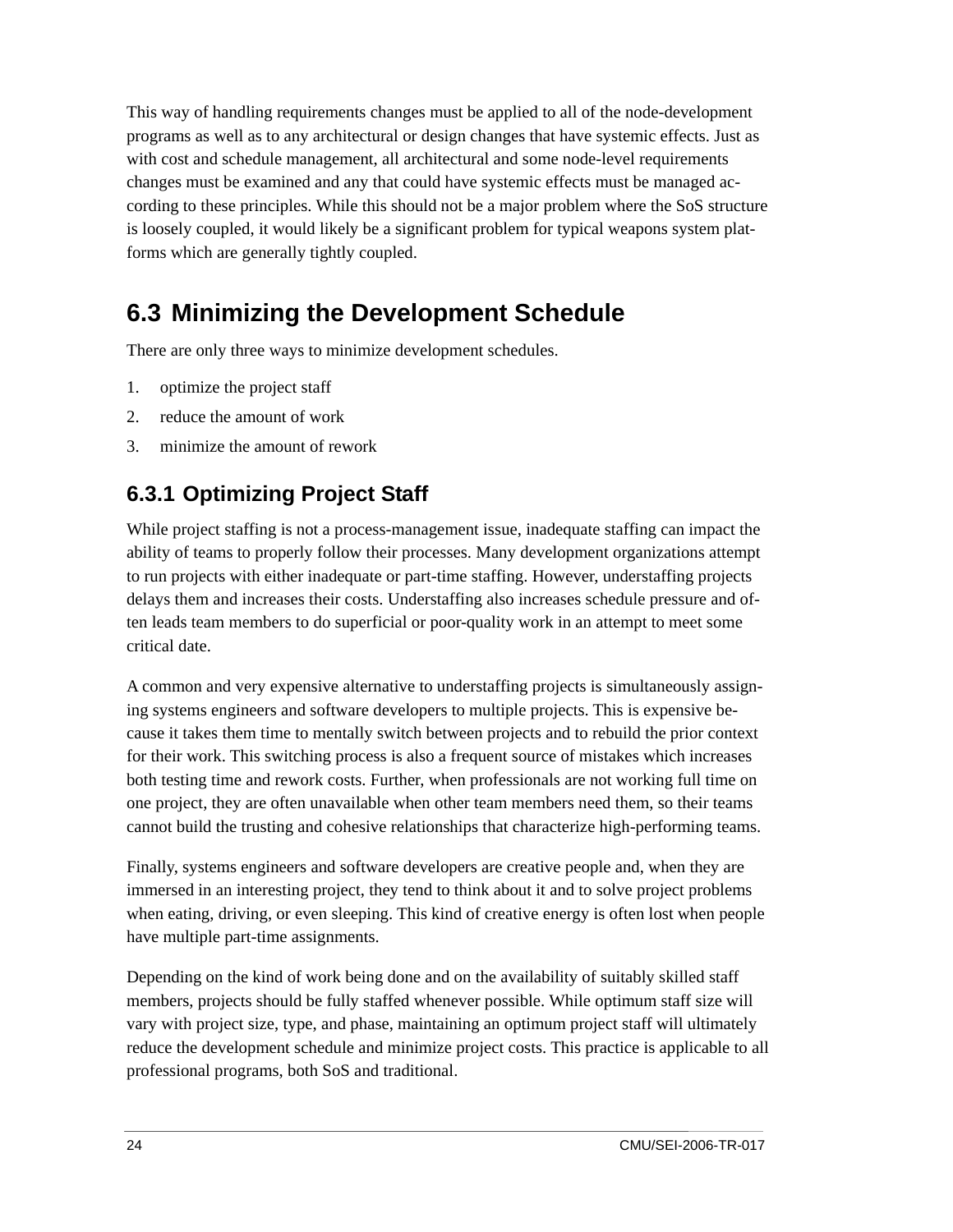This way of handling requirements changes must be applied to all of the node-development programs as well as to any architectural or design changes that have systemic effects. Just as with cost and schedule management, all architectural and some node-level requirements changes must be examined and any that could have systemic effects must be managed according to these principles. While this should not be a major problem where the SoS structure is loosely coupled, it would likely be a significant problem for typical weapons system platforms which are generally tightly coupled.

## 6.3 Minimizing the Development Schedule

There are only three ways to minimize development schedules.

1. optimize the project staff
2. reduce the amount of work
3. minimize the amount of rework

### 6.3.1 Optimizing Project Staff

While project staffing is not a process-management issue, inadequate staffing can impact the ability of teams to properly follow their processes. Many development organizations attempt to run projects with either inadequate or part-time staffing. However, understaffing projects delays them and increases their costs. Understaffing also increases schedule pressure and often leads team members to do superficial or poor-quality work in an attempt to meet some critical date.

A common and very expensive alternative to understaffing projects is simultaneously assigning systems engineers and software developers to multiple projects. This is expensive because it takes them time to mentally switch between projects and to rebuild the prior context for their work. This switching process is also a frequent source of mistakes which increases both testing time and rework costs. Further, when professionals are not working full time on one project, they are often unavailable when other team members need them, so their teams cannot build the trusting and cohesive relationships that characterize high-performing teams.

Finally, systems engineers and software developers are creative people and, when they are immersed in an interesting project, they tend to think about it and to solve project problems when eating, driving, or even sleeping. This kind of creative energy is often lost when people have multiple part-time assignments.

Depending on the kind of work being done and on the availability of suitably skilled staff members, projects should be fully staffed whenever possible. While optimum staff size will vary with project size, type, and phase, maintaining an optimum project staff will ultimately reduce the development schedule and minimize project costs. This practice is applicable to all professional programs, both SoS and traditional.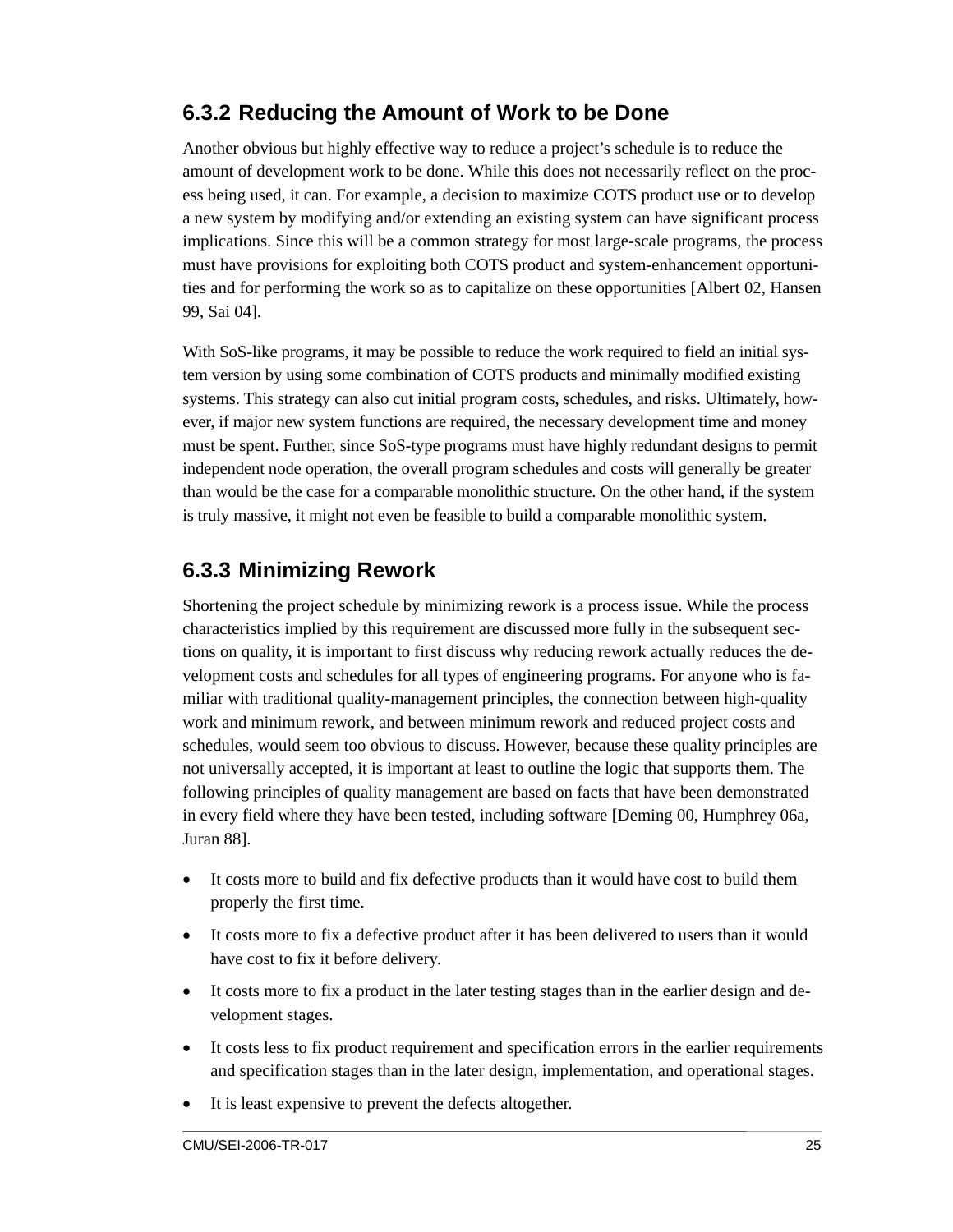### 6.3.2 Reducing the Amount of Work to be Done

Another obvious but highly effective way to reduce a project's schedule is to reduce the amount of development work to be done. While this does not necessarily reflect on the process being used, it can. For example, a decision to maximize COTS product use or to develop a new system by modifying and/or extending an existing system can have significant process implications. Since this will be a common strategy for most large-scale programs, the process must have provisions for exploiting both COTS product and system-enhancement opportunities and for performing the work so as to capitalize on these opportunities [Albert 02, Hansen 99, Sai 04].

With SoS-like programs, it may be possible to reduce the work required to field an initial system version by using some combination of COTS products and minimally modified existing systems. This strategy can also cut initial program costs, schedules, and risks. Ultimately, however, if major new system functions are required, the necessary development time and money must be spent. Further, since SoS-type programs must have highly redundant designs to permit independent node operation, the overall program schedules and costs will generally be greater than would be the case for a comparable monolithic structure. On the other hand, if the system is truly massive, it might not even be feasible to build a comparable monolithic system.

### 6.3.3 Minimizing Rework

Shortening the project schedule by minimizing rework is a process issue. While the process characteristics implied by this requirement are discussed more fully in the subsequent sections on quality, it is important to first discuss why reducing rework actually reduces the development costs and schedules for all types of engineering programs. For anyone who is familiar with traditional quality-management principles, the connection between high-quality work and minimum rework, and between minimum rework and reduced project costs and schedules, would seem too obvious to discuss. However, because these quality principles are not universally accepted, it is important at least to outline the logic that supports them. The following principles of quality management are based on facts that have been demonstrated in every field where they have been tested, including software [Deming 00, Humphrey 06a, Juran 88].

- It costs more to build and fix defective products than it would have cost to build them properly the first time.
- It costs more to fix a defective product after it has been delivered to users than it would have cost to fix it before delivery.
- It costs more to fix a product in the later testing stages than in the earlier design and development stages.
- It costs less to fix product requirement and specification errors in the earlier requirements and specification stages than in the later design, implementation, and operational stages.
- It is least expensive to prevent the defects altogether.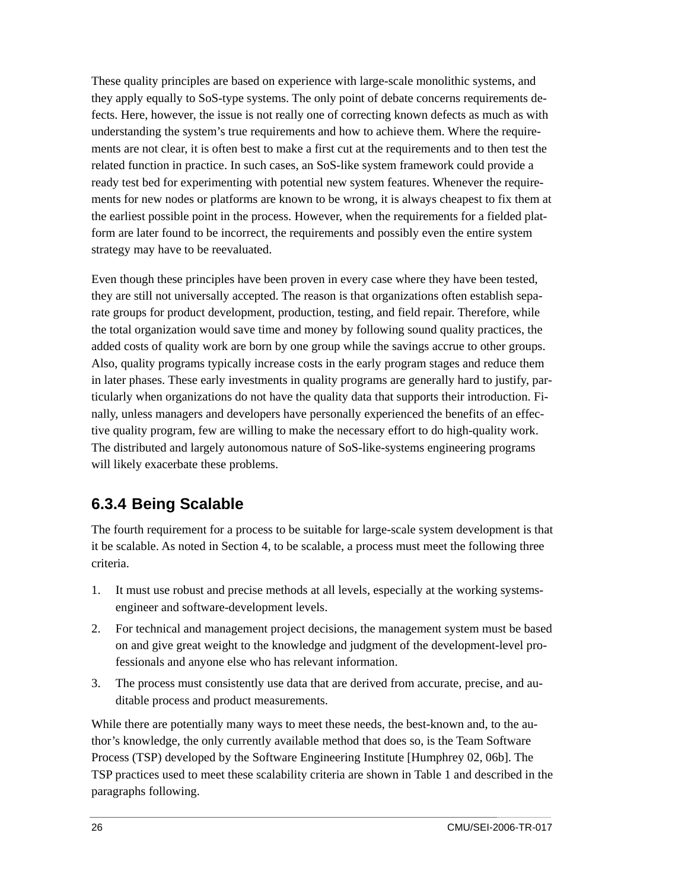These quality principles are based on experience with large-scale monolithic systems, and they apply equally to SoS-type systems. The only point of debate concerns requirements defects. Here, however, the issue is not really one of correcting known defects as much as with understanding the system's true requirements and how to achieve them. Where the requirements are not clear, it is often best to make a first cut at the requirements and to then test the related function in practice. In such cases, an SoS-like system framework could provide a ready test bed for experimenting with potential new system features. Whenever the requirements for new nodes or platforms are known to be wrong, it is always cheapest to fix them at the earliest possible point in the process. However, when the requirements for a fielded platform are later found to be incorrect, the requirements and possibly even the entire system strategy may have to be reevaluated.

Even though these principles have been proven in every case where they have been tested, they are still not universally accepted. The reason is that organizations often establish separate groups for product development, production, testing, and field repair. Therefore, while the total organization would save time and money by following sound quality practices, the added costs of quality work are born by one group while the savings accrue to other groups. Also, quality programs typically increase costs in the early program stages and reduce them in later phases. These early investments in quality programs are generally hard to justify, particularly when organizations do not have the quality data that supports their introduction. Finally, unless managers and developers have personally experienced the benefits of an effective quality program, few are willing to make the necessary effort to do high-quality work. The distributed and largely autonomous nature of SoS-like-systems engineering programs will likely exacerbate these problems.

### 6.3.4 Being Scalable

The fourth requirement for a process to be suitable for large-scale system development is that it be scalable. As noted in Section 4, to be scalable, a process must meet the following three criteria.

1. It must use robust and precise methods at all levels, especially at the working systems-engineer and software-development levels.
2. For technical and management project decisions, the management system must be based on and give great weight to the knowledge and judgment of the development-level professionals and anyone else who has relevant information.
3. The process must consistently use data that are derived from accurate, precise, and auditable process and product measurements.

While there are potentially many ways to meet these needs, the best-known and, to the author's knowledge, the only currently available method that does so, is the Team Software Process (TSP) developed by the Software Engineering Institute [Humphrey 02, 06b]. The TSP practices used to meet these scalability criteria are shown in Table 1 and described in the paragraphs following.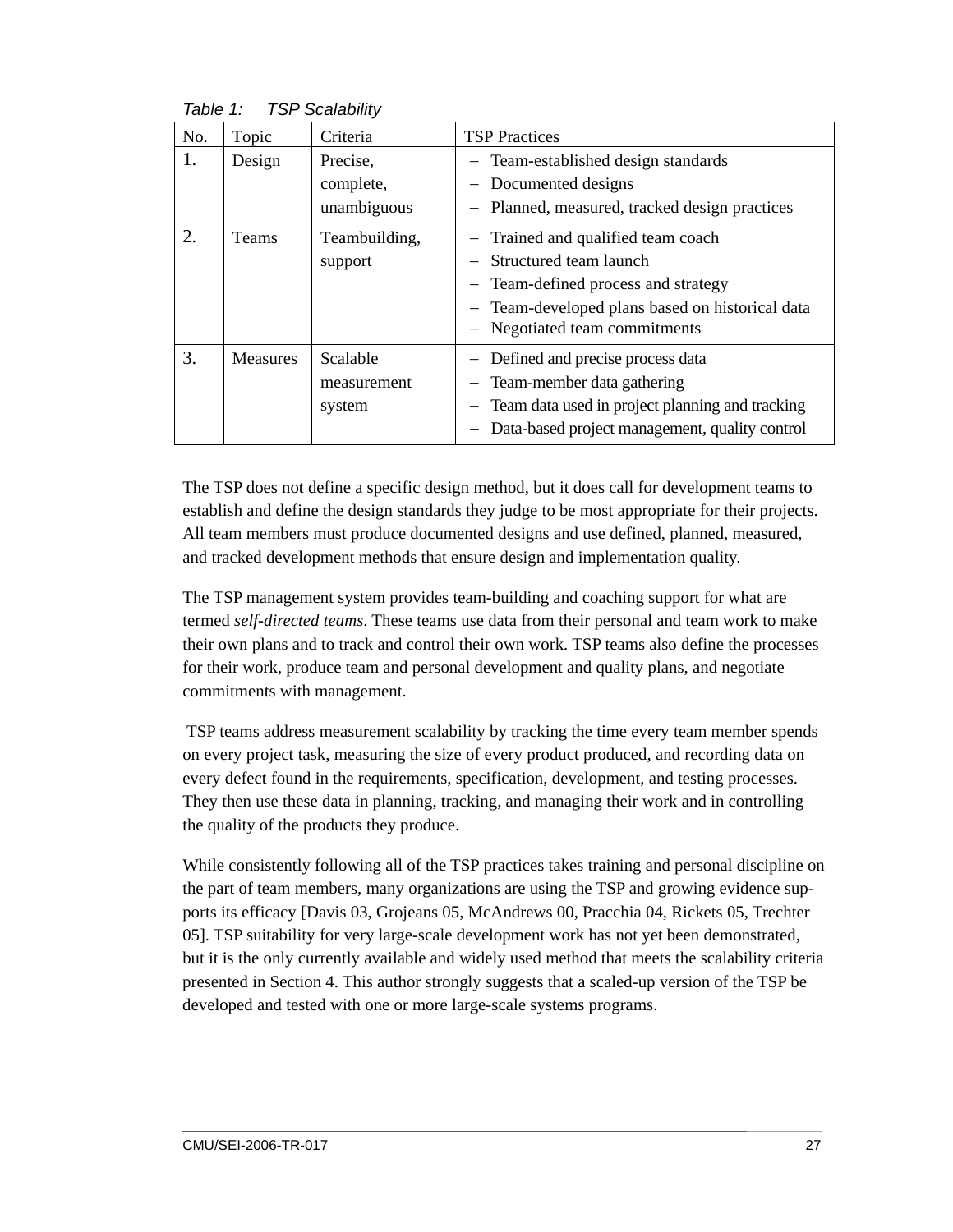*Table 1: TSP Scalability*

| No. | Topic | Criteria | TSP Practices |
|---|---|---|---|
| 1. | Design | Precise, complete, unambiguous | – Team-established design standards<br>– Documented designs<br>– Planned, measured, tracked design practices |
| 2. | Teams | Teambuilding, support | – Trained and qualified team coach<br>– Structured team launch<br>– Team-defined process and strategy<br>– Team-developed plans based on historical data<br>– Negotiated team commitments |
| 3. | Measures | Scalable measurement system | – Defined and precise process data<br>– Team-member data gathering<br>– Team data used in project planning and tracking<br>– Data-based project management, quality control |

The TSP does not define a specific design method, but it does call for development teams to establish and define the design standards they judge to be most appropriate for their projects. All team members must produce documented designs and use defined, planned, measured, and tracked development methods that ensure design and implementation quality.

The TSP management system provides team-building and coaching support for what are termed *self-directed teams*. These teams use data from their personal and team work to make their own plans and to track and control their own work. TSP teams also define the processes for their work, produce team and personal development and quality plans, and negotiate commitments with management.

TSP teams address measurement scalability by tracking the time every team member spends on every project task, measuring the size of every product produced, and recording data on every defect found in the requirements, specification, development, and testing processes. They then use these data in planning, tracking, and managing their work and in controlling the quality of the products they produce.

While consistently following all of the TSP practices takes training and personal discipline on the part of team members, many organizations are using the TSP and growing evidence supports its efficacy [Davis 03, Grojeans 05, McAndrews 00, Pracchia 04, Rickets 05, Trechter 05]. TSP suitability for very large-scale development work has not yet been demonstrated, but it is the only currently available and widely used method that meets the scalability criteria presented in Section 4. This author strongly suggests that a scaled-up version of the TSP be developed and tested with one or more large-scale systems programs.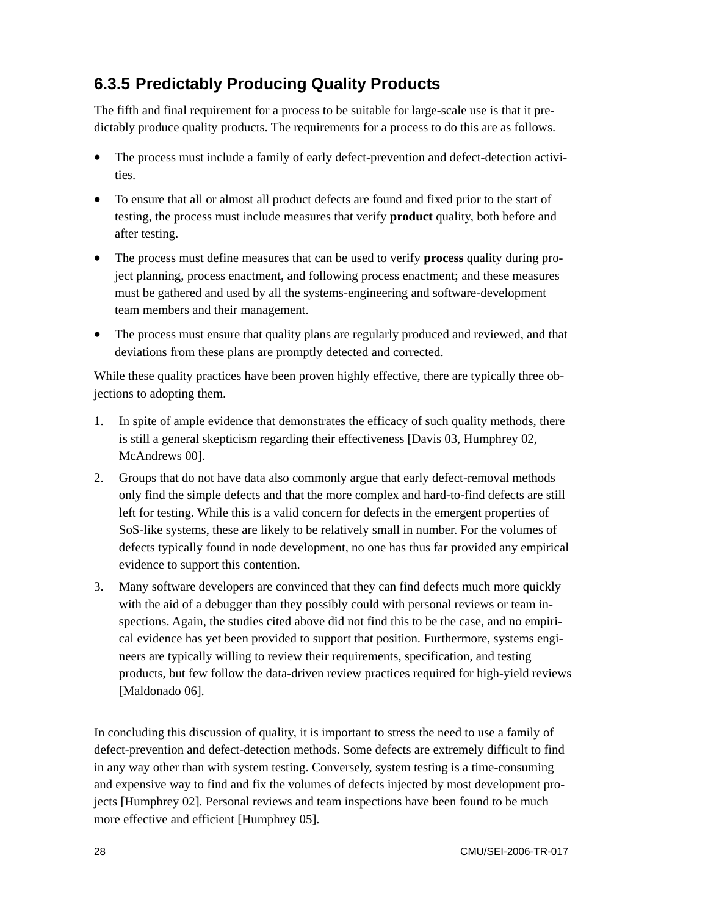### 6.3.5 Predictably Producing Quality Products

The fifth and final requirement for a process to be suitable for large-scale use is that it predictably produce quality products. The requirements for a process to do this are as follows.

- The process must include a family of early defect-prevention and defect-detection activities.
- To ensure that all or almost all product defects are found and fixed prior to the start of testing, the process must include measures that verify **product** quality, both before and after testing.
- The process must define measures that can be used to verify **process** quality during project planning, process enactment, and following process enactment; and these measures must be gathered and used by all the systems-engineering and software-development team members and their management.
- The process must ensure that quality plans are regularly produced and reviewed, and that deviations from these plans are promptly detected and corrected.

While these quality practices have been proven highly effective, there are typically three objections to adopting them.

1. In spite of ample evidence that demonstrates the efficacy of such quality methods, there is still a general skepticism regarding their effectiveness [Davis 03, Humphrey 02, McAndrews 00].
2. Groups that do not have data also commonly argue that early defect-removal methods only find the simple defects and that the more complex and hard-to-find defects are still left for testing. While this is a valid concern for defects in the emergent properties of SoS-like systems, these are likely to be relatively small in number. For the volumes of defects typically found in node development, no one has thus far provided any empirical evidence to support this contention.
3. Many software developers are convinced that they can find defects much more quickly with the aid of a debugger than they possibly could with personal reviews or team inspections. Again, the studies cited above did not find this to be the case, and no empirical evidence has yet been provided to support that position. Furthermore, systems engineers are typically willing to review their requirements, specification, and testing products, but few follow the data-driven review practices required for high-yield reviews [Maldonado 06].

In concluding this discussion of quality, it is important to stress the need to use a family of defect-prevention and defect-detection methods. Some defects are extremely difficult to find in any way other than with system testing. Conversely, system testing is a time-consuming and expensive way to find and fix the volumes of defects injected by most development projects [Humphrey 02]. Personal reviews and team inspections have been found to be much more effective and efficient [Humphrey 05].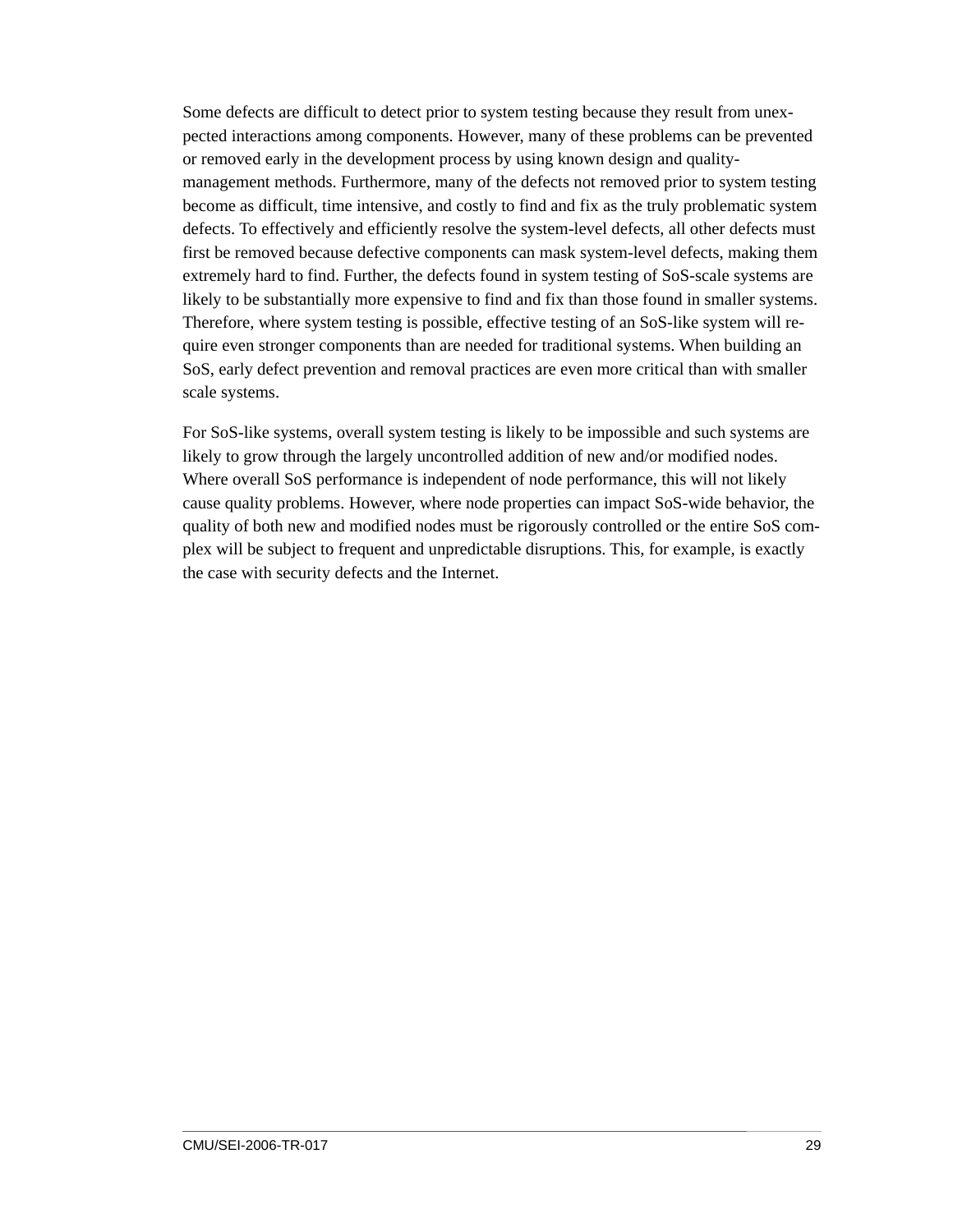Some defects are difficult to detect prior to system testing because they result from unexpected interactions among components. However, many of these problems can be prevented or removed early in the development process by using known design and quality-management methods. Furthermore, many of the defects not removed prior to system testing become as difficult, time intensive, and costly to find and fix as the truly problematic system defects. To effectively and efficiently resolve the system-level defects, all other defects must first be removed because defective components can mask system-level defects, making them extremely hard to find. Further, the defects found in system testing of SoS-scale systems are likely to be substantially more expensive to find and fix than those found in smaller systems. Therefore, where system testing is possible, effective testing of an SoS-like system will require even stronger components than are needed for traditional systems. When building an SoS, early defect prevention and removal practices are even more critical than with smaller scale systems.

For SoS-like systems, overall system testing is likely to be impossible and such systems are likely to grow through the largely uncontrolled addition of new and/or modified nodes. Where overall SoS performance is independent of node performance, this will not likely cause quality problems. However, where node properties can impact SoS-wide behavior, the quality of both new and modified nodes must be rigorously controlled or the entire SoS complex will be subject to frequent and unpredictable disruptions. This, for example, is exactly the case with security defects and the Internet.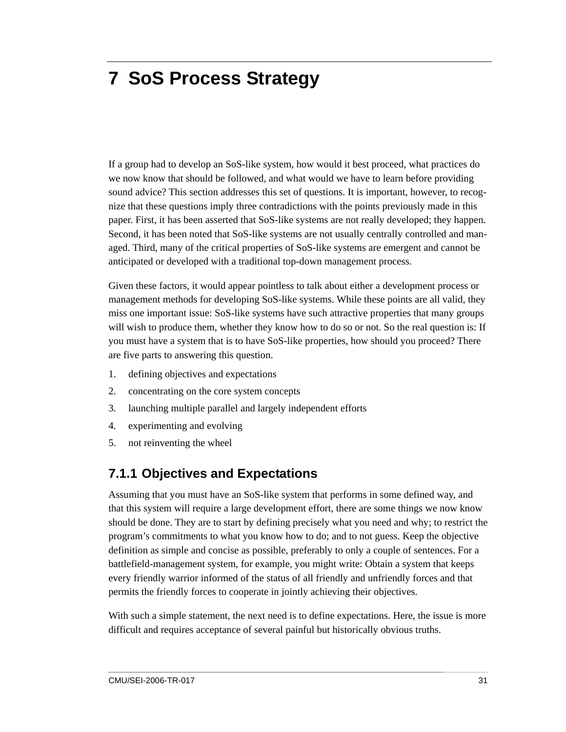# 7 SoS Process Strategy

If a group had to develop an SoS-like system, how would it best proceed, what practices do we now know that should be followed, and what would we have to learn before providing sound advice? This section addresses this set of questions. It is important, however, to recognize that these questions imply three contradictions with the points previously made in this paper. First, it has been asserted that SoS-like systems are not really developed; they happen. Second, it has been noted that SoS-like systems are not usually centrally controlled and managed. Third, many of the critical properties of SoS-like systems are emergent and cannot be anticipated or developed with a traditional top-down management process.

Given these factors, it would appear pointless to talk about either a development process or management methods for developing SoS-like systems. While these points are all valid, they miss one important issue: SoS-like systems have such attractive properties that many groups will wish to produce them, whether they know how to do so or not. So the real question is: If you must have a system that is to have SoS-like properties, how should you proceed? There are five parts to answering this question.

1. defining objectives and expectations
2. concentrating on the core system concepts
3. launching multiple parallel and largely independent efforts
4. experimenting and evolving
5. not reinventing the wheel

### 7.1.1 Objectives and Expectations

Assuming that you must have an SoS-like system that performs in some defined way, and that this system will require a large development effort, there are some things we now know should be done. They are to start by defining precisely what you need and why; to restrict the program's commitments to what you know how to do; and to not guess. Keep the objective definition as simple and concise as possible, preferably to only a couple of sentences. For a battlefield-management system, for example, you might write: Obtain a system that keeps every friendly warrior informed of the status of all friendly and unfriendly forces and that permits the friendly forces to cooperate in jointly achieving their objectives.

With such a simple statement, the next need is to define expectations. Here, the issue is more difficult and requires acceptance of several painful but historically obvious truths.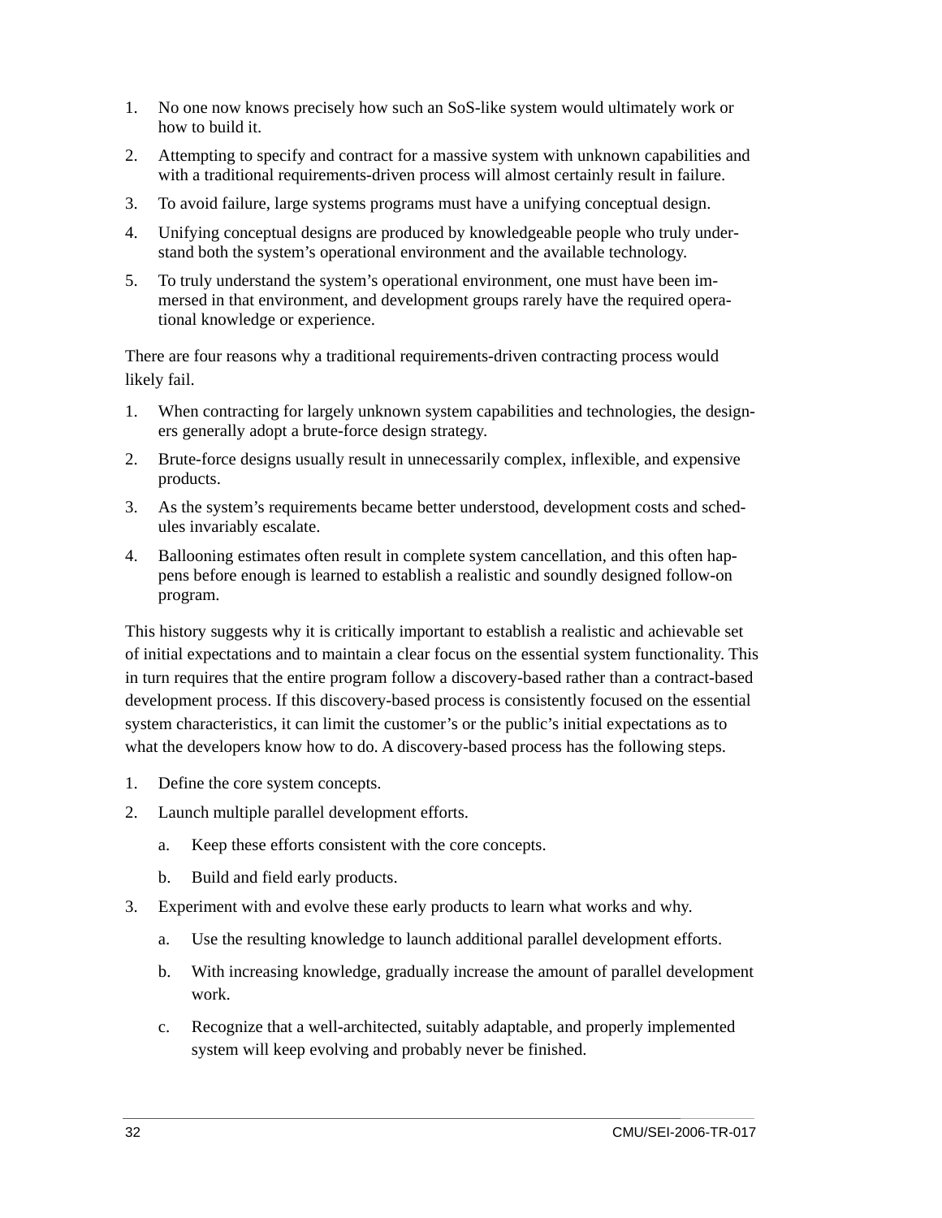1. No one now knows precisely how such an SoS-like system would ultimately work or how to build it.
2. Attempting to specify and contract for a massive system with unknown capabilities and with a traditional requirements-driven process will almost certainly result in failure.
3. To avoid failure, large systems programs must have a unifying conceptual design.
4. Unifying conceptual designs are produced by knowledgeable people who truly understand both the system's operational environment and the available technology.
5. To truly understand the system's operational environment, one must have been immersed in that environment, and development groups rarely have the required operational knowledge or experience.

There are four reasons why a traditional requirements-driven contracting process would likely fail.

1. When contracting for largely unknown system capabilities and technologies, the designers generally adopt a brute-force design strategy.
2. Brute-force designs usually result in unnecessarily complex, inflexible, and expensive products.
3. As the system's requirements became better understood, development costs and schedules invariably escalate.
4. Ballooning estimates often result in complete system cancellation, and this often happens before enough is learned to establish a realistic and soundly designed follow-on program.

This history suggests why it is critically important to establish a realistic and achievable set of initial expectations and to maintain a clear focus on the essential system functionality. This in turn requires that the entire program follow a discovery-based rather than a contract-based development process. If this discovery-based process is consistently focused on the essential system characteristics, it can limit the customer's or the public's initial expectations as to what the developers know how to do. A discovery-based process has the following steps.

1. Define the core system concepts.
2. Launch multiple parallel development efforts.
   a. Keep these efforts consistent with the core concepts.
   b. Build and field early products.
3. Experiment with and evolve these early products to learn what works and why.
   a. Use the resulting knowledge to launch additional parallel development efforts.
   b. With increasing knowledge, gradually increase the amount of parallel development work.
   c. Recognize that a well-architected, suitably adaptable, and properly implemented system will keep evolving and probably never be finished.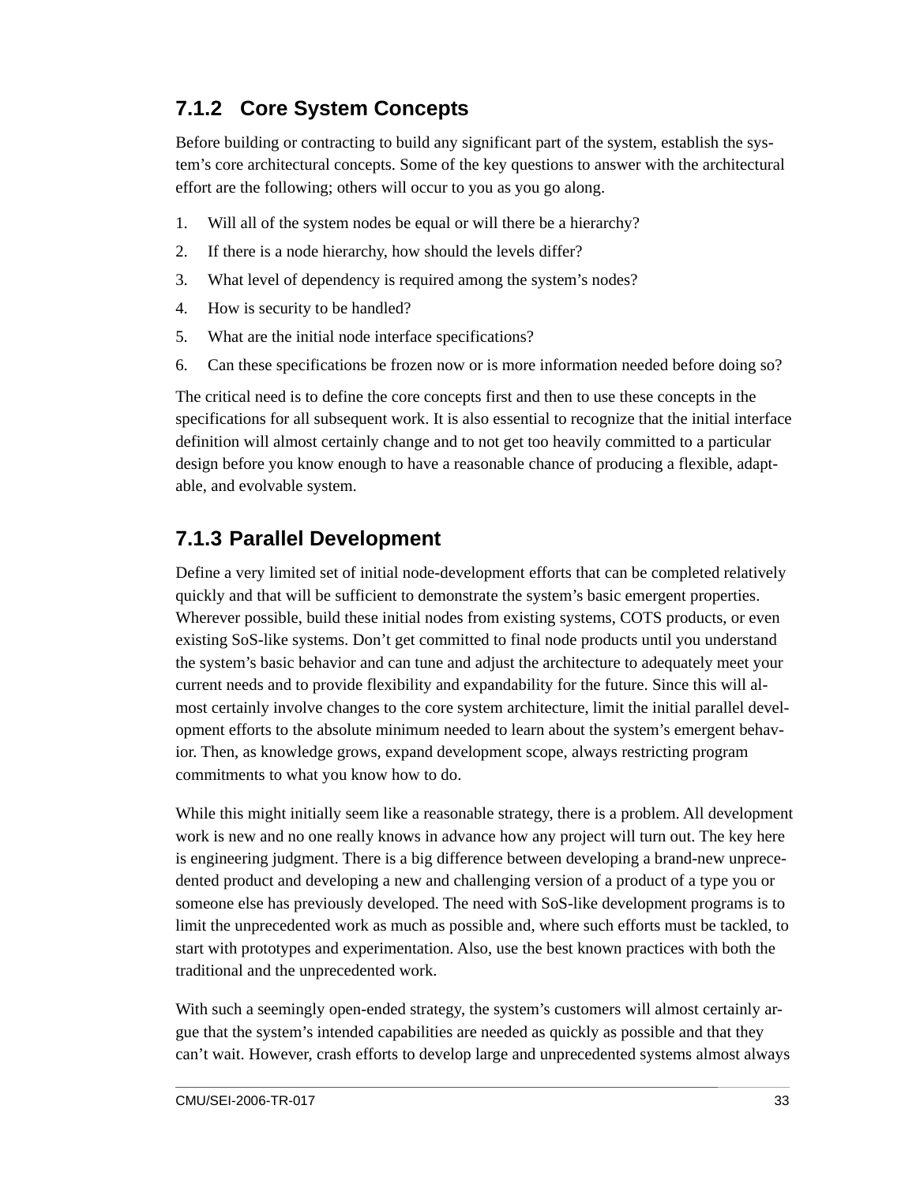### 7.1.2 Core System Concepts

Before building or contracting to build any significant part of the system, establish the system's core architectural concepts. Some of the key questions to answer with the architectural effort are the following; others will occur to you as you go along.

1. Will all of the system nodes be equal or will there be a hierarchy?
2. If there is a node hierarchy, how should the levels differ?
3. What level of dependency is required among the system's nodes?
4. How is security to be handled?
5. What are the initial node interface specifications?
6. Can these specifications be frozen now or is more information needed before doing so?

The critical need is to define the core concepts first and then to use these concepts in the specifications for all subsequent work. It is also essential to recognize that the initial interface definition will almost certainly change and to not get too heavily committed to a particular design before you know enough to have a reasonable chance of producing a flexible, adaptable, and evolvable system.

### 7.1.3 Parallel Development

Define a very limited set of initial node-development efforts that can be completed relatively quickly and that will be sufficient to demonstrate the system's basic emergent properties. Wherever possible, build these initial nodes from existing systems, COTS products, or even existing SoS-like systems. Don't get committed to final node products until you understand the system's basic behavior and can tune and adjust the architecture to adequately meet your current needs and to provide flexibility and expandability for the future. Since this will almost certainly involve changes to the core system architecture, limit the initial parallel development efforts to the absolute minimum needed to learn about the system's emergent behavior. Then, as knowledge grows, expand development scope, always restricting program commitments to what you know how to do.

While this might initially seem like a reasonable strategy, there is a problem. All development work is new and no one really knows in advance how any project will turn out. The key here is engineering judgment. There is a big difference between developing a brand-new unprecedented product and developing a new and challenging version of a product of a type you or someone else has previously developed. The need with SoS-like development programs is to limit the unprecedented work as much as possible and, where such efforts must be tackled, to start with prototypes and experimentation. Also, use the best known practices with both the traditional and the unprecedented work.

With such a seemingly open-ended strategy, the system's customers will almost certainly argue that the system's intended capabilities are needed as quickly as possible and that they can't wait. However, crash efforts to develop large and unprecedented systems almost always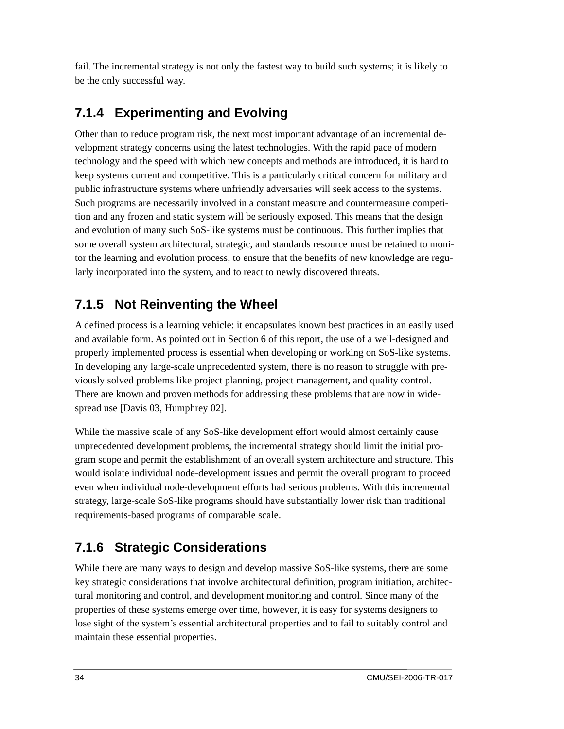fail. The incremental strategy is not only the fastest way to build such systems; it is likely to be the only successful way.

### 7.1.4 Experimenting and Evolving

Other than to reduce program risk, the next most important advantage of an incremental development strategy concerns using the latest technologies. With the rapid pace of modern technology and the speed with which new concepts and methods are introduced, it is hard to keep systems current and competitive. This is a particularly critical concern for military and public infrastructure systems where unfriendly adversaries will seek access to the systems. Such programs are necessarily involved in a constant measure and countermeasure competition and any frozen and static system will be seriously exposed. This means that the design and evolution of many such SoS-like systems must be continuous. This further implies that some overall system architectural, strategic, and standards resource must be retained to monitor the learning and evolution process, to ensure that the benefits of new knowledge are regularly incorporated into the system, and to react to newly discovered threats.

### 7.1.5 Not Reinventing the Wheel

A defined process is a learning vehicle: it encapsulates known best practices in an easily used and available form. As pointed out in Section 6 of this report, the use of a well-designed and properly implemented process is essential when developing or working on SoS-like systems. In developing any large-scale unprecedented system, there is no reason to struggle with previously solved problems like project planning, project management, and quality control. There are known and proven methods for addressing these problems that are now in widespread use [Davis 03, Humphrey 02].

While the massive scale of any SoS-like development effort would almost certainly cause unprecedented development problems, the incremental strategy should limit the initial program scope and permit the establishment of an overall system architecture and structure. This would isolate individual node-development issues and permit the overall program to proceed even when individual node-development efforts had serious problems. With this incremental strategy, large-scale SoS-like programs should have substantially lower risk than traditional requirements-based programs of comparable scale.

### 7.1.6 Strategic Considerations

While there are many ways to design and develop massive SoS-like systems, there are some key strategic considerations that involve architectural definition, program initiation, architectural monitoring and control, and development monitoring and control. Since many of the properties of these systems emerge over time, however, it is easy for systems designers to lose sight of the system's essential architectural properties and to fail to suitably control and maintain these essential properties.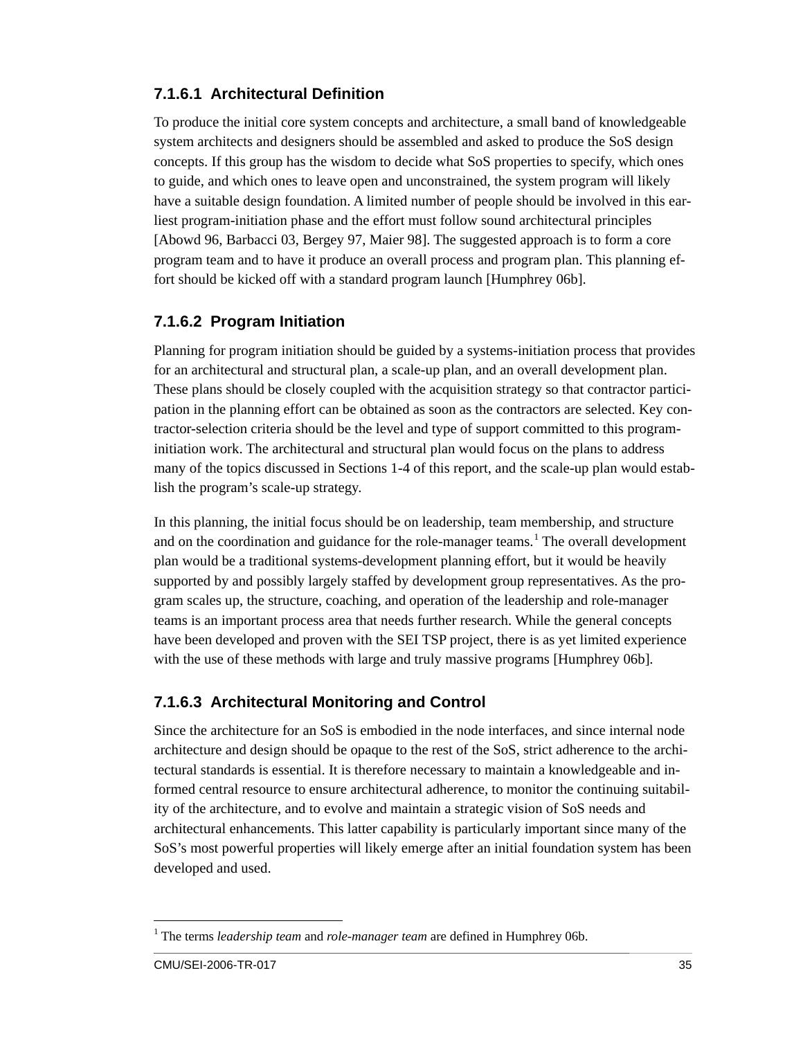#### 7.1.6.1 Architectural Definition

To produce the initial core system concepts and architecture, a small band of knowledgeable system architects and designers should be assembled and asked to produce the SoS design concepts. If this group has the wisdom to decide what SoS properties to specify, which ones to guide, and which ones to leave open and unconstrained, the system program will likely have a suitable design foundation. A limited number of people should be involved in this earliest program-initiation phase and the effort must follow sound architectural principles [Abowd 96, Barbacci 03, Bergey 97, Maier 98]. The suggested approach is to form a core program team and to have it produce an overall process and program plan. This planning effort should be kicked off with a standard program launch [Humphrey 06b].

#### 7.1.6.2 Program Initiation

Planning for program initiation should be guided by a systems-initiation process that provides for an architectural and structural plan, a scale-up plan, and an overall development plan. These plans should be closely coupled with the acquisition strategy so that contractor participation in the planning effort can be obtained as soon as the contractors are selected. Key contractor-selection criteria should be the level and type of support committed to this program-initiation work. The architectural and structural plan would focus on the plans to address many of the topics discussed in Sections 1-4 of this report, and the scale-up plan would establish the program's scale-up strategy.

In this planning, the initial focus should be on leadership, team membership, and structure and on the coordination and guidance for the role-manager teams.[1] The overall development plan would be a traditional systems-development planning effort, but it would be heavily supported by and possibly largely staffed by development group representatives. As the program scales up, the structure, coaching, and operation of the leadership and role-manager teams is an important process area that needs further research. While the general concepts have been developed and proven with the SEI TSP project, there is as yet limited experience with the use of these methods with large and truly massive programs [Humphrey 06b].

#### 7.1.6.3 Architectural Monitoring and Control

Since the architecture for an SoS is embodied in the node interfaces, and since internal node architecture and design should be opaque to the rest of the SoS, strict adherence to the architectural standards is essential. It is therefore necessary to maintain a knowledgeable and informed central resource to ensure architectural adherence, to monitor the continuing suitability of the architecture, and to evolve and maintain a strategic vision of SoS needs and architectural enhancements. This latter capability is particularly important since many of the SoS's most powerful properties will likely emerge after an initial foundation system has been developed and used.

---

[1] The terms *leadership team* and *role-manager team* are defined in Humphrey 06b.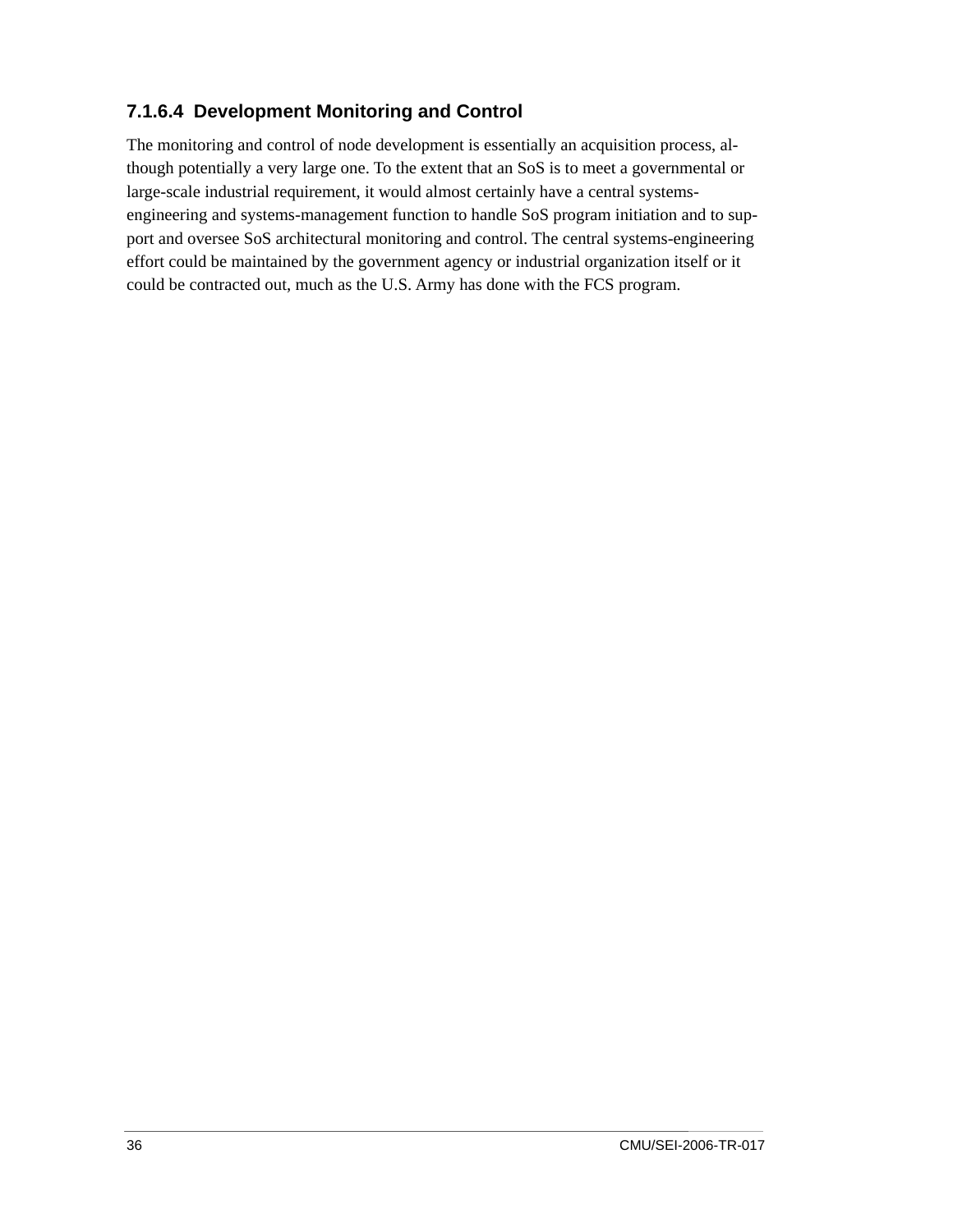#### 7.1.6.4 Development Monitoring and Control

The monitoring and control of node development is essentially an acquisition process, although potentially a very large one. To the extent that an SoS is to meet a governmental or large-scale industrial requirement, it would almost certainly have a central systems-engineering and systems-management function to handle SoS program initiation and to support and oversee SoS architectural monitoring and control. The central systems-engineering effort could be maintained by the government agency or industrial organization itself or it could be contracted out, much as the U.S. Army has done with the FCS program.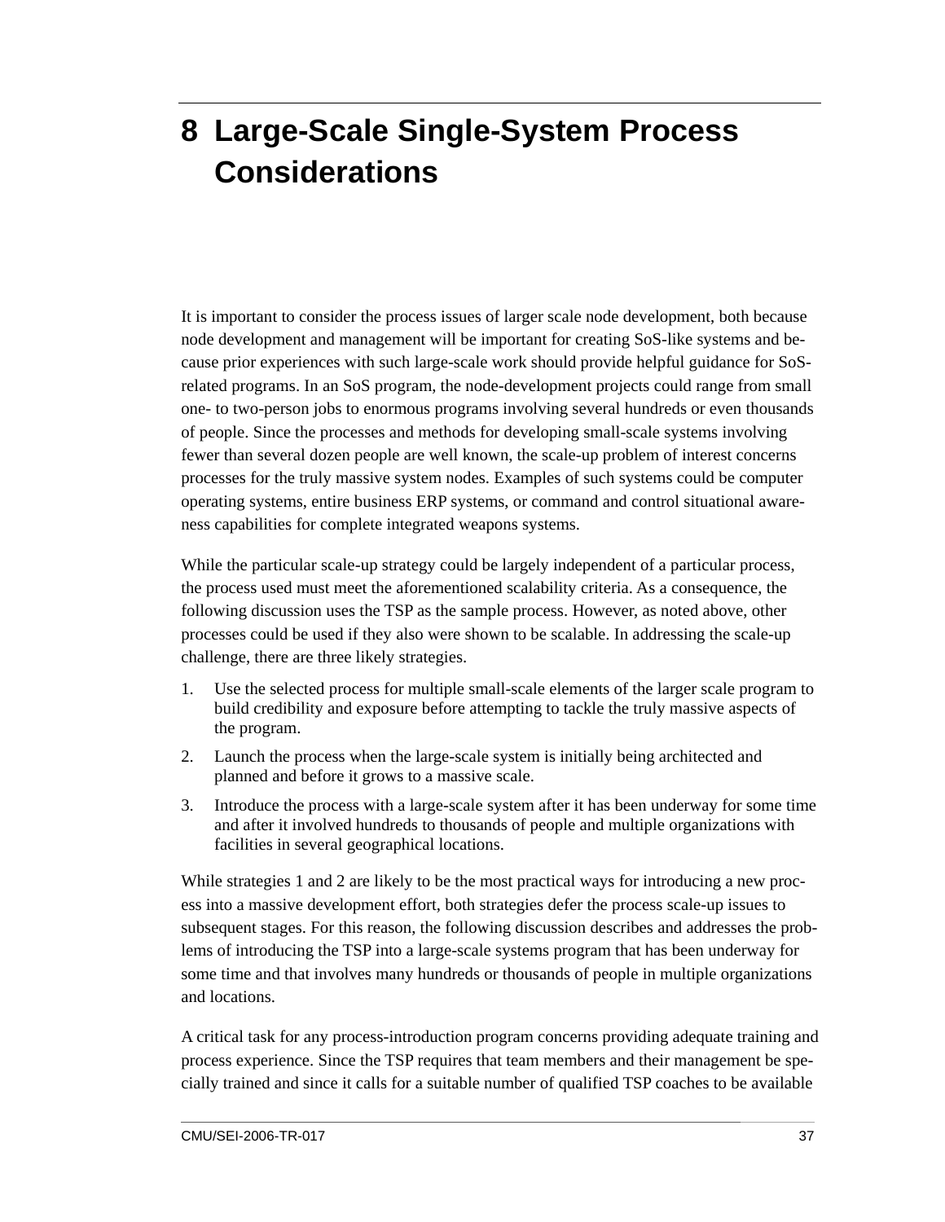# 8 Large-Scale Single-System Process Considerations

It is important to consider the process issues of larger scale node development, both because node development and management will be important for creating SoS-like systems and because prior experiences with such large-scale work should provide helpful guidance for SoS-related programs. In an SoS program, the node-development projects could range from small one- to two-person jobs to enormous programs involving several hundreds or even thousands of people. Since the processes and methods for developing small-scale systems involving fewer than several dozen people are well known, the scale-up problem of interest concerns processes for the truly massive system nodes. Examples of such systems could be computer operating systems, entire business ERP systems, or command and control situational awareness capabilities for complete integrated weapons systems.

While the particular scale-up strategy could be largely independent of a particular process, the process used must meet the aforementioned scalability criteria. As a consequence, the following discussion uses the TSP as the sample process. However, as noted above, other processes could be used if they also were shown to be scalable. In addressing the scale-up challenge, there are three likely strategies.

1. Use the selected process for multiple small-scale elements of the larger scale program to build credibility and exposure before attempting to tackle the truly massive aspects of the program.
2. Launch the process when the large-scale system is initially being architected and planned and before it grows to a massive scale.
3. Introduce the process with a large-scale system after it has been underway for some time and after it involved hundreds to thousands of people and multiple organizations with facilities in several geographical locations.

While strategies 1 and 2 are likely to be the most practical ways for introducing a new process into a massive development effort, both strategies defer the process scale-up issues to subsequent stages. For this reason, the following discussion describes and addresses the problems of introducing the TSP into a large-scale systems program that has been underway for some time and that involves many hundreds or thousands of people in multiple organizations and locations.

A critical task for any process-introduction program concerns providing adequate training and process experience. Since the TSP requires that team members and their management be specially trained and since it calls for a suitable number of qualified TSP coaches to be available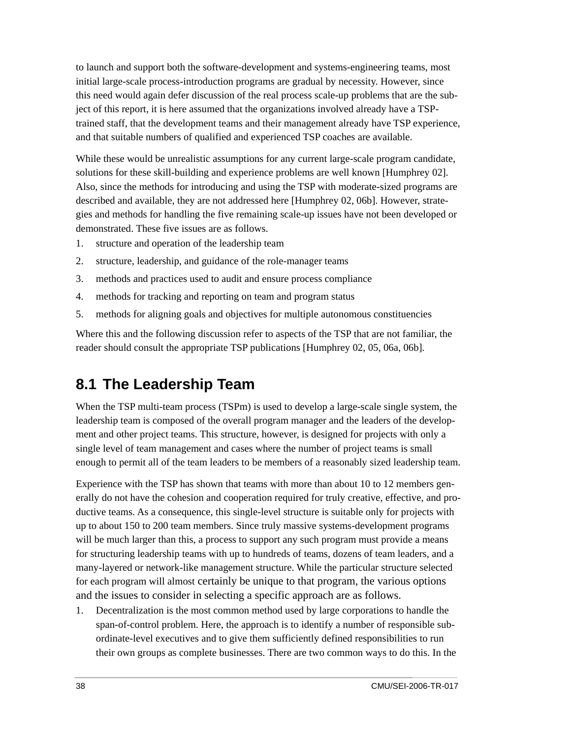to launch and support both the software-development and systems-engineering teams, most initial large-scale process-introduction programs are gradual by necessity. However, since this need would again defer discussion of the real process scale-up problems that are the subject of this report, it is here assumed that the organizations involved already have a TSP-trained staff, that the development teams and their management already have TSP experience, and that suitable numbers of qualified and experienced TSP coaches are available.

While these would be unrealistic assumptions for any current large-scale program candidate, solutions for these skill-building and experience problems are well known [Humphrey 02]. Also, since the methods for introducing and using the TSP with moderate-sized programs are described and available, they are not addressed here [Humphrey 02, 06b]. However, strategies and methods for handling the five remaining scale-up issues have not been developed or demonstrated. These five issues are as follows.

1. structure and operation of the leadership team
2. structure, leadership, and guidance of the role-manager teams
3. methods and practices used to audit and ensure process compliance
4. methods for tracking and reporting on team and program status
5. methods for aligning goals and objectives for multiple autonomous constituencies

Where this and the following discussion refer to aspects of the TSP that are not familiar, the reader should consult the appropriate TSP publications [Humphrey 02, 05, 06a, 06b].

## 8.1 The Leadership Team

When the TSP multi-team process (TSPm) is used to develop a large-scale single system, the leadership team is composed of the overall program manager and the leaders of the development and other project teams. This structure, however, is designed for projects with only a single level of team management and cases where the number of project teams is small enough to permit all of the team leaders to be members of a reasonably sized leadership team.

Experience with the TSP has shown that teams with more than about 10 to 12 members generally do not have the cohesion and cooperation required for truly creative, effective, and productive teams. As a consequence, this single-level structure is suitable only for projects with up to about 150 to 200 team members. Since truly massive systems-development programs will be much larger than this, a process to support any such program must provide a means for structuring leadership teams with up to hundreds of teams, dozens of team leaders, and a many-layered or network-like management structure. While the particular structure selected for each program will almost certainly be unique to that program, the various options and the issues to consider in selecting a specific approach are as follows.

1. Decentralization is the most common method used by large corporations to handle the span-of-control problem. Here, the approach is to identify a number of responsible subordinate-level executives and to give them sufficiently defined responsibilities to run their own groups as complete businesses. There are two common ways to do this. In the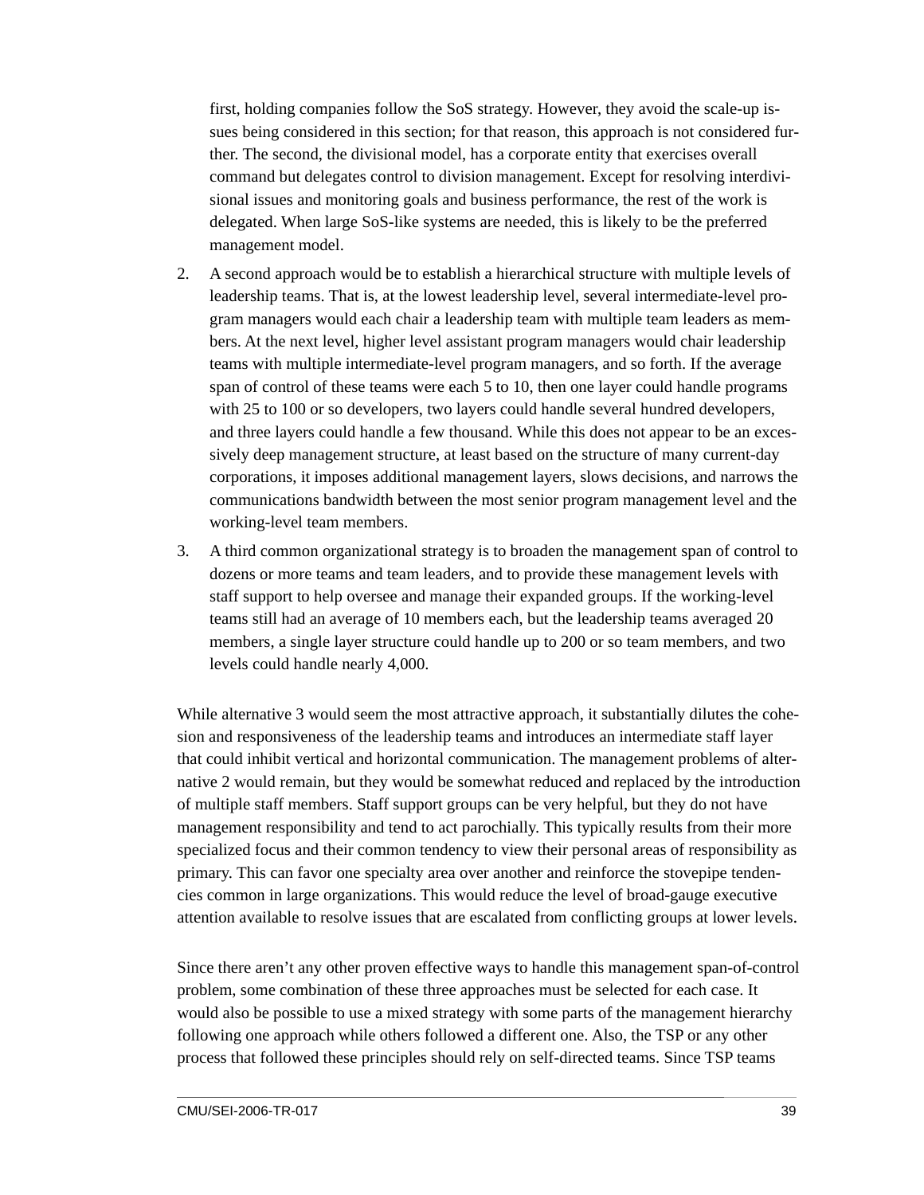first, holding companies follow the SoS strategy. However, they avoid the scale-up issues being considered in this section; for that reason, this approach is not considered further. The second, the divisional model, has a corporate entity that exercises overall command but delegates control to division management. Except for resolving interdivisional issues and monitoring goals and business performance, the rest of the work is delegated. When large SoS-like systems are needed, this is likely to be the preferred management model.

2. A second approach would be to establish a hierarchical structure with multiple levels of leadership teams. That is, at the lowest leadership level, several intermediate-level program managers would each chair a leadership team with multiple team leaders as members. At the next level, higher level assistant program managers would chair leadership teams with multiple intermediate-level program managers, and so forth. If the average span of control of these teams were each 5 to 10, then one layer could handle programs with 25 to 100 or so developers, two layers could handle several hundred developers, and three layers could handle a few thousand. While this does not appear to be an excessively deep management structure, at least based on the structure of many current-day corporations, it imposes additional management layers, slows decisions, and narrows the communications bandwidth between the most senior program management level and the working-level team members.

3. A third common organizational strategy is to broaden the management span of control to dozens or more teams and team leaders, and to provide these management levels with staff support to help oversee and manage their expanded groups. If the working-level teams still had an average of 10 members each, but the leadership teams averaged 20 members, a single layer structure could handle up to 200 or so team members, and two levels could handle nearly 4,000.

While alternative 3 would seem the most attractive approach, it substantially dilutes the cohesion and responsiveness of the leadership teams and introduces an intermediate staff layer that could inhibit vertical and horizontal communication. The management problems of alternative 2 would remain, but they would be somewhat reduced and replaced by the introduction of multiple staff members. Staff support groups can be very helpful, but they do not have management responsibility and tend to act parochially. This typically results from their more specialized focus and their common tendency to view their personal areas of responsibility as primary. This can favor one specialty area over another and reinforce the stovepipe tendencies common in large organizations. This would reduce the level of broad-gauge executive attention available to resolve issues that are escalated from conflicting groups at lower levels.

Since there aren't any other proven effective ways to handle this management span-of-control problem, some combination of these three approaches must be selected for each case. It would also be possible to use a mixed strategy with some parts of the management hierarchy following one approach while others followed a different one. Also, the TSP or any other process that followed these principles should rely on self-directed teams. Since TSP teams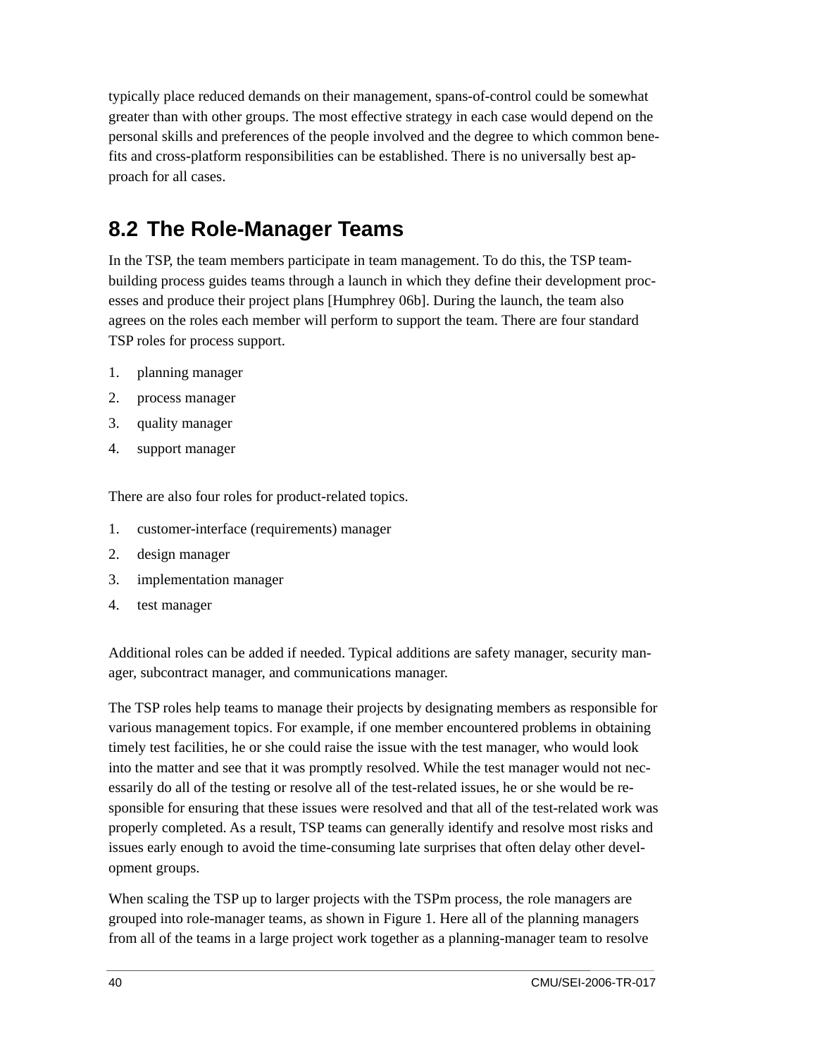typically place reduced demands on their management, spans-of-control could be somewhat greater than with other groups. The most effective strategy in each case would depend on the personal skills and preferences of the people involved and the degree to which common benefits and cross-platform responsibilities can be established. There is no universally best approach for all cases.

## 8.2 The Role-Manager Teams

In the TSP, the team members participate in team management. To do this, the TSP team-building process guides teams through a launch in which they define their development processes and produce their project plans [Humphrey 06b]. During the launch, the team also agrees on the roles each member will perform to support the team. There are four standard TSP roles for process support.

1. planning manager
2. process manager
3. quality manager
4. support manager

There are also four roles for product-related topics.

1. customer-interface (requirements) manager
2. design manager
3. implementation manager
4. test manager

Additional roles can be added if needed. Typical additions are safety manager, security manager, subcontract manager, and communications manager.

The TSP roles help teams to manage their projects by designating members as responsible for various management topics. For example, if one member encountered problems in obtaining timely test facilities, he or she could raise the issue with the test manager, who would look into the matter and see that it was promptly resolved. While the test manager would not necessarily do all of the testing or resolve all of the test-related issues, he or she would be responsible for ensuring that these issues were resolved and that all of the test-related work was properly completed. As a result, TSP teams can generally identify and resolve most risks and issues early enough to avoid the time-consuming late surprises that often delay other development groups.

When scaling the TSP up to larger projects with the TSPm process, the role managers are grouped into role-manager teams, as shown in Figure 1. Here all of the planning managers from all of the teams in a large project work together as a planning-manager team to resolve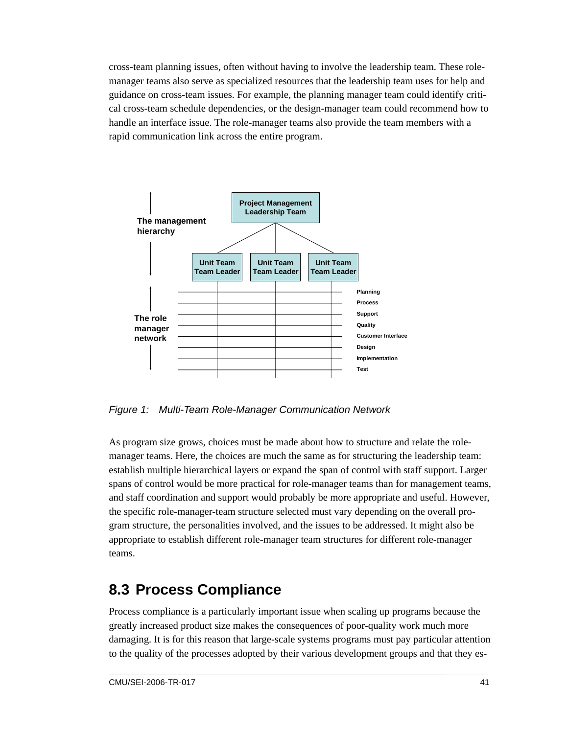cross-team planning issues, often without having to involve the leadership team. These role-manager teams also serve as specialized resources that the leadership team uses for help and guidance on cross-team issues. For example, the planning manager team could identify critical cross-team schedule dependencies, or the design-manager team could recommend how to handle an interface issue. The role-manager teams also provide the team members with a rapid communication link across the entire program.

*Figure 1: Multi-Team Role-Manager Communication Network*

As program size grows, choices must be made about how to structure and relate the role-manager teams. Here, the choices are much the same as for structuring the leadership team: establish multiple hierarchical layers or expand the span of control with staff support. Larger spans of control would be more practical for role-manager teams than for management teams, and staff coordination and support would probably be more appropriate and useful. However, the specific role-manager-team structure selected must vary depending on the overall program structure, the personalities involved, and the issues to be addressed. It might also be appropriate to establish different role-manager team structures for different role-manager teams.

## 8.3 Process Compliance

Process compliance is a particularly important issue when scaling up programs because the greatly increased product size makes the consequences of poor-quality work much more damaging. It is for this reason that large-scale systems programs must pay particular attention to the quality of the processes adopted by their various development groups and that they es-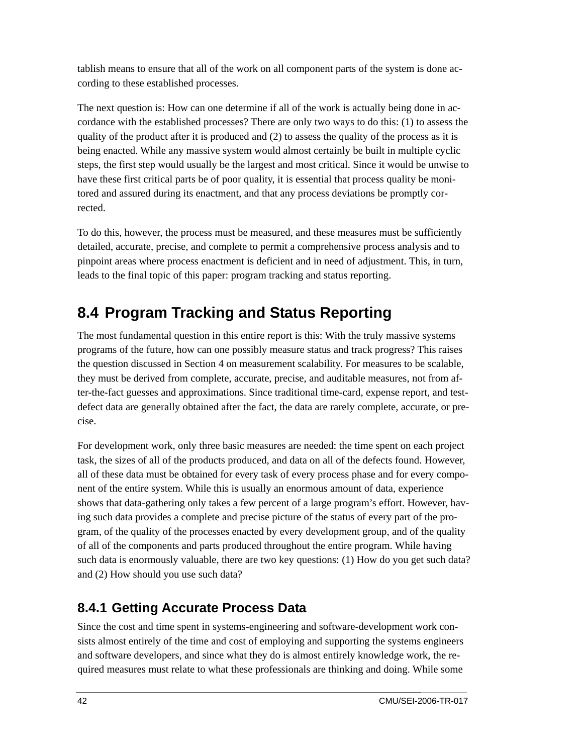tablish means to ensure that all of the work on all component parts of the system is done according to these established processes.

The next question is: How can one determine if all of the work is actually being done in accordance with the established processes? There are only two ways to do this: (1) to assess the quality of the product after it is produced and (2) to assess the quality of the process as it is being enacted. While any massive system would almost certainly be built in multiple cyclic steps, the first step would usually be the largest and most critical. Since it would be unwise to have these first critical parts be of poor quality, it is essential that process quality be monitored and assured during its enactment, and that any process deviations be promptly corrected.

To do this, however, the process must be measured, and these measures must be sufficiently detailed, accurate, precise, and complete to permit a comprehensive process analysis and to pinpoint areas where process enactment is deficient and in need of adjustment. This, in turn, leads to the final topic of this paper: program tracking and status reporting.

## 8.4 Program Tracking and Status Reporting

The most fundamental question in this entire report is this: With the truly massive systems programs of the future, how can one possibly measure status and track progress? This raises the question discussed in Section 4 on measurement scalability. For measures to be scalable, they must be derived from complete, accurate, precise, and auditable measures, not from after-the-fact guesses and approximations. Since traditional time-card, expense report, and test-defect data are generally obtained after the fact, the data are rarely complete, accurate, or precise.

For development work, only three basic measures are needed: the time spent on each project task, the sizes of all of the products produced, and data on all of the defects found. However, all of these data must be obtained for every task of every process phase and for every component of the entire system. While this is usually an enormous amount of data, experience shows that data-gathering only takes a few percent of a large program's effort. However, having such data provides a complete and precise picture of the status of every part of the program, of the quality of the processes enacted by every development group, and of the quality of all of the components and parts produced throughout the entire program. While having such data is enormously valuable, there are two key questions: (1) How do you get such data? and (2) How should you use such data?

### 8.4.1 Getting Accurate Process Data

Since the cost and time spent in systems-engineering and software-development work consists almost entirely of the time and cost of employing and supporting the systems engineers and software developers, and since what they do is almost entirely knowledge work, the required measures must relate to what these professionals are thinking and doing. While some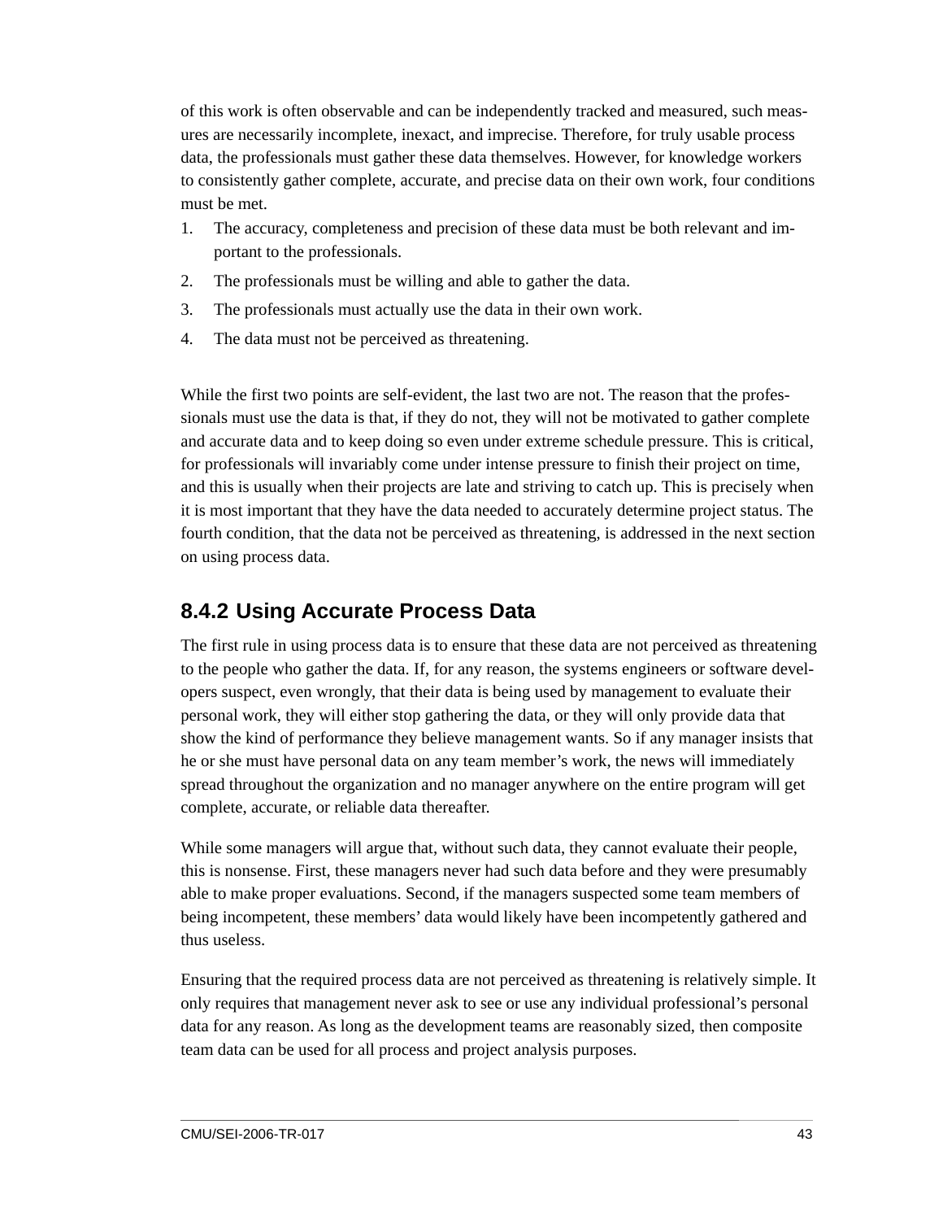of this work is often observable and can be independently tracked and measured, such measures are necessarily incomplete, inexact, and imprecise. Therefore, for truly usable process data, the professionals must gather these data themselves. However, for knowledge workers to consistently gather complete, accurate, and precise data on their own work, four conditions must be met.

1. The accuracy, completeness and precision of these data must be both relevant and important to the professionals.
2. The professionals must be willing and able to gather the data.
3. The professionals must actually use the data in their own work.
4. The data must not be perceived as threatening.

While the first two points are self-evident, the last two are not. The reason that the professionals must use the data is that, if they do not, they will not be motivated to gather complete and accurate data and to keep doing so even under extreme schedule pressure. This is critical, for professionals will invariably come under intense pressure to finish their project on time, and this is usually when their projects are late and striving to catch up. This is precisely when it is most important that they have the data needed to accurately determine project status. The fourth condition, that the data not be perceived as threatening, is addressed in the next section on using process data.

### 8.4.2 Using Accurate Process Data

The first rule in using process data is to ensure that these data are not perceived as threatening to the people who gather the data. If, for any reason, the systems engineers or software developers suspect, even wrongly, that their data is being used by management to evaluate their personal work, they will either stop gathering the data, or they will only provide data that show the kind of performance they believe management wants. So if any manager insists that he or she must have personal data on any team member's work, the news will immediately spread throughout the organization and no manager anywhere on the entire program will get complete, accurate, or reliable data thereafter.

While some managers will argue that, without such data, they cannot evaluate their people, this is nonsense. First, these managers never had such data before and they were presumably able to make proper evaluations. Second, if the managers suspected some team members of being incompetent, these members' data would likely have been incompetently gathered and thus useless.

Ensuring that the required process data are not perceived as threatening is relatively simple. It only requires that management never ask to see or use any individual professional's personal data for any reason. As long as the development teams are reasonably sized, then composite team data can be used for all process and project analysis purposes.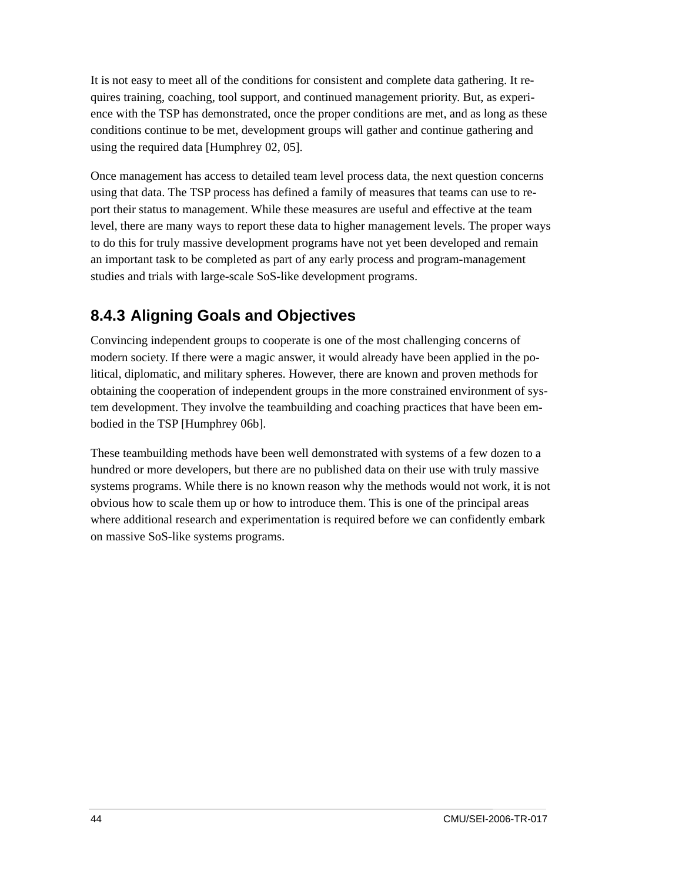It is not easy to meet all of the conditions for consistent and complete data gathering. It requires training, coaching, tool support, and continued management priority. But, as experience with the TSP has demonstrated, once the proper conditions are met, and as long as these conditions continue to be met, development groups will gather and continue gathering and using the required data [Humphrey 02, 05].

Once management has access to detailed team level process data, the next question concerns using that data. The TSP process has defined a family of measures that teams can use to report their status to management. While these measures are useful and effective at the team level, there are many ways to report these data to higher management levels. The proper ways to do this for truly massive development programs have not yet been developed and remain an important task to be completed as part of any early process and program-management studies and trials with large-scale SoS-like development programs.

### 8.4.3 Aligning Goals and Objectives

Convincing independent groups to cooperate is one of the most challenging concerns of modern society. If there were a magic answer, it would already have been applied in the political, diplomatic, and military spheres. However, there are known and proven methods for obtaining the cooperation of independent groups in the more constrained environment of system development. They involve the teambuilding and coaching practices that have been embodied in the TSP [Humphrey 06b].

These teambuilding methods have been well demonstrated with systems of a few dozen to a hundred or more developers, but there are no published data on their use with truly massive systems programs. While there is no known reason why the methods would not work, it is not obvious how to scale them up or how to introduce them. This is one of the principal areas where additional research and experimentation is required before we can confidently embark on massive SoS-like systems programs.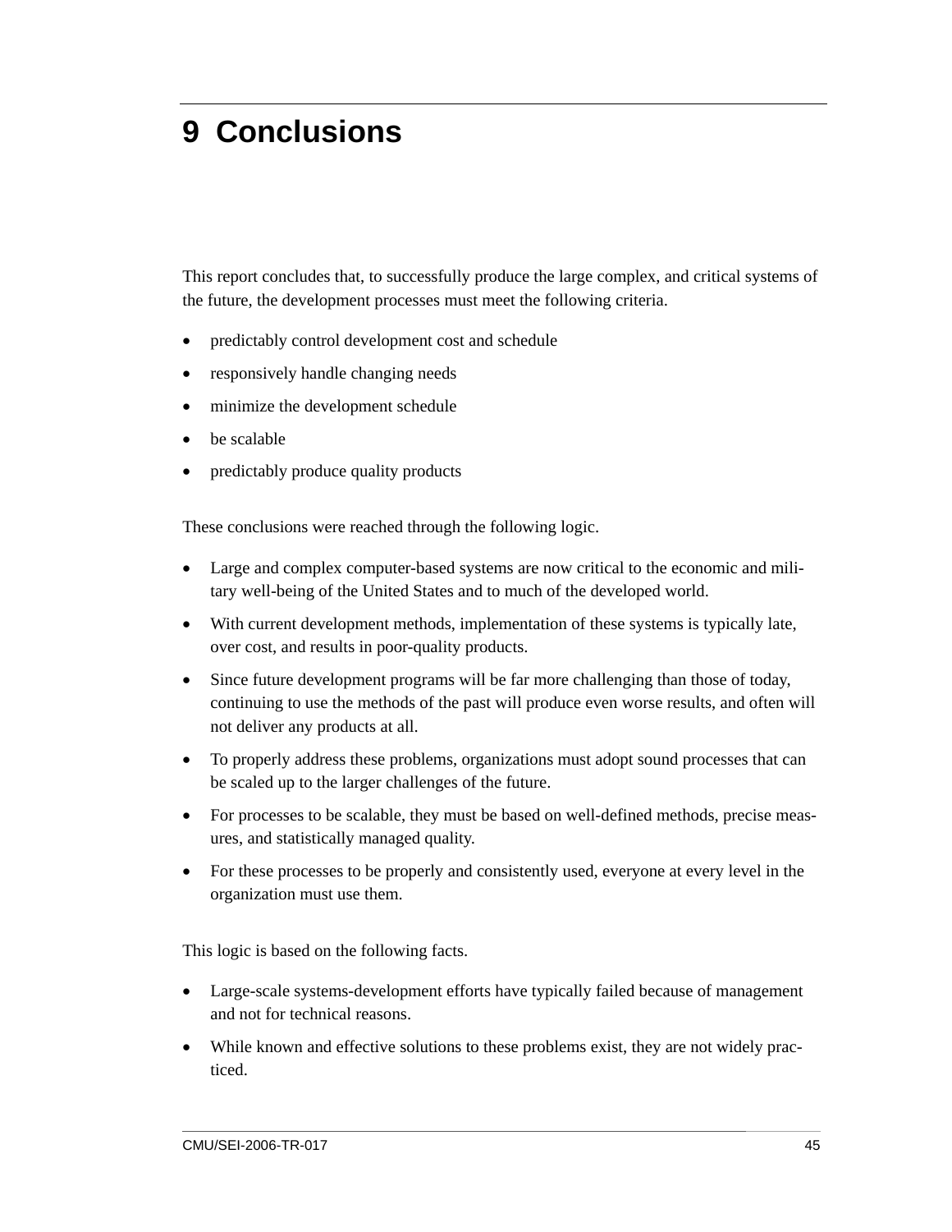# 9 Conclusions

This report concludes that, to successfully produce the large complex, and critical systems of the future, the development processes must meet the following criteria.

- predictably control development cost and schedule
- responsively handle changing needs
- minimize the development schedule
- be scalable
- predictably produce quality products

These conclusions were reached through the following logic.

- Large and complex computer-based systems are now critical to the economic and military well-being of the United States and to much of the developed world.
- With current development methods, implementation of these systems is typically late, over cost, and results in poor-quality products.
- Since future development programs will be far more challenging than those of today, continuing to use the methods of the past will produce even worse results, and often will not deliver any products at all.
- To properly address these problems, organizations must adopt sound processes that can be scaled up to the larger challenges of the future.
- For processes to be scalable, they must be based on well-defined methods, precise measures, and statistically managed quality.
- For these processes to be properly and consistently used, everyone at every level in the organization must use them.

This logic is based on the following facts.

- Large-scale systems-development efforts have typically failed because of management and not for technical reasons.
- While known and effective solutions to these problems exist, they are not widely practiced.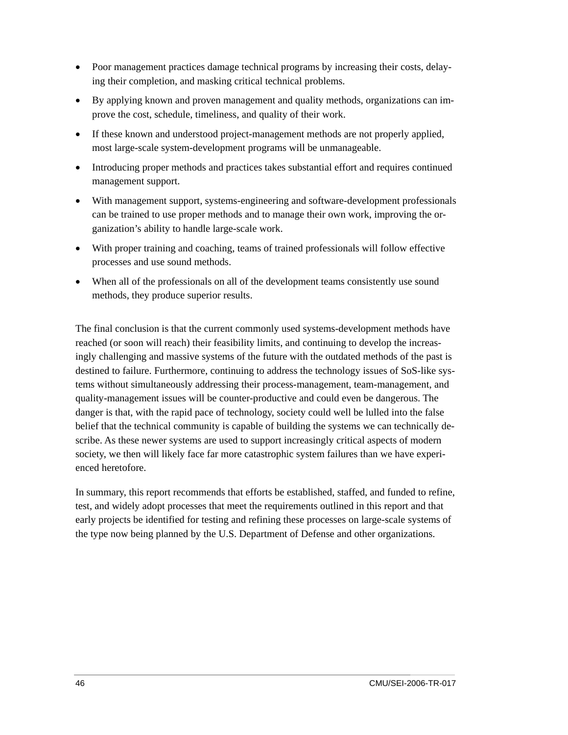- Poor management practices damage technical programs by increasing their costs, delaying their completion, and masking critical technical problems.
- By applying known and proven management and quality methods, organizations can improve the cost, schedule, timeliness, and quality of their work.
- If these known and understood project-management methods are not properly applied, most large-scale system-development programs will be unmanageable.
- Introducing proper methods and practices takes substantial effort and requires continued management support.
- With management support, systems-engineering and software-development professionals can be trained to use proper methods and to manage their own work, improving the organization's ability to handle large-scale work.
- With proper training and coaching, teams of trained professionals will follow effective processes and use sound methods.
- When all of the professionals on all of the development teams consistently use sound methods, they produce superior results.

The final conclusion is that the current commonly used systems-development methods have reached (or soon will reach) their feasibility limits, and continuing to develop the increasingly challenging and massive systems of the future with the outdated methods of the past is destined to failure. Furthermore, continuing to address the technology issues of SoS-like systems without simultaneously addressing their process-management, team-management, and quality-management issues will be counter-productive and could even be dangerous. The danger is that, with the rapid pace of technology, society could well be lulled into the false belief that the technical community is capable of building the systems we can technically describe. As these newer systems are used to support increasingly critical aspects of modern society, we then will likely face far more catastrophic system failures than we have experienced heretofore.

In summary, this report recommends that efforts be established, staffed, and funded to refine, test, and widely adopt processes that meet the requirements outlined in this report and that early projects be identified for testing and refining these processes on large-scale systems of the type now being planned by the U.S. Department of Defense and other organizations.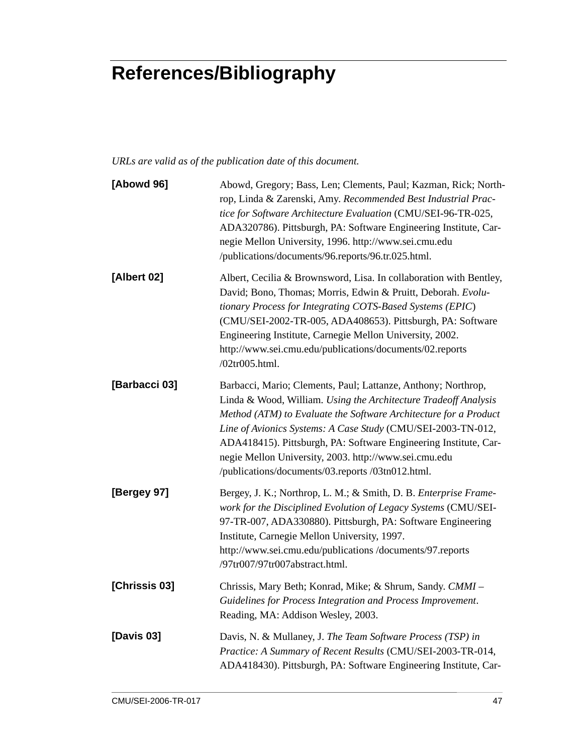# References/Bibliography

*URLs are valid as of the publication date of this document.*

**[Abowd 96]** Abowd, Gregory; Bass, Len; Clements, Paul; Kazman, Rick; Northrop, Linda & Zarenski, Amy. *Recommended Best Industrial Practice for Software Architecture Evaluation* (CMU/SEI-96-TR-025, ADA320786). Pittsburgh, PA: Software Engineering Institute, Carnegie Mellon University, 1996. http://www.sei.cmu.edu /publications/documents/96.reports/96.tr.025.html.

**[Albert 02]** Albert, Cecilia & Brownsword, Lisa. In collaboration with Bentley, David; Bono, Thomas; Morris, Edwin & Pruitt, Deborah. *Evolutionary Process for Integrating COTS-Based Systems (EPIC)* (CMU/SEI-2002-TR-005, ADA408653). Pittsburgh, PA: Software Engineering Institute, Carnegie Mellon University, 2002. http://www.sei.cmu.edu/publications/documents/02.reports /02tr005.html.

**[Barbacci 03]** Barbacci, Mario; Clements, Paul; Lattanze, Anthony; Northrop, Linda & Wood, William. *Using the Architecture Tradeoff Analysis Method (ATM) to Evaluate the Software Architecture for a Product Line of Avionics Systems: A Case Study* (CMU/SEI-2003-TN-012, ADA418415). Pittsburgh, PA: Software Engineering Institute, Carnegie Mellon University, 2003. http://www.sei.cmu.edu /publications/documents/03.reports /03tn012.html.

**[Bergey 97]** Bergey, J. K.; Northrop, L. M.; & Smith, D. B. *Enterprise Framework for the Disciplined Evolution of Legacy Systems* (CMU/SEI-97-TR-007, ADA330880). Pittsburgh, PA: Software Engineering Institute, Carnegie Mellon University, 1997. http://www.sei.cmu.edu/publications /documents/97.reports /97tr007/97tr007abstract.html.

**[Chrissis 03]** Chrissis, Mary Beth; Konrad, Mike; & Shrum, Sandy. *CMMI – Guidelines for Process Integration and Process Improvement*. Reading, MA: Addison Wesley, 2003.

**[Davis 03]** Davis, N. & Mullaney, J. *The Team Software Process (TSP) in Practice: A Summary of Recent Results* (CMU/SEI-2003-TR-014, ADA418430). Pittsburgh, PA: Software Engineering Institute, Car-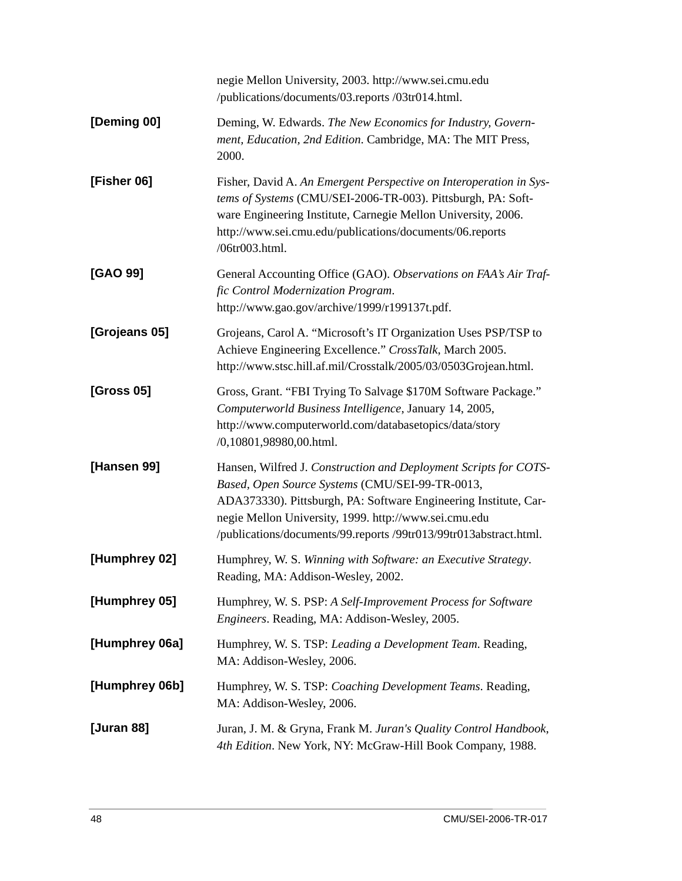negie Mellon University, 2003. http://www.sei.cmu.edu /publications/documents/03.reports /03tr014.html.

**[Deming 00]** Deming, W. Edwards. *The New Economics for Industry, Government, Education, 2nd Edition*. Cambridge, MA: The MIT Press, 2000.

**[Fisher 06]** Fisher, David A. *An Emergent Perspective on Interoperation in Systems of Systems* (CMU/SEI-2006-TR-003). Pittsburgh, PA: Software Engineering Institute, Carnegie Mellon University, 2006. http://www.sei.cmu.edu/publications/documents/06.reports /06tr003.html.

**[GAO 99]** General Accounting Office (GAO). *Observations on FAA's Air Traffic Control Modernization Program*. http://www.gao.gov/archive/1999/r199137t.pdf.

**[Grojeans 05]** Grojeans, Carol A. "Microsoft's IT Organization Uses PSP/TSP to Achieve Engineering Excellence." *CrossTalk*, March 2005. http://www.stsc.hill.af.mil/Crosstalk/2005/03/0503Grojean.html.

**[Gross 05]** Gross, Grant. "FBI Trying To Salvage $170M Software Package." *Computerworld Business Intelligence*, January 14, 2005, http://www.computerworld.com/databasetopics/data/story /0,10801,98980,00.html.

**[Hansen 99]** Hansen, Wilfred J. *Construction and Deployment Scripts for COTS-Based, Open Source Systems* (CMU/SEI-99-TR-0013, ADA373330). Pittsburgh, PA: Software Engineering Institute, Carnegie Mellon University, 1999. http://www.sei.cmu.edu /publications/documents/99.reports /99tr013/99tr013abstract.html.

**[Humphrey 02]** Humphrey, W. S. *Winning with Software: an Executive Strategy*. Reading, MA: Addison-Wesley, 2002.

**[Humphrey 05]** Humphrey, W. S. PSP: *A Self-Improvement Process for Software Engineers*. Reading, MA: Addison-Wesley, 2005.

**[Humphrey 06a]** Humphrey, W. S. TSP: *Leading a Development Team*. Reading, MA: Addison-Wesley, 2006.

**[Humphrey 06b]** Humphrey, W. S. TSP: *Coaching Development Teams*. Reading, MA: Addison-Wesley, 2006.

**[Juran 88]** Juran, J. M. & Gryna, Frank M. *Juran's Quality Control Handbook, 4th Edition*. New York, NY: McGraw-Hill Book Company, 1988.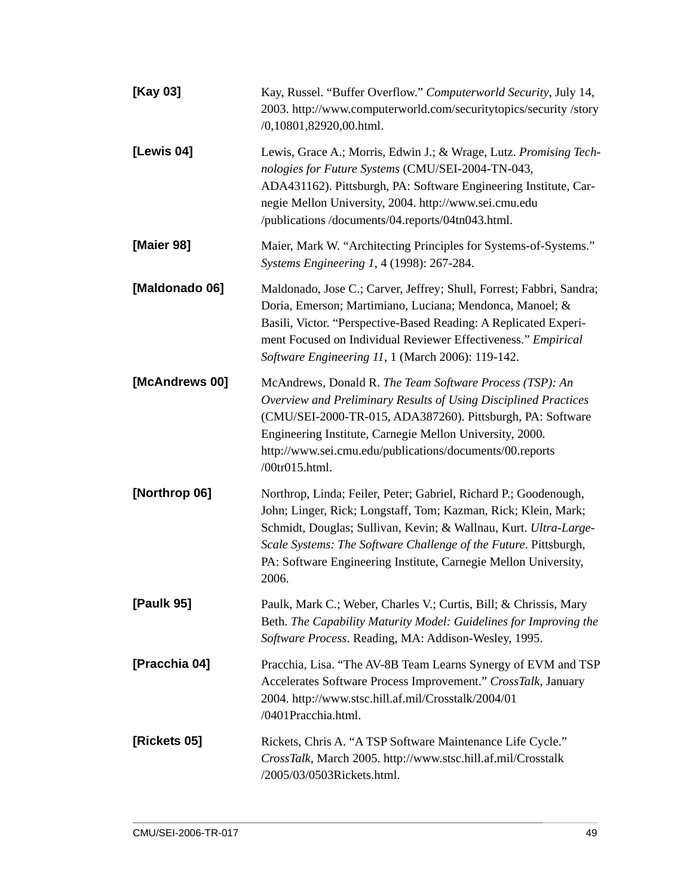**[Kay 03]** Kay, Russel. "Buffer Overflow." *Computerworld Security*, July 14, 2003. http://www.computerworld.com/securitytopics/security /story /0,10801,82920,00.html.

**[Lewis 04]** Lewis, Grace A.; Morris, Edwin J.; & Wrage, Lutz. *Promising Technologies for Future Systems* (CMU/SEI-2004-TN-043, ADA431162). Pittsburgh, PA: Software Engineering Institute, Carnegie Mellon University, 2004. http://www.sei.cmu.edu /publications /documents/04.reports/04tn043.html.

**[Maier 98]** Maier, Mark W. "Architecting Principles for Systems-of-Systems." *Systems Engineering 1*, 4 (1998): 267-284.

**[Maldonado 06]** Maldonado, Jose C.; Carver, Jeffrey; Shull, Forrest; Fabbri, Sandra; Doria, Emerson; Martimiano, Luciana; Mendonca, Manoel; & Basili, Victor. "Perspective-Based Reading: A Replicated Experiment Focused on Individual Reviewer Effectiveness." *Empirical Software Engineering 11*, 1 (March 2006): 119-142.

**[McAndrews 00]** McAndrews, Donald R. *The Team Software Process (TSP): An Overview and Preliminary Results of Using Disciplined Practices* (CMU/SEI-2000-TR-015, ADA387260). Pittsburgh, PA: Software Engineering Institute, Carnegie Mellon University, 2000. http://www.sei.cmu.edu/publications/documents/00.reports /00tr015.html.

**[Northrop 06]** Northrop, Linda; Feiler, Peter; Gabriel, Richard P.; Goodenough, John; Linger, Rick; Longstaff, Tom; Kazman, Rick; Klein, Mark; Schmidt, Douglas; Sullivan, Kevin; & Wallnau, Kurt. *Ultra-Large-Scale Systems: The Software Challenge of the Future*. Pittsburgh, PA: Software Engineering Institute, Carnegie Mellon University, 2006.

**[Paulk 95]** Paulk, Mark C.; Weber, Charles V.; Curtis, Bill; & Chrissis, Mary Beth. *The Capability Maturity Model: Guidelines for Improving the Software Process*. Reading, MA: Addison-Wesley, 1995.

**[Pracchia 04]** Pracchia, Lisa. "The AV-8B Team Learns Synergy of EVM and TSP Accelerates Software Process Improvement." *CrossTalk*, January 2004. http://www.stsc.hill.af.mil/Crosstalk/2004/01 /0401Pracchia.html.

**[Rickets 05]** Rickets, Chris A. "A TSP Software Maintenance Life Cycle." *CrossTalk*, March 2005. http://www.stsc.hill.af.mil/Crosstalk /2005/03/0503Rickets.html.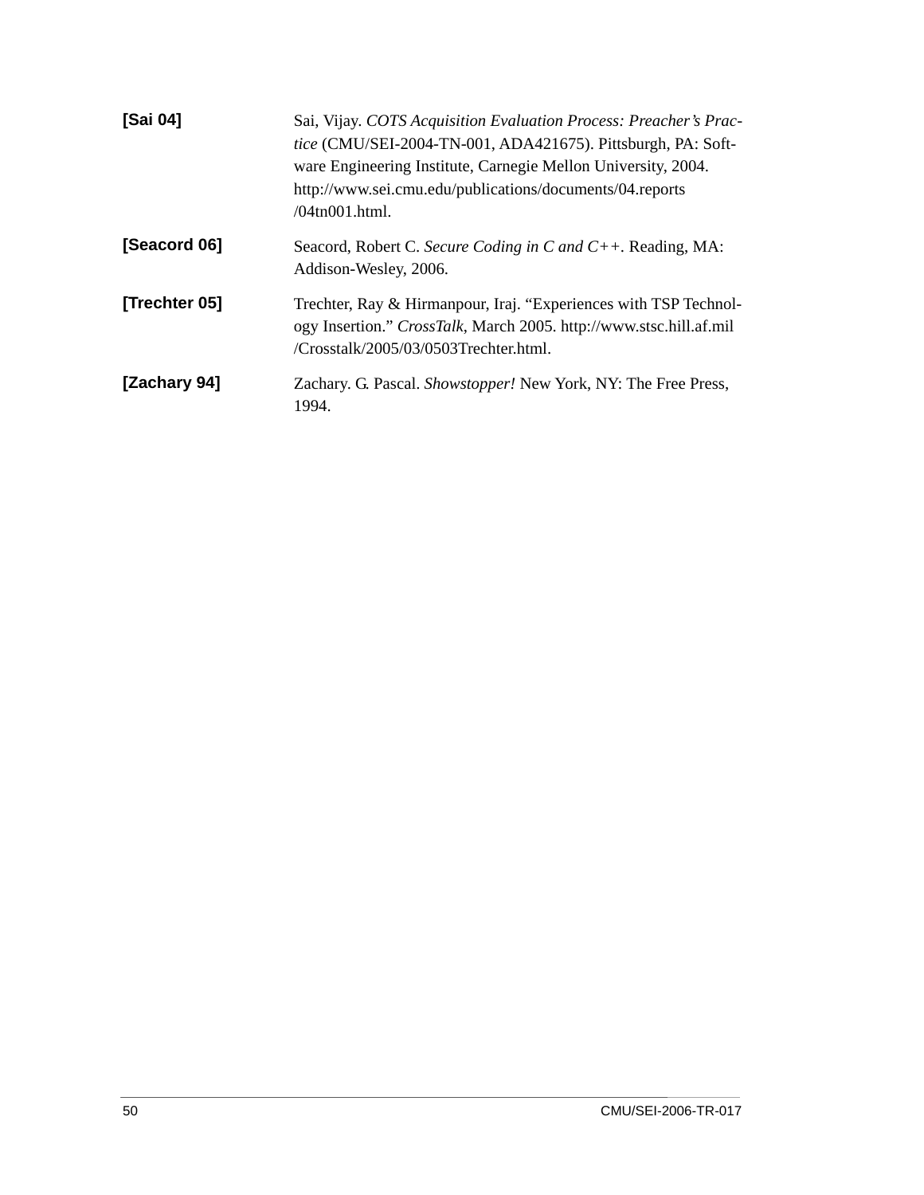**[Sai 04]** Sai, Vijay. *COTS Acquisition Evaluation Process: Preacher's Practice* (CMU/SEI-2004-TN-001, ADA421675). Pittsburgh, PA: Software Engineering Institute, Carnegie Mellon University, 2004. http://www.sei.cmu.edu/publications/documents/04.reports/04tn001.html.

**[Seacord 06]** Seacord, Robert C. *Secure Coding in C and C++*. Reading, MA: Addison-Wesley, 2006.

**[Trechter 05]** Trechter, Ray & Hirmanpour, Iraj. "Experiences with TSP Technology Insertion." *CrossTalk*, March 2005. http://www.stsc.hill.af.mil/Crosstalk/2005/03/0503Trechter.html.

**[Zachary 94]** Zachary. G. Pascal. *Showstopper!* New York, NY: The Free Press, 1994.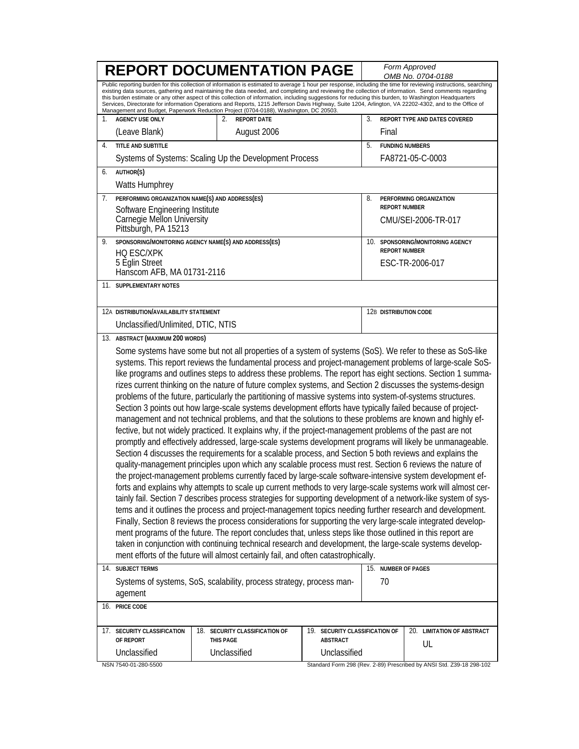# REPORT DOCUMENTATION PAGE

*Form Approved*
*OMB No. 0704-0188*

Public reporting burden for this collection of information is estimated to average 1 hour per response, including the time for reviewing instructions, searching existing data sources, gathering and maintaining the data needed, and completing and reviewing the collection of information. Send comments regarding this burden estimate or any other aspect of this collection of information, including suggestions for reducing this burden, to Washington Headquarters Services, Directorate for information Operations and Reports, 1215 Jefferson Davis Highway, Suite 1204, Arlington, VA 22202-4302, and to the Office of Management and Budget, Paperwork Reduction Project (0704-0188), Washington, DC 20503.

| | | |
|---|---|---|
| 1. **AGENCY USE ONLY**<br>(Leave Blank) | 2. **REPORT DATE**<br>August 2006 | 3. **REPORT TYPE AND DATES COVERED**<br>Final |
| 4. **TITLE AND SUBTITLE**<br>Systems of Systems: Scaling Up the Development Process | | 5. **FUNDING NUMBERS**<br>FA8721-05-C-0003 |
| 6. **AUTHOR(S)**<br>Watts Humphrey | | |
| 7. **PERFORMING ORGANIZATION NAME(S) AND ADDRESS(ES)**<br>Software Engineering Institute<br>Carnegie Mellon University<br>Pittsburgh, PA 15213 | | 8. **PERFORMING ORGANIZATION REPORT NUMBER**<br>CMU/SEI-2006-TR-017 |
| 9. **SPONSORING/MONITORING AGENCY NAME(S) AND ADDRESS(ES)**<br>HQ ESC/XPK<br>5 Eglin Street<br>Hanscom AFB, MA 01731-2116 | | 10. **SPONSORING/MONITORING AGENCY REPORT NUMBER**<br>ESC-TR-2006-017 |
| 11. **SUPPLEMENTARY NOTES** | | |
| 12A **DISTRIBUTION/AVAILABILITY STATEMENT**<br>Unclassified/Unlimited, DTIC, NTIS | | 12B **DISTRIBUTION CODE** |

13. **ABSTRACT (MAXIMUM 200 WORDS)**

Some systems have some but not all properties of a system of systems (SoS). We refer to these as SoS-like systems. This report reviews the fundamental process and project-management problems of large-scale SoS-like programs and outlines steps to address these problems. The report has eight sections. Section 1 summarizes current thinking on the nature of future complex systems, and Section 2 discusses the systems-design problems of the future, particularly the partitioning of massive systems into system-of-systems structures. Section 3 points out how large-scale systems development efforts have typically failed because of project-management and not technical problems, and that the solutions to these problems are known and highly effective, but not widely practiced. It explains why, if the project-management problems of the past are not promptly and effectively addressed, large-scale systems development programs will likely be unmanageable. Section 4 discusses the requirements for a scalable process, and Section 5 both reviews and explains the quality-management principles upon which any scalable process must rest. Section 6 reviews the nature of the project-management problems currently faced by large-scale software-intensive system development efforts and explains why attempts to scale up current methods to very large-scale systems work will almost certainly fail. Section 7 describes process strategies for supporting development of a network-like system of systems and it outlines the process and project-management topics needing further research and development. Finally, Section 8 reviews the process considerations for supporting the very large-scale integrated development programs of the future. The report concludes that, unless steps like those outlined in this report are taken in conjunction with continuing technical research and development, the large-scale systems development efforts of the future will almost certainly fail, and often catastrophically.

| | | | |
|---|---|---|---|
| 14. **SUBJECT TERMS**<br>Systems of systems, SoS, scalability, process strategy, process management | | | 15. **NUMBER OF PAGES**<br>70 |
| 16. **PRICE CODE** | | | |
| 17. **SECURITY CLASSIFICATION OF REPORT**<br>Unclassified | 18. **SECURITY CLASSIFICATION OF THIS PAGE**<br>Unclassified | 19. **SECURITY CLASSIFICATION OF ABSTRACT**<br>Unclassified | 20. **LIMITATION OF ABSTRACT**<br>UL |

NSN 7540-01-280-5500 Standard Form 298 (Rev. 2-89) Prescribed by ANSI Std. Z39-18 298-102